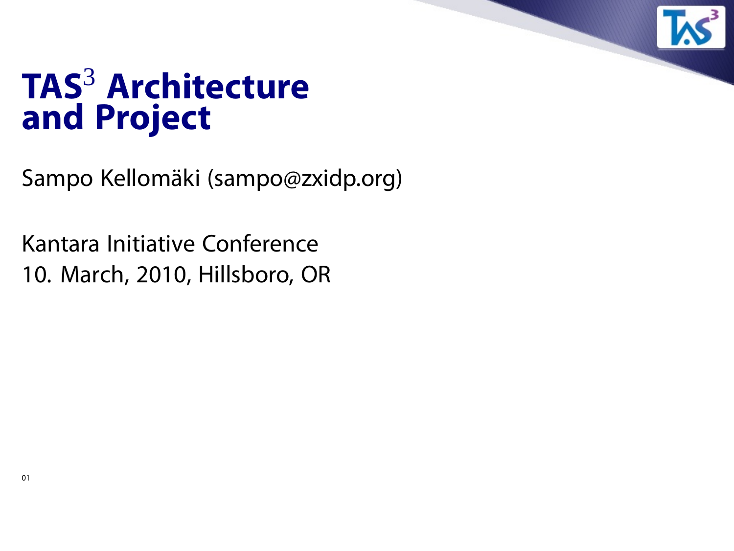# TAS$^3$ Architecture and Project

Sampo Kellomäki (sampo@zxidp.org)

Kantara Initiative Conference
10. March, 2010, Hillsboro, OR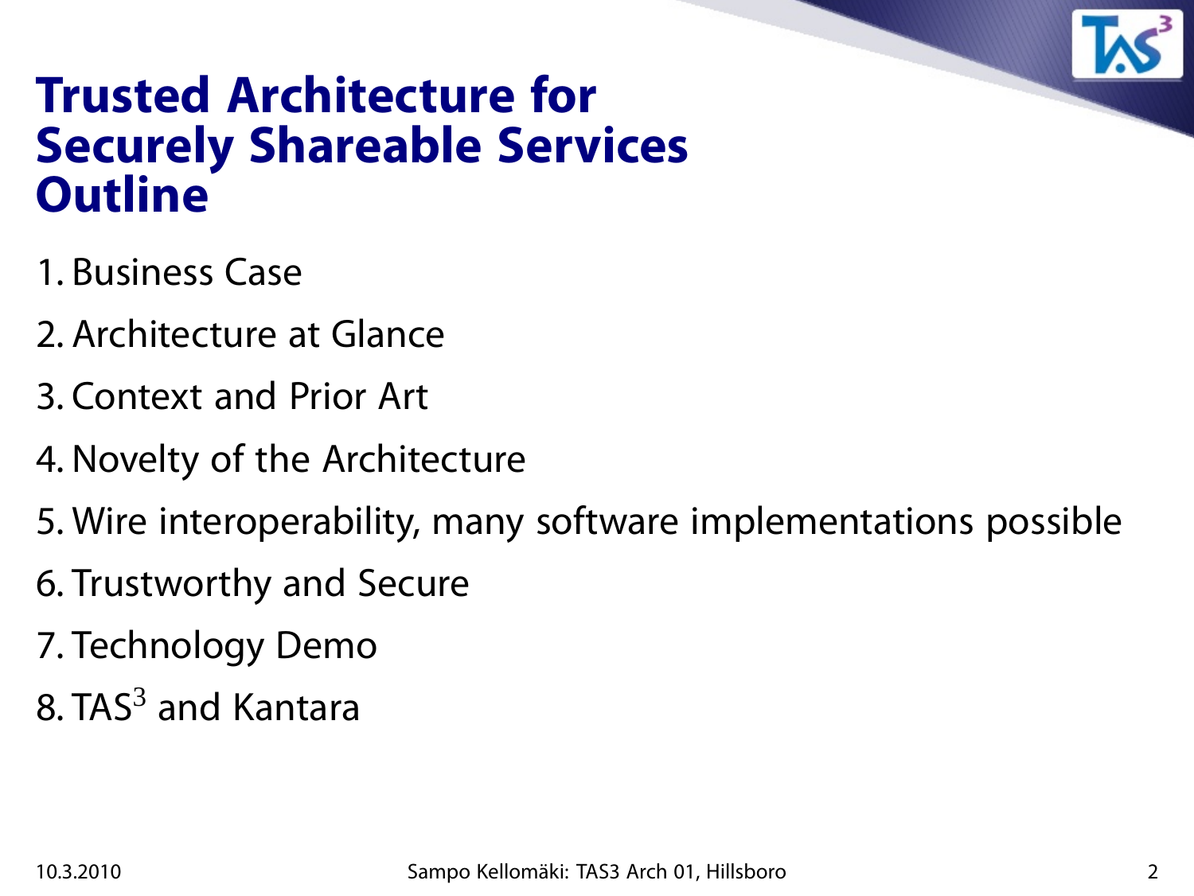# Trusted Architecture for Securely Shareable Services Outline

1. Business Case
2. Architecture at Glance
3. Context and Prior Art
4. Novelty of the Architecture
5. Wire interoperability, many software implementations possible
6. Trustworthy and Secure
7. Technology Demo
8. $TAS^3$ and Kantara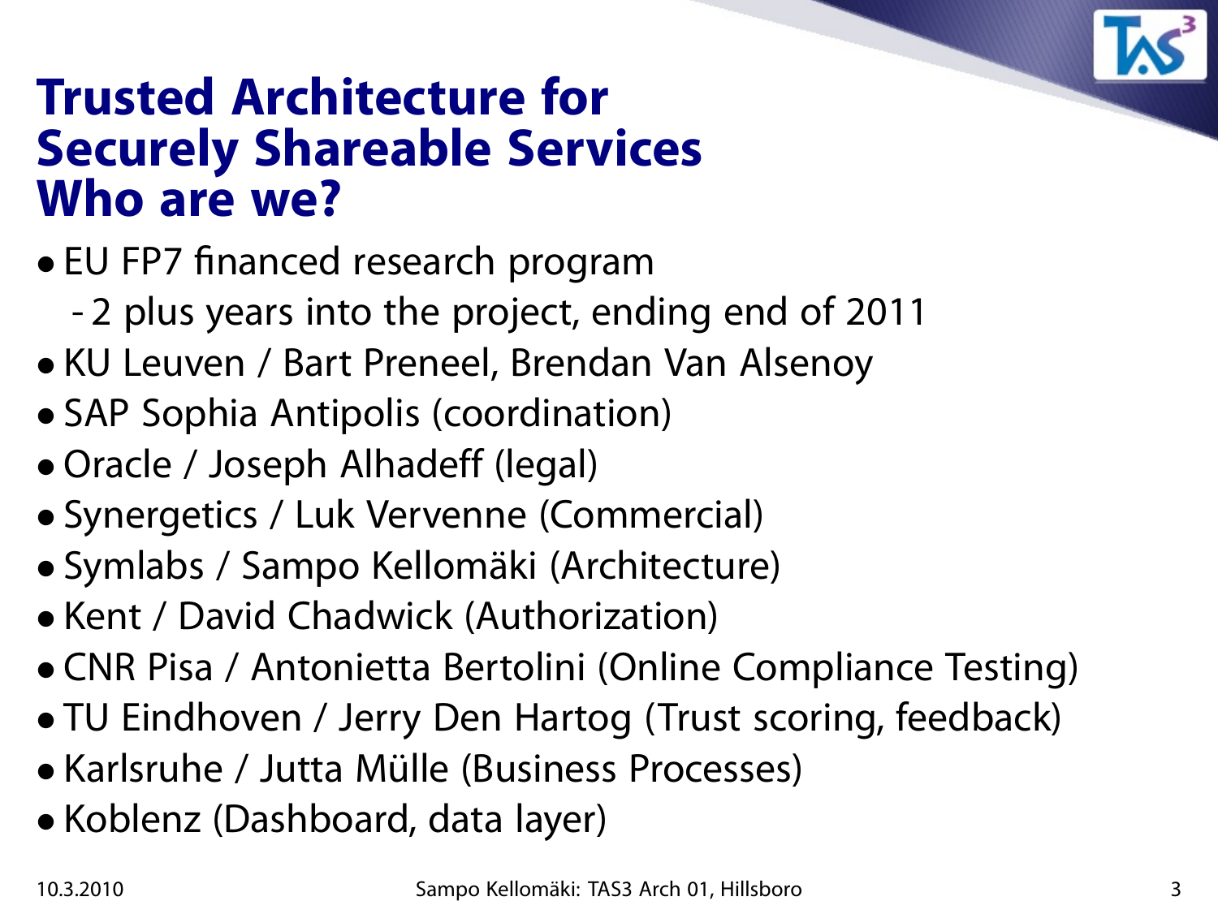# Trusted Architecture for Securely Shareable Services Who are we?

- EU FP7 financed research program
  - 2 plus years into the project, ending end of 2011
- KU Leuven / Bart Preneel, Brendan Van Alsenoy
- SAP Sophia Antipolis (coordination)
- Oracle / Joseph Alhadeff (legal)
- Synergetics / Luk Vervenne (Commercial)
- Symlabs / Sampo Kellomäki (Architecture)
- Kent / David Chadwick (Authorization)
- CNR Pisa / Antonietta Bertolini (Online Compliance Testing)
- TU Eindhoven / Jerry Den Hartog (Trust scoring, feedback)
- Karlsruhe / Jutta Mülle (Business Processes)
- Koblenz (Dashboard, data layer)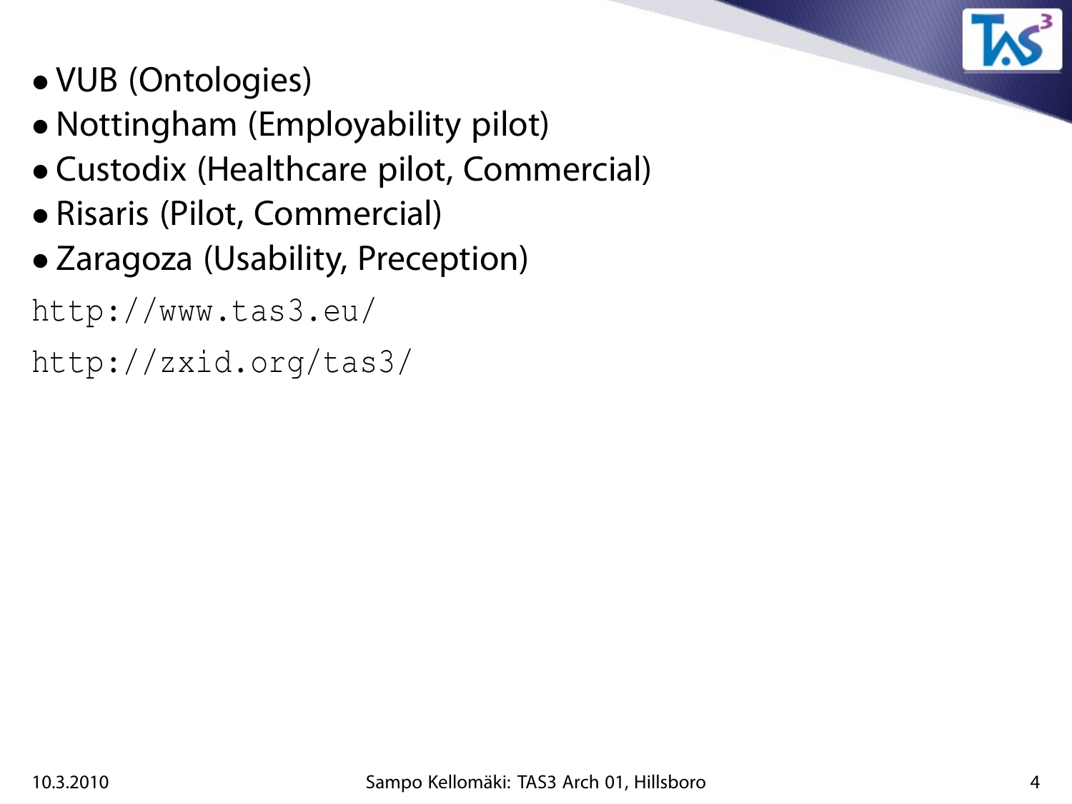- VUB (Ontologies)
- Nottingham (Employability pilot)
- Custodix (Healthcare pilot, Commercial)
- Risaris (Pilot, Commercial)
- Zaragoza (Usability, Preception)

```
http://www.tas3.eu/
http://zxid.org/tas3/
```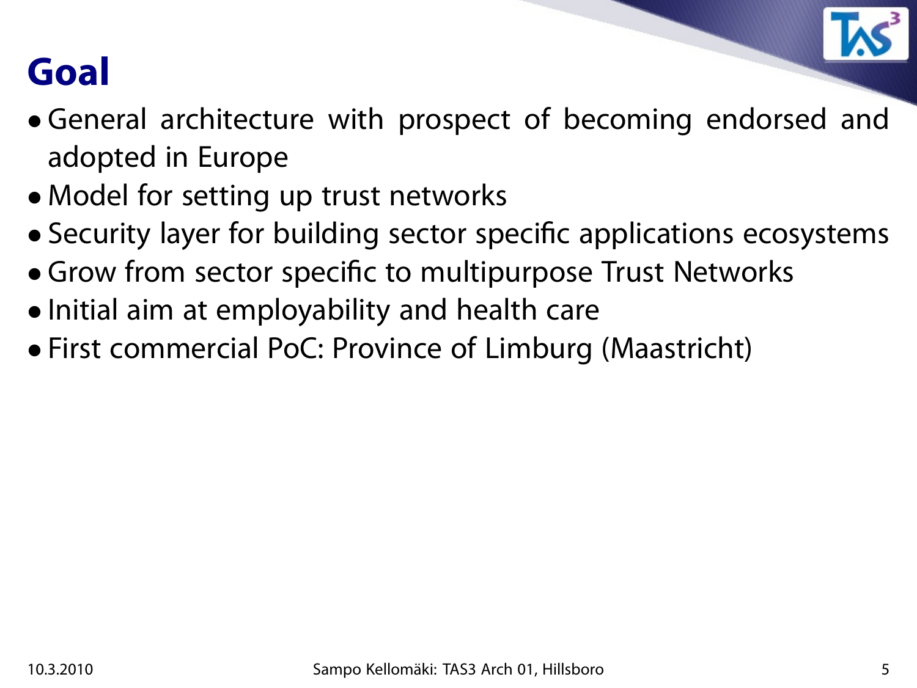# Goal

- General architecture with prospect of becoming endorsed and adopted in Europe
- Model for setting up trust networks
- Security layer for building sector specific applications ecosystems
- Grow from sector specific to multipurpose Trust Networks
- Initial aim at employability and health care
- First commercial PoC: Province of Limburg (Maastricht)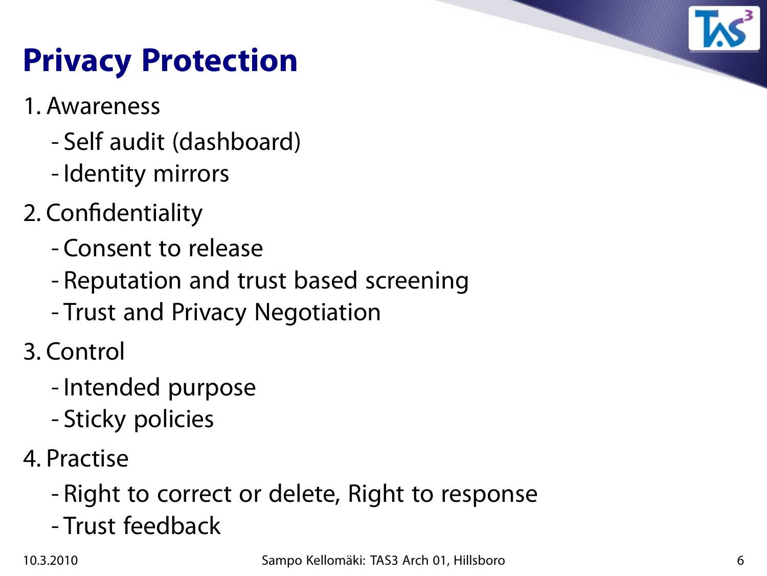# Privacy Protection

1. Awareness
   - Self audit (dashboard)
   - Identity mirrors
2. Confidentiality
   - Consent to release
   - Reputation and trust based screening
   - Trust and Privacy Negotiation
3. Control
   - Intended purpose
   - Sticky policies
4. Practise
   - Right to correct or delete, Right to response
   - Trust feedback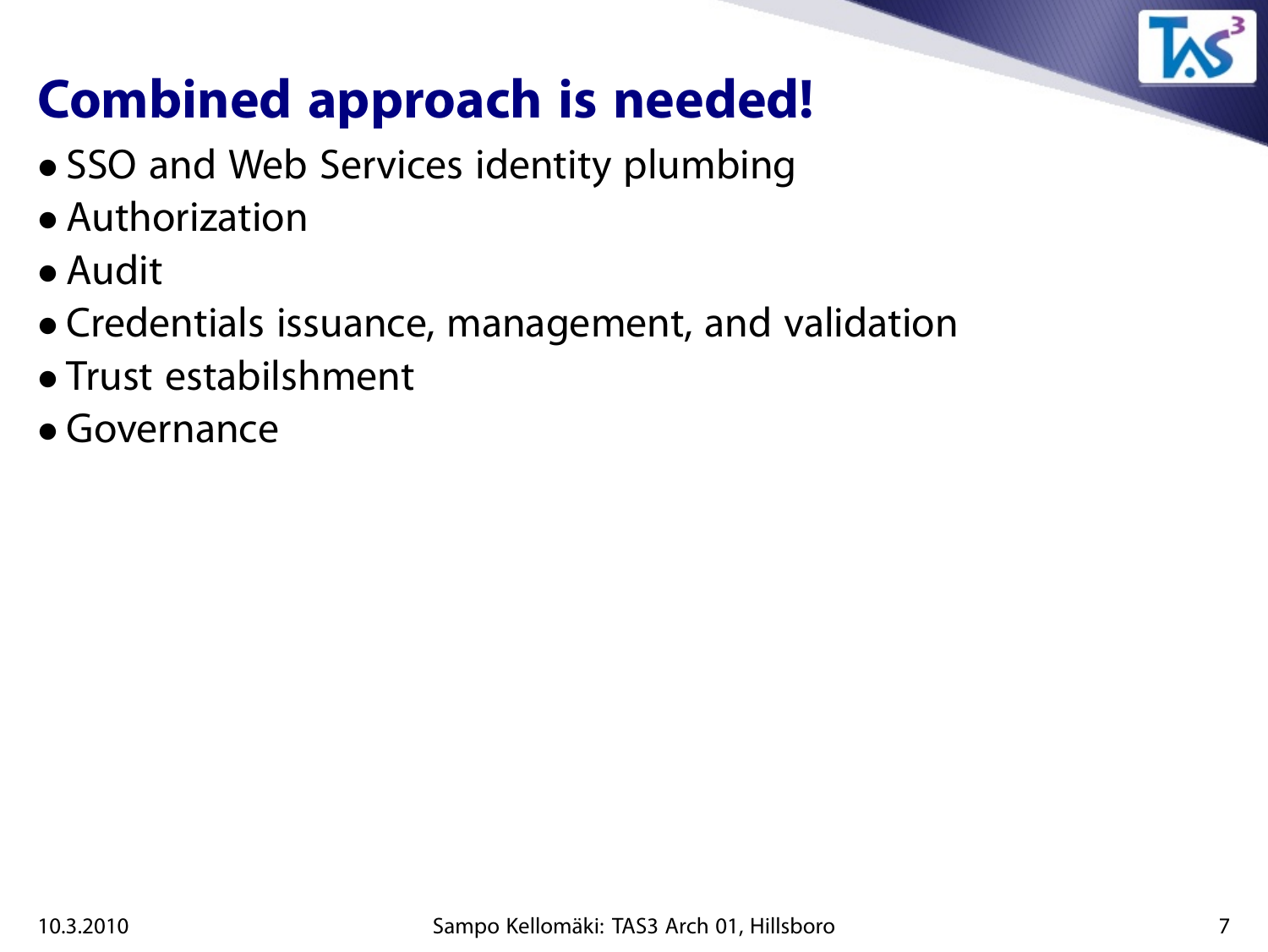# Combined approach is needed!

- SSO and Web Services identity plumbing
- Authorization
- Audit
- Credentials issuance, management, and validation
- Trust estabilshment
- Governance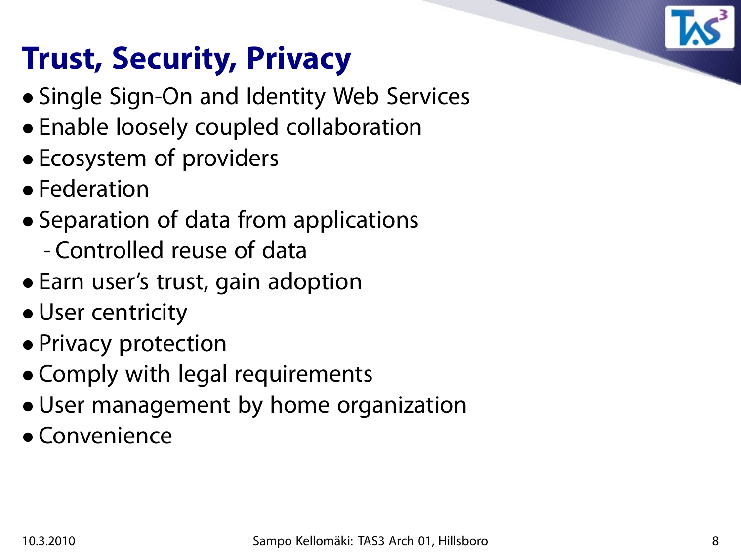# Trust, Security, Privacy

- Single Sign-On and Identity Web Services
- Enable loosely coupled collaboration
- Ecosystem of providers
- Federation
- Separation of data from applications
  - Controlled reuse of data
- Earn user's trust, gain adoption
- User centricity
- Privacy protection
- Comply with legal requirements
- User management by home organization
- Convenience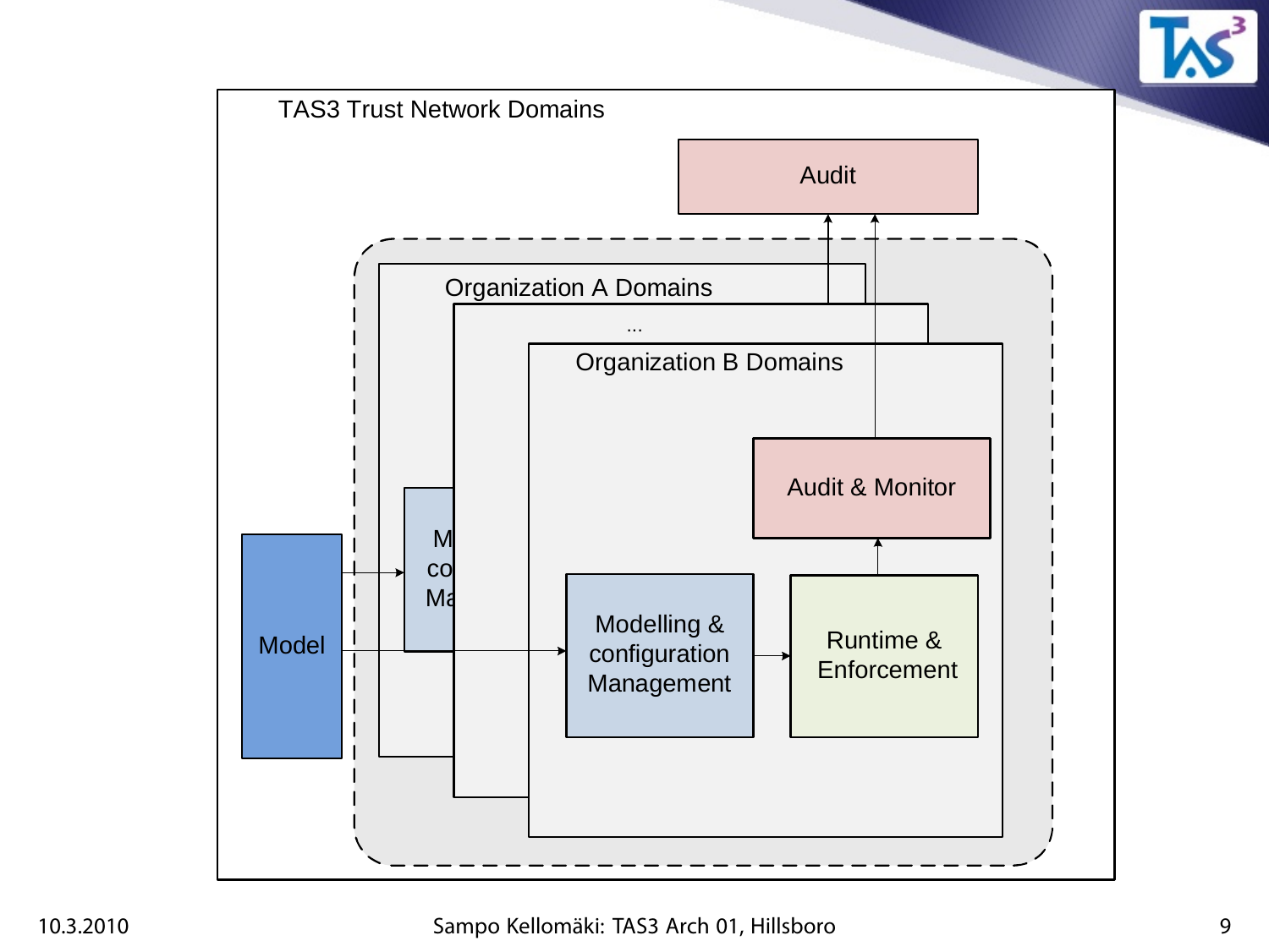TAS3 Trust Network Domains

Audit

Organization A Domains

...

Organization B Domains

Audit & Monitor

Model

Modelling & configuration Management

Runtime & Enforcement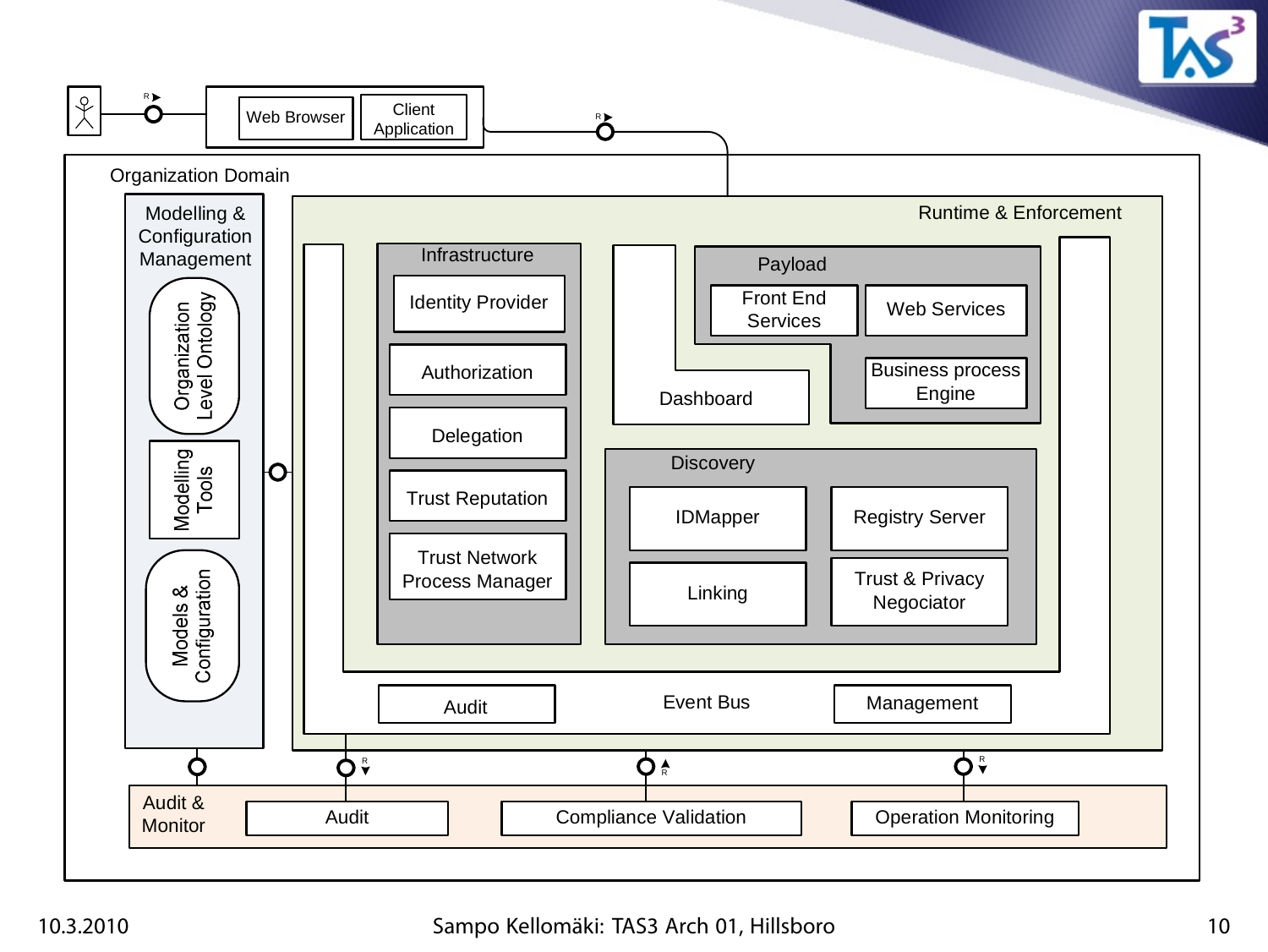Web Browser

Client Application

Organization Domain

Modelling & Configuration Management

Organization Level Ontology

Modelling Tools

Models & Configuration

Runtime & Enforcement

Infrastructure

Identity Provider

Authorization

Delegation

Trust Reputation

Trust Network Process Manager

Payload

Front End Services

Web Services

Business process Engine

Dashboard

Discovery

IDMapper

Registry Server

Linking

Trust & Privacy Negociator

Audit

Event Bus

Management

Audit & Monitor

Audit

Compliance Validation

Operation Monitoring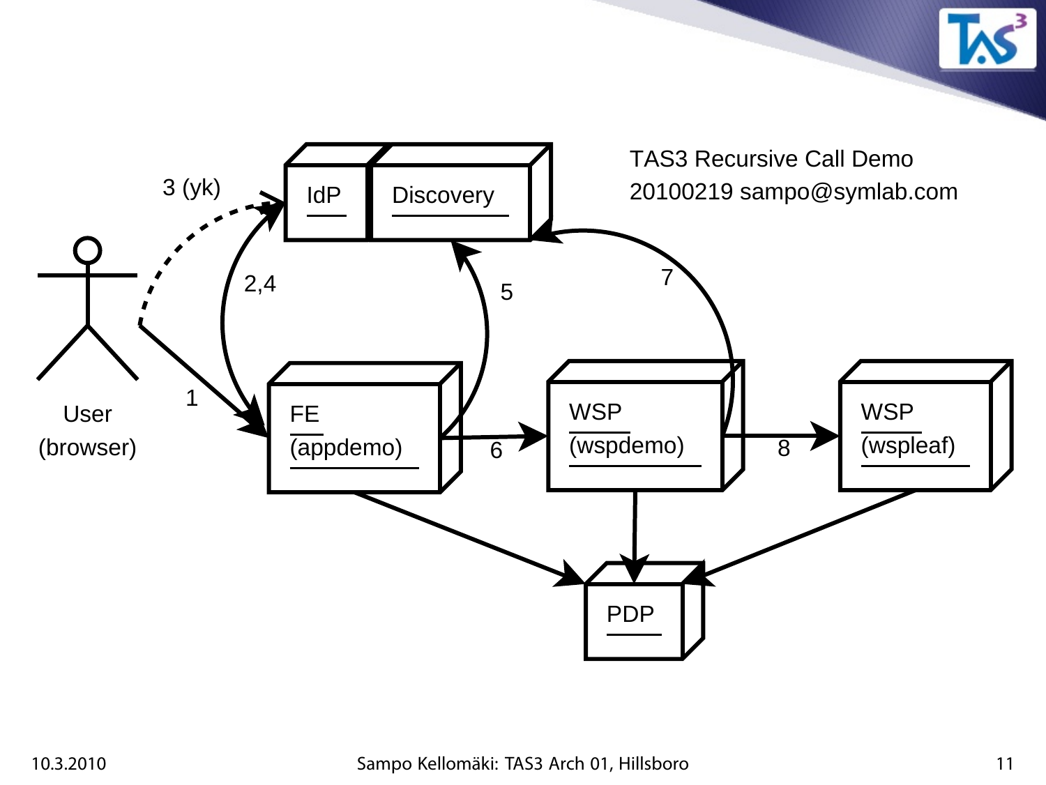TAS3 Recursive Call Demo
20100219 sampo@symlab.com

User (browser)

IdP

Discovery

FE (appdemo)

WSP (wspdemo)

WSP (wspleaf)

PDP

1

2,4

3 (yk)

5

6

7

8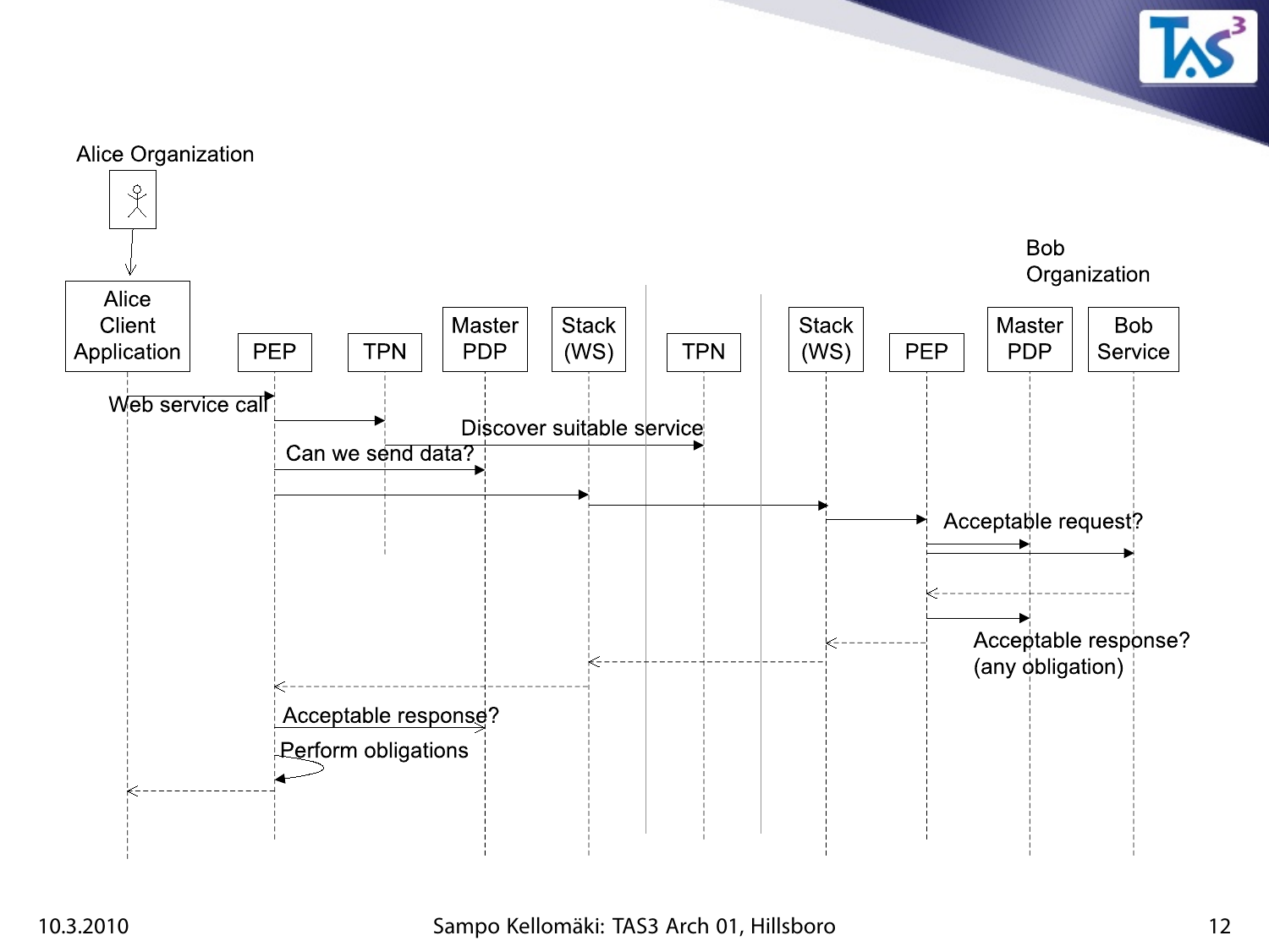Alice Organization

Bob Organization

Alice Client Application | PEP | TPN | Master PDP | Stack (WS) | TPN | Stack (WS) | PEP | Master PDP | Bob Service

Web service call

Discover suitable service

Can we send data?

Acceptable request?

Acceptable response? (any obligation)

Acceptable response?

Perform obligations

10.3.2010

Sampo Kellomäki: TAS3 Arch 01, Hillsboro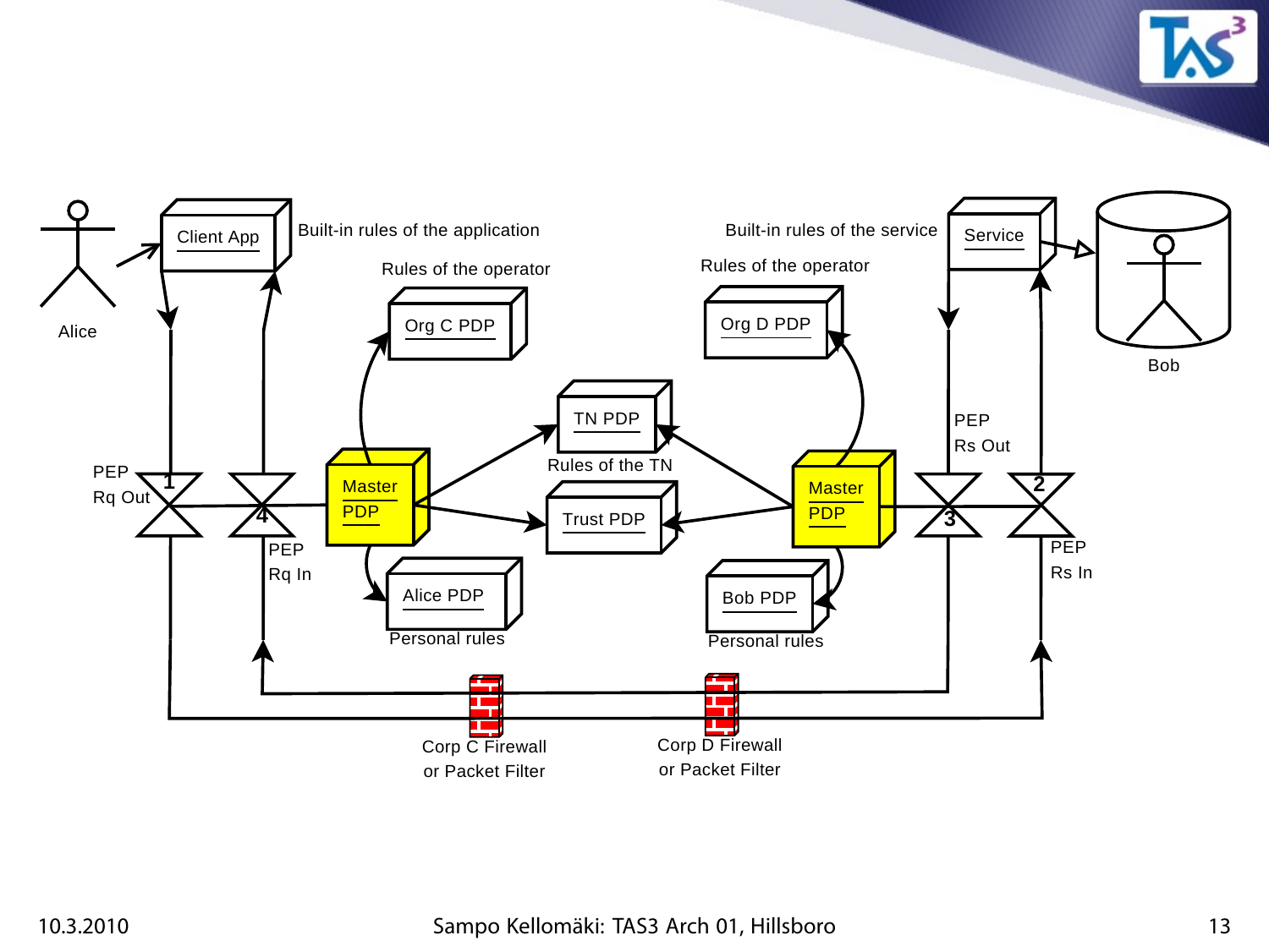Alice

Client App

Built-in rules of the application

Rules of the operator

Org C PDP

TN PDP

Rules of the TN

Trust PDP

Master PDP

Alice PDP

Personal rules

PEP Rq Out

PEP Rq In

1

4

Built-in rules of the service

Service

Bob

Rules of the operator

Org D PDP

Master PDP

Bob PDP

Personal rules

PEP Rs Out

PEP Rs In

2

3

Corp C Firewall or Packet Filter

Corp D Firewall or Packet Filter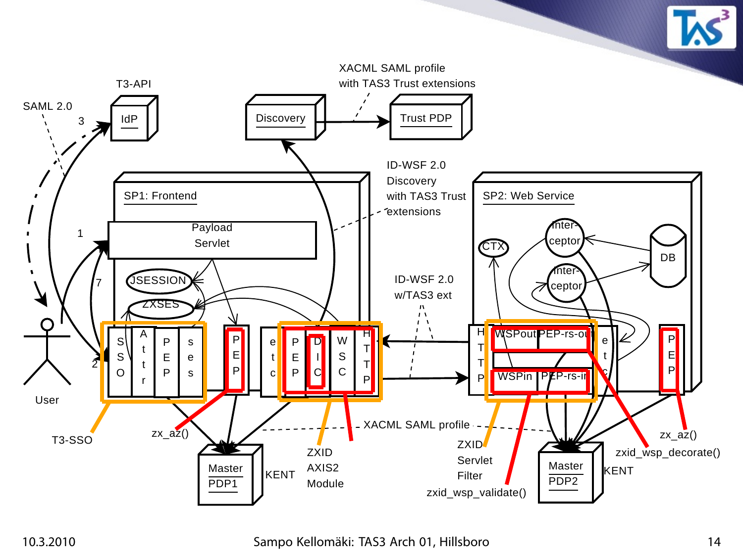XACML SAML profile with TAS3 Trust extensions

T3-API

SAML 2.0

IdP

Discovery

Trust PDP

ID-WSF 2.0 Discovery with TAS3 Trust extensions

SP1: Frontend

SP2: Web Service

Payload Servlet

JSESSION

ZXSES

CTX

Inter-ceptor

Inter-ceptor

DB

ID-WSF 2.0 w/TAS3 ext

User

SSO | Attr | PEP | ses | PEP | etc | PEP | DIC | WSC | HTTP

HTTP | WSPout | PEP-rs-out | WSPin | PEP-rs-in | etc | PEP

T3-SSO

zx_az()

Master PDP1

KENT

ZXID AXIS2 Module

XACML SAML profile

ZXID Servlet Filter

zxid_wsp_validate()

Master PDP2

KENT

zx_az()

zxid_wsp_decorate()

10.3.2010

Sampo Kellomäki: TAS3 Arch 01, Hillsboro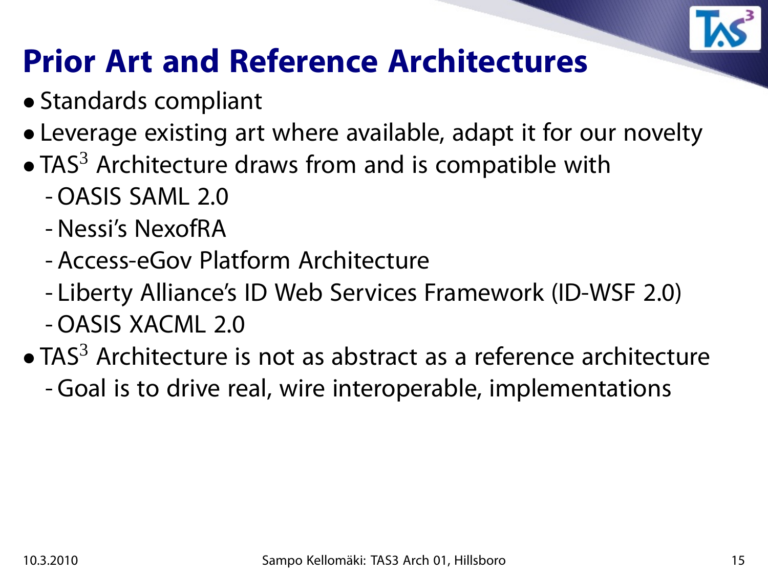# Prior Art and Reference Architectures

- Standards compliant
- Leverage existing art where available, adapt it for our novelty
- TAS$^3$ Architecture draws from and is compatible with
  - OASIS SAML 2.0
  - Nessi's NexofRA
  - Access-eGov Platform Architecture
  - Liberty Alliance's ID Web Services Framework (ID-WSF 2.0)
  - OASIS XACML 2.0
- TAS$^3$ Architecture is not as abstract as a reference architecture
  - Goal is to drive real, wire interoperable, implementations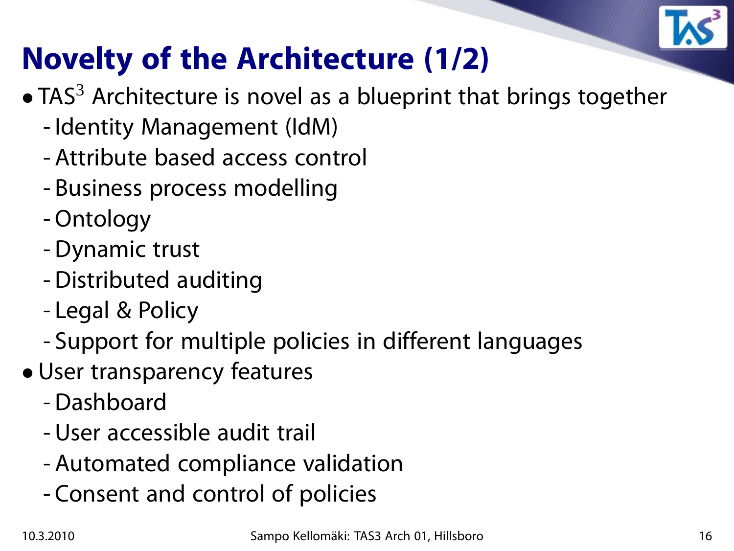# Novelty of the Architecture (1/2)

- TAS$^3$ Architecture is novel as a blueprint that brings together
  - Identity Management (IdM)
  - Attribute based access control
  - Business process modelling
  - Ontology
  - Dynamic trust
  - Distributed auditing
  - Legal & Policy
  - Support for multiple policies in different languages
- User transparency features
  - Dashboard
  - User accessible audit trail
  - Automated compliance validation
  - Consent and control of policies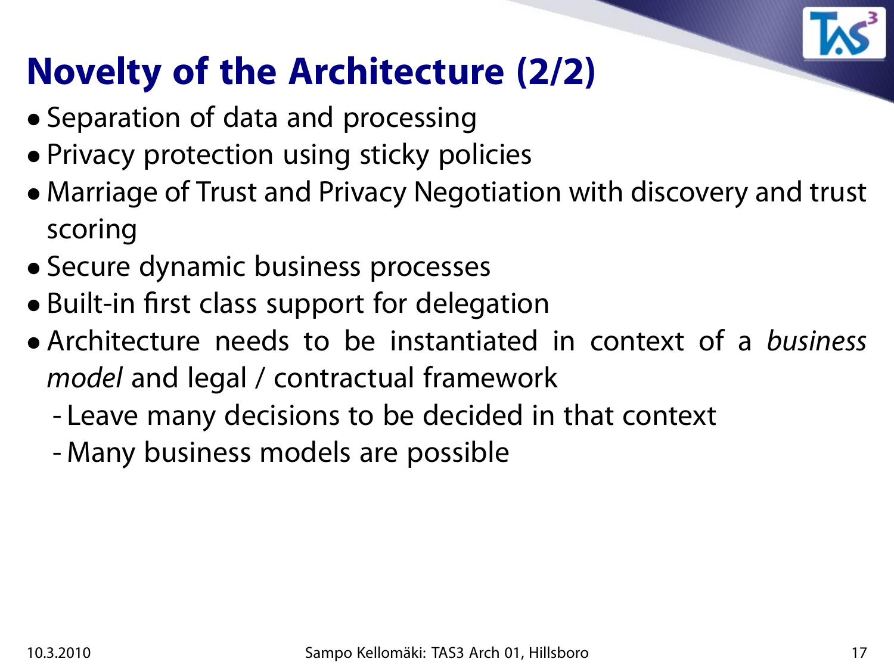# Novelty of the Architecture (2/2)

- Separation of data and processing
- Privacy protection using sticky policies
- Marriage of Trust and Privacy Negotiation with discovery and trust scoring
- Secure dynamic business processes
- Built-in first class support for delegation
- Architecture needs to be instantiated in context of a *business model* and legal / contractual framework
  - Leave many decisions to be decided in that context
  - Many business models are possible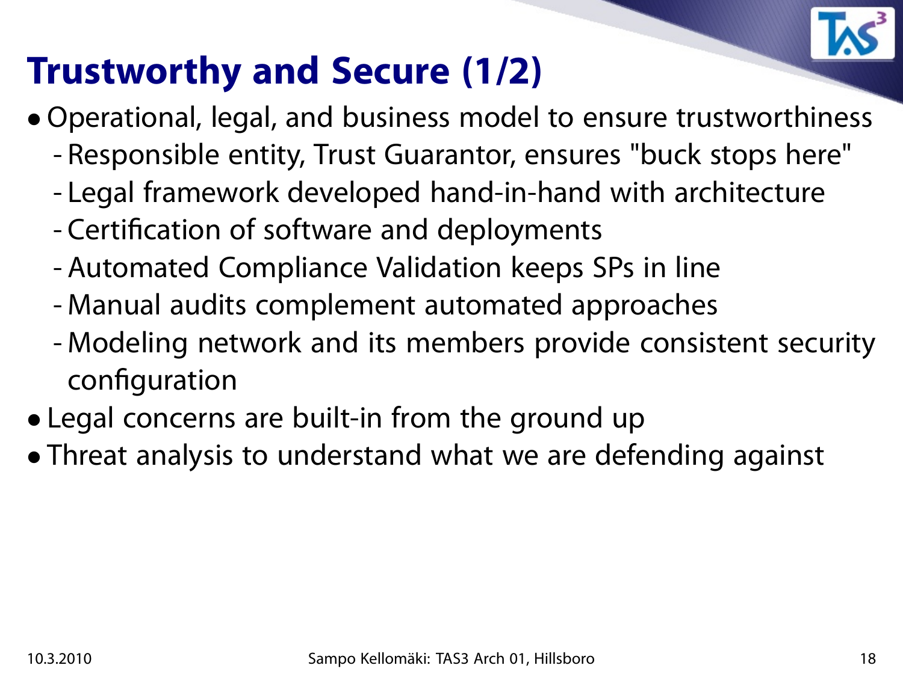# Trustworthy and Secure (1/2)

- Operational, legal, and business model to ensure trustworthiness
  - Responsible entity, Trust Guarantor, ensures "buck stops here"
  - Legal framework developed hand-in-hand with architecture
  - Certification of software and deployments
  - Automated Compliance Validation keeps SPs in line
  - Manual audits complement automated approaches
  - Modeling network and its members provide consistent security configuration
- Legal concerns are built-in from the ground up
- Threat analysis to understand what we are defending against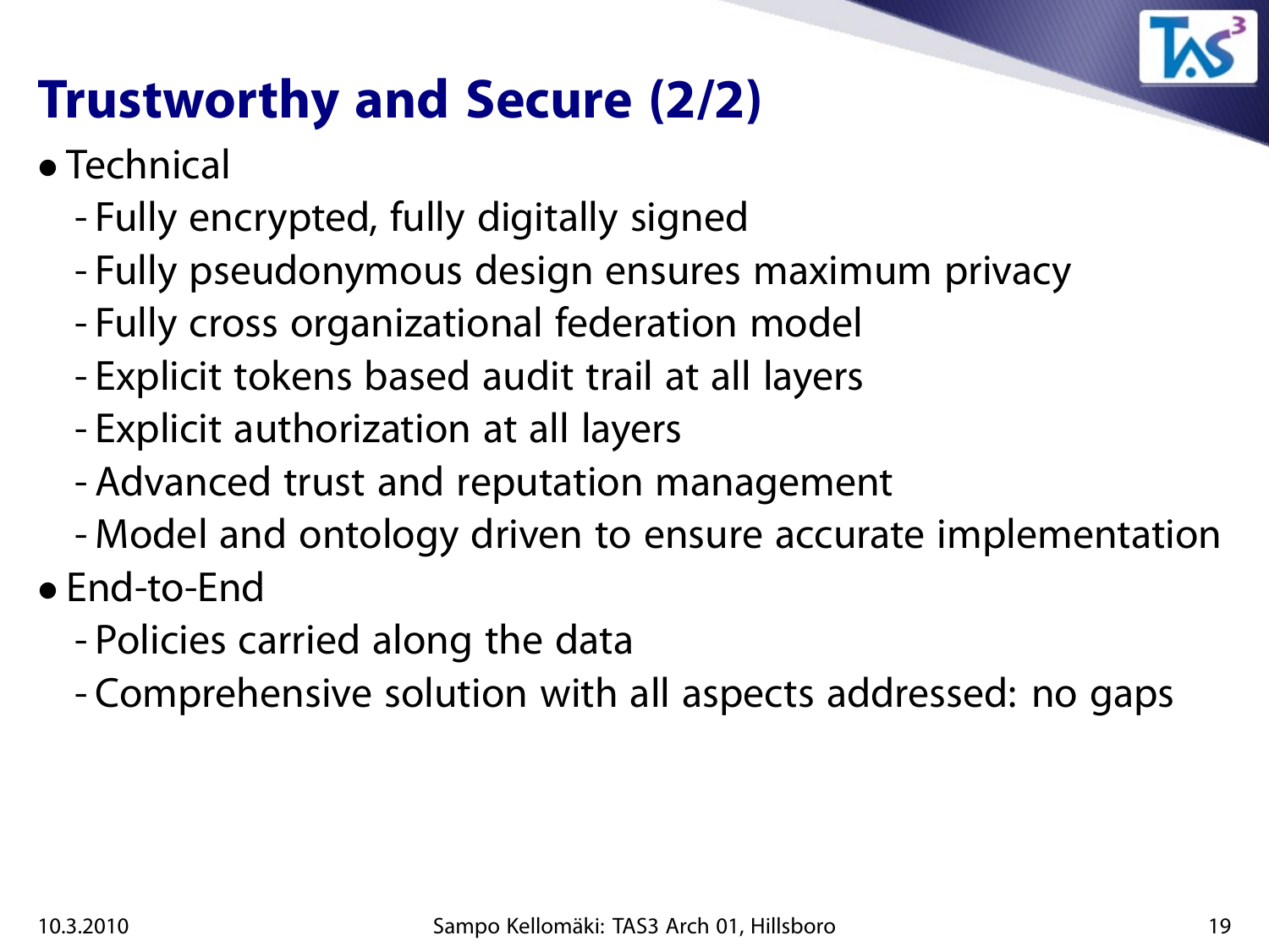# Trustworthy and Secure (2/2)

- Technical
  - Fully encrypted, fully digitally signed
  - Fully pseudonymous design ensures maximum privacy
  - Fully cross organizational federation model
  - Explicit tokens based audit trail at all layers
  - Explicit authorization at all layers
  - Advanced trust and reputation management
  - Model and ontology driven to ensure accurate implementation
- End-to-End
  - Policies carried along the data
  - Comprehensive solution with all aspects addressed: no gaps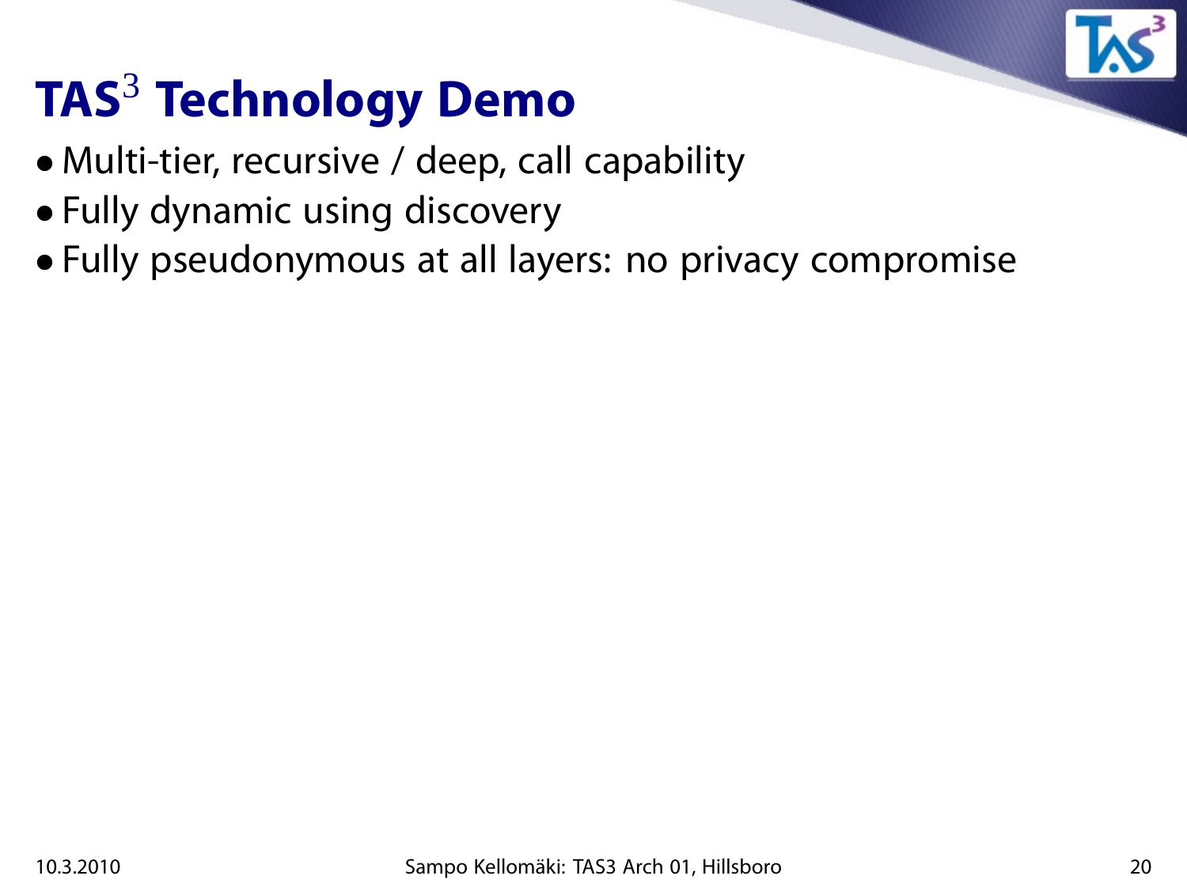# TAS$^3$ Technology Demo

- Multi-tier, recursive / deep, call capability
- Fully dynamic using discovery
- Fully pseudonymous at all layers: no privacy compromise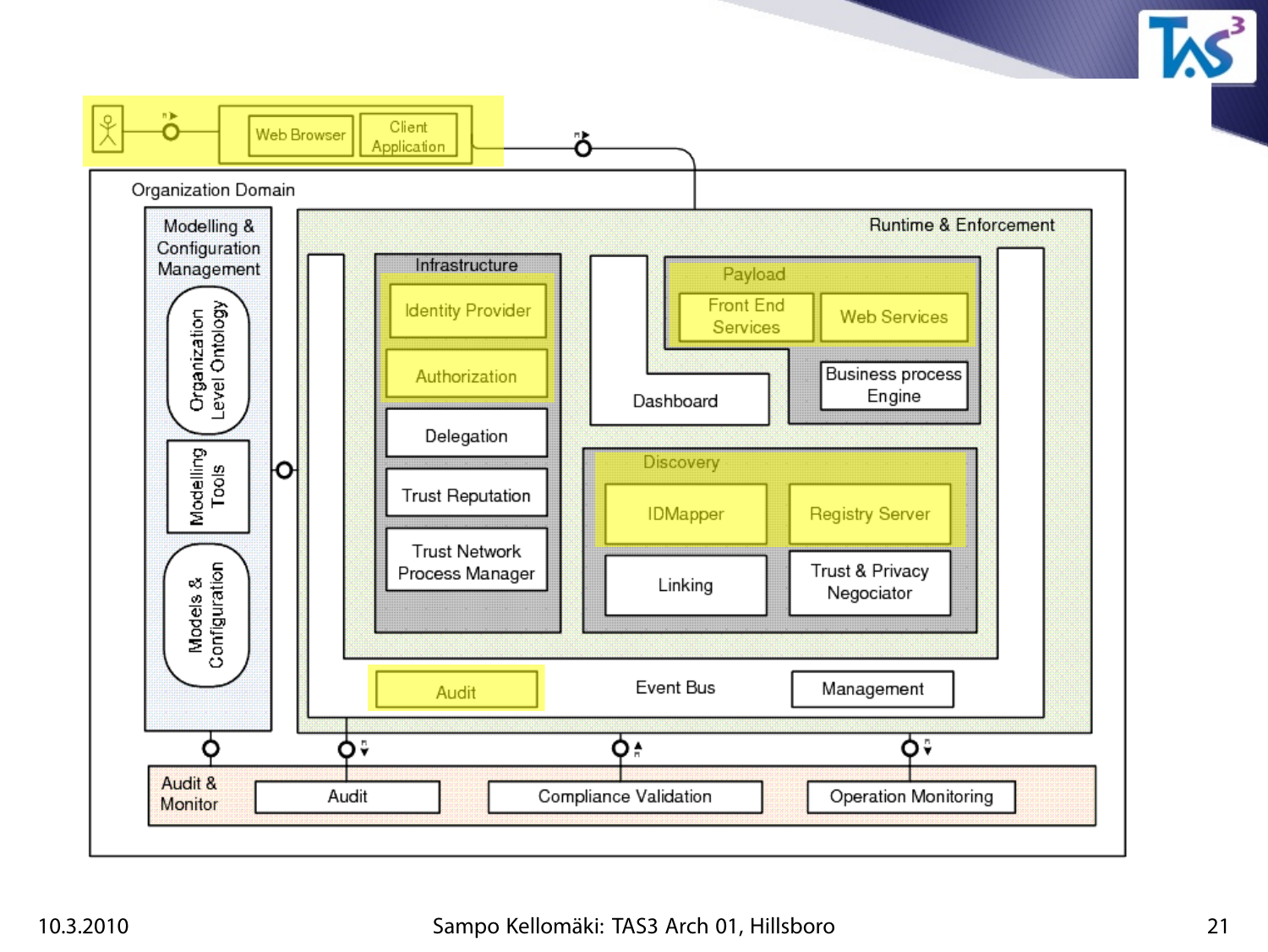Web Browser

Client Application

Organization Domain

Modelling & Configuration Management

- Organization Level Ontology
- Modelling Tools
- Models & Configuration

Runtime & Enforcement

Infrastructure

- Identity Provider
- Authorization
- Delegation
- Trust Reputation
- Trust Network Process Manager

Dashboard

Payload

- Front End Services
- Web Services
- Business process Engine

Discovery

- IDMapper
- Registry Server
- Linking
- Trust & Privacy Negociator

Audit

Event Bus

Management

Audit & Monitor

- Audit
- Compliance Validation
- Operation Monitoring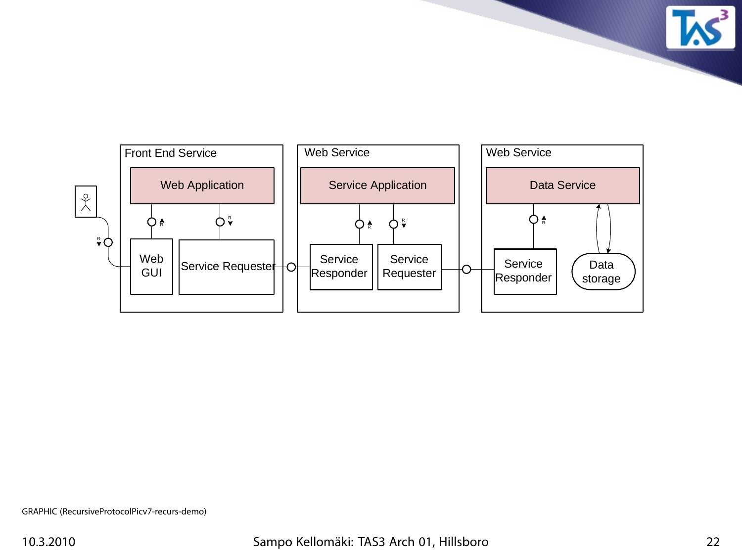Front End Service

Web Application

Web GUI

Service Requester

Web Service

Service Application

Service Responder

Service Requester

Web Service

Data Service

Service Responder

Data storage

GRAPHIC (RecursiveProtocolPicv7-recurs-demo)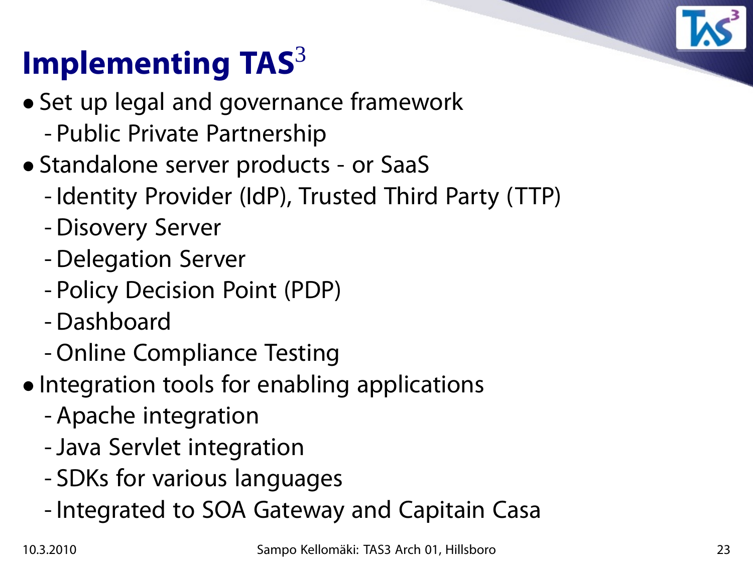# Implementing TAS$^3$

- Set up legal and governance framework
  - Public Private Partnership
- Standalone server products - or SaaS
  - Identity Provider (IdP), Trusted Third Party (TTP)
  - Disovery Server
  - Delegation Server
  - Policy Decision Point (PDP)
  - Dashboard
  - Online Compliance Testing
- Integration tools for enabling applications
  - Apache integration
  - Java Servlet integration
  - SDKs for various languages
  - Integrated to SOA Gateway and Capitain Casa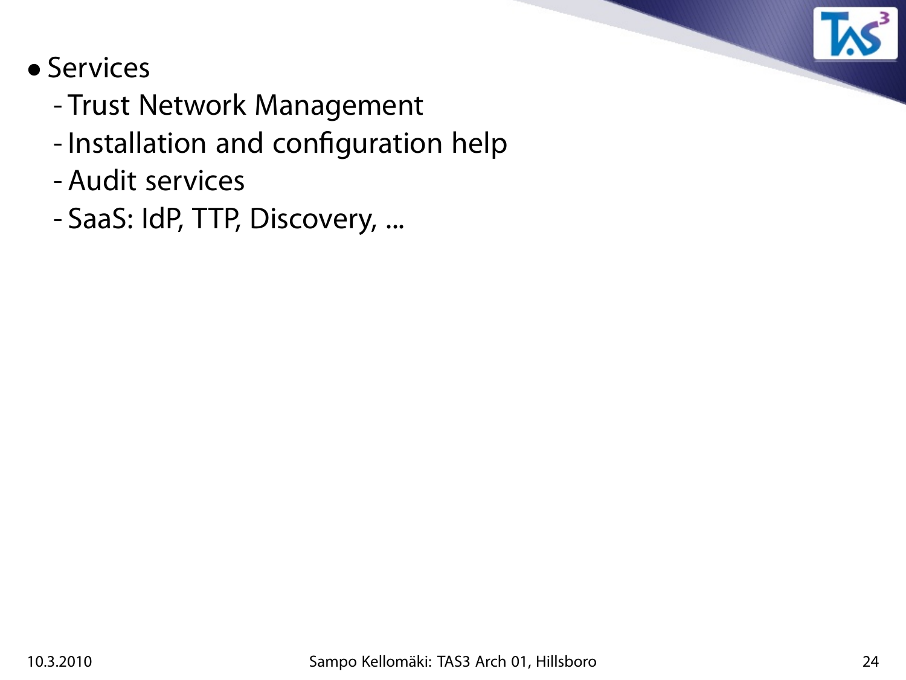- Services
  - Trust Network Management
  - Installation and configuration help
  - Audit services
  - SaaS: IdP, TTP, Discovery, ...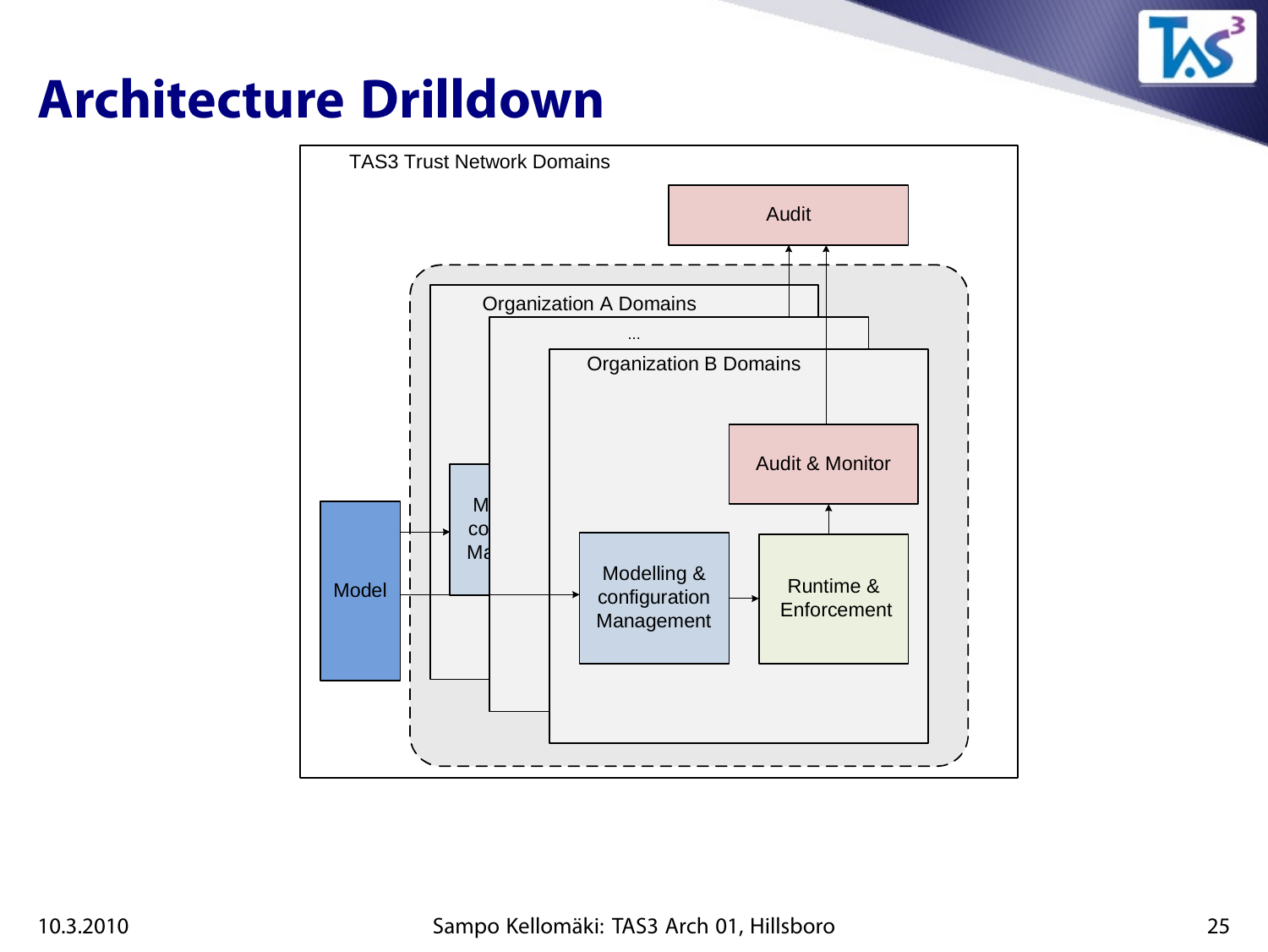# Architecture Drilldown

TAS3 Trust Network Domains

Audit

Organization A Domains

...

Organization B Domains

Audit & Monitor

Model

Modelling & configuration Management

Runtime & Enforcement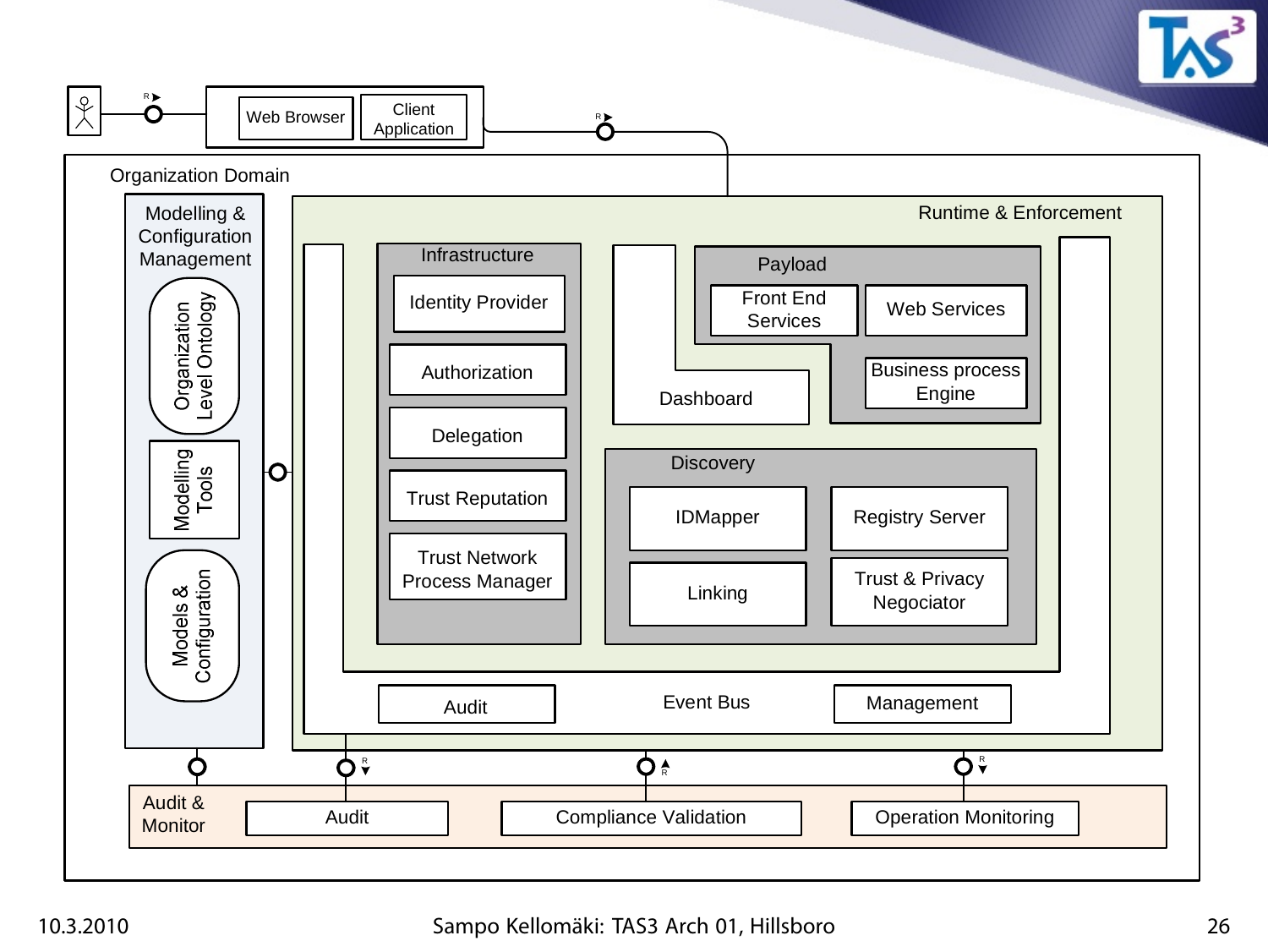Web Browser | Client Application

Organization Domain

Modelling & Configuration Management
- Organization Level Ontology
- Modelling Tools
- Models & Configuration

Runtime & Enforcement

Infrastructure
- Identity Provider
- Authorization
- Delegation
- Trust Reputation
- Trust Network Process Manager

Payload
- Front End Services
- Web Services
- Business process Engine

Dashboard

Discovery
- IDMapper
- Registry Server
- Linking
- Trust & Privacy Negociator

Audit | Event Bus | Management

Audit & Monitor
- Audit
- Compliance Validation
- Operation Monitoring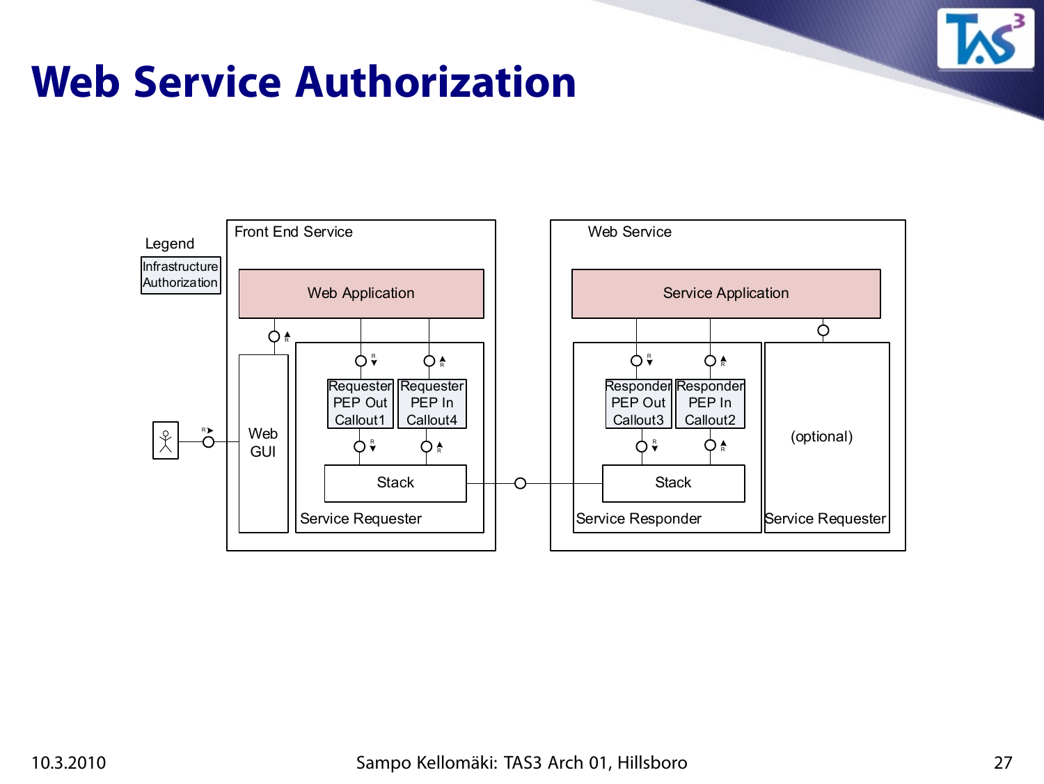# Web Service Authorization

Legend

Infrastructure Authorization

Front End Service

Web Application

Web GUI

Requester PEP Out Callout1

Requester PEP In Callout4

Stack

Service Requester

Web Service

Service Application

Responder PEP Out Callout3

Responder PEP In Callout2

Stack

Service Responder

(optional)

Service Requester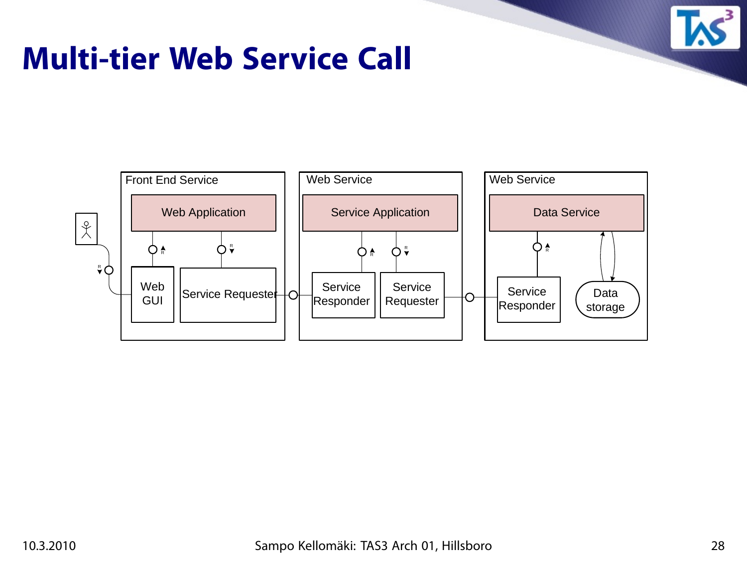# Multi-tier Web Service Call

Front End Service

Web Application

Web GUI

Service Requester

Web Service

Service Application

Service Responder

Service Requester

Web Service

Data Service

Service Responder

Data storage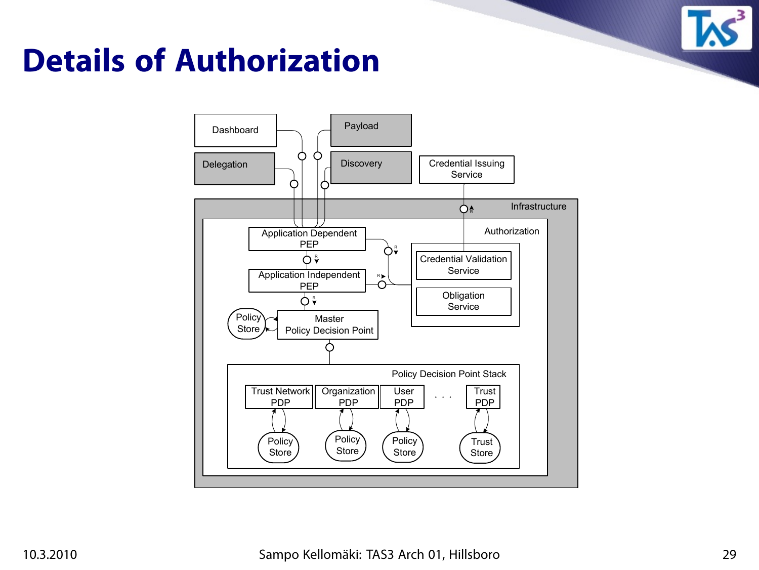# Details of Authorization

Dashboard

Payload

Delegation

Discovery

Credential Issuing Service

Infrastructure

Authorization

Application Dependent PEP

Application Independent PEP

Credential Validation Service

Obligation Service

Policy Store

Master Policy Decision Point

Policy Decision Point Stack

Trust Network PDP

Organization PDP

User PDP

. . .

Trust PDP

Policy Store

Policy Store

Policy Store

Trust Store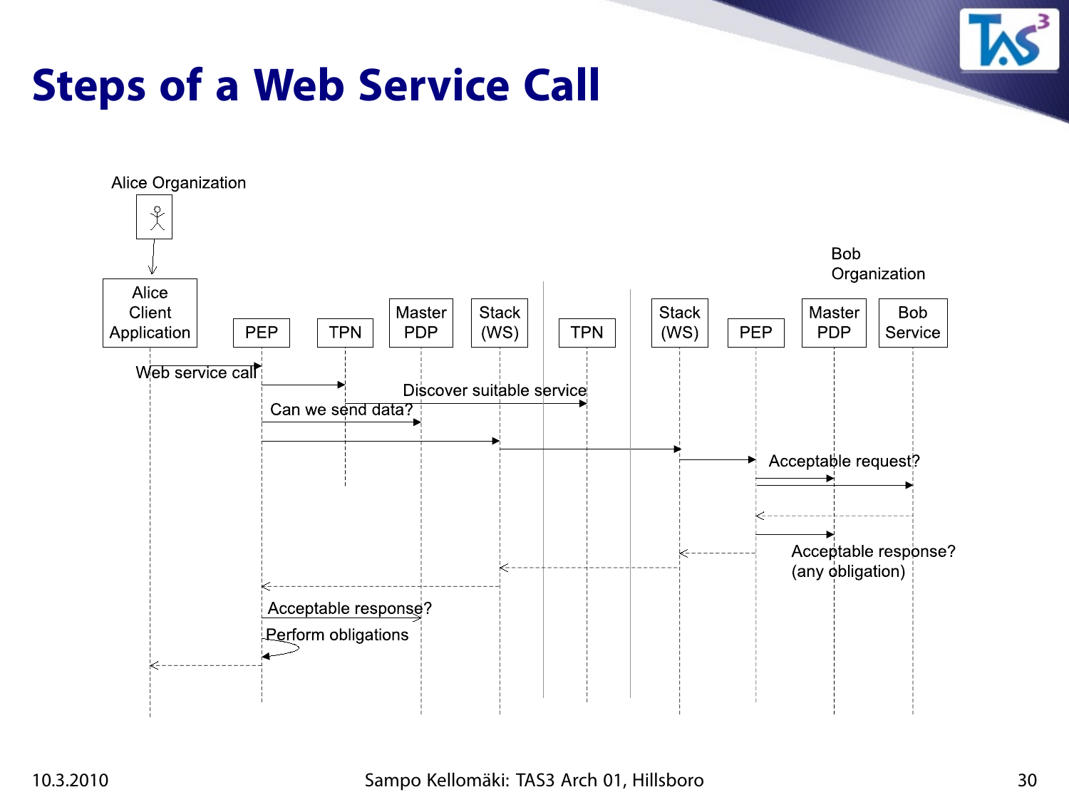# Steps of a Web Service Call

Alice Organization

Alice Client Application | PEP | TPN | Master PDP | Stack (WS) | TPN | Stack (WS) | PEP | Master PDP | Bob Service

Bob Organization

Web service call

Discover suitable service

Can we send data?

Acceptable request?

Acceptable response? (any obligation)

Acceptable response?

Perform obligations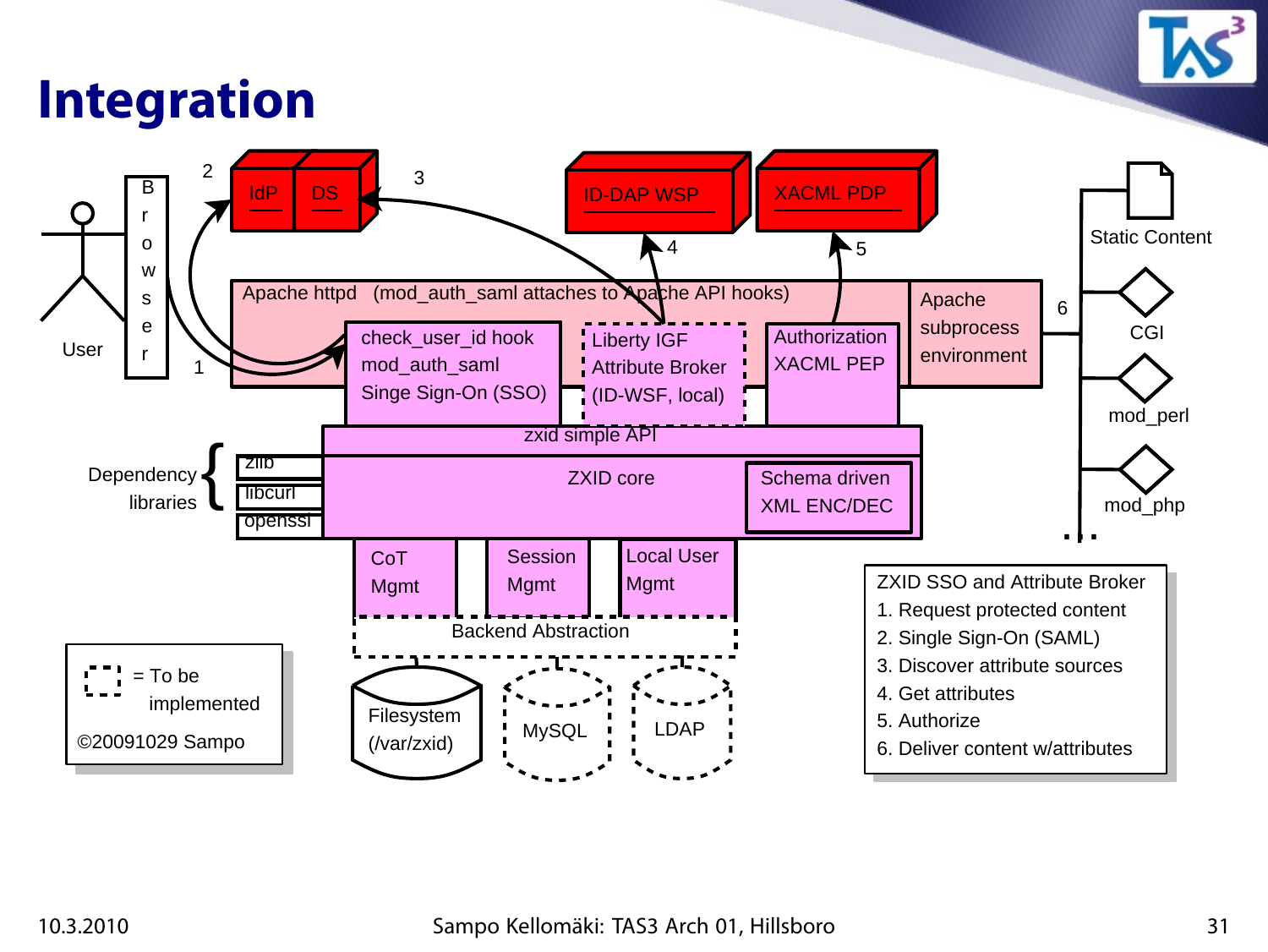# Integration

User

Browser

1

2

3

IdP | DS

ID-DAP WSP

XACML PDP

4

5

Apache httpd (mod_auth_saml attaches to Apache API hooks)

check_user_id hook
mod_auth_saml
Singe Sign-On (SSO)

Liberty IGF
Attribute Broker
(ID-WSF, local)

Authorization
XACML PEP

Apache
subprocess
environment

6

Static Content

CGI

mod_perl

mod_php

zxid simple API

ZXID core

Schema driven
XML ENC/DEC

Dependency libraries: zlib, libcurl, openssl

CoT Mgmt

Session Mgmt

Local User Mgmt

Backend Abstraction

Filesystem (/var/zxid)

MySQL

LDAP

= To be implemented

©20091029 Sampo

ZXID SSO and Attribute Broker

1. Request protected content
2. Single Sign-On (SAML)
3. Discover attribute sources
4. Get attributes
5. Authorize
6. Deliver content w/attributes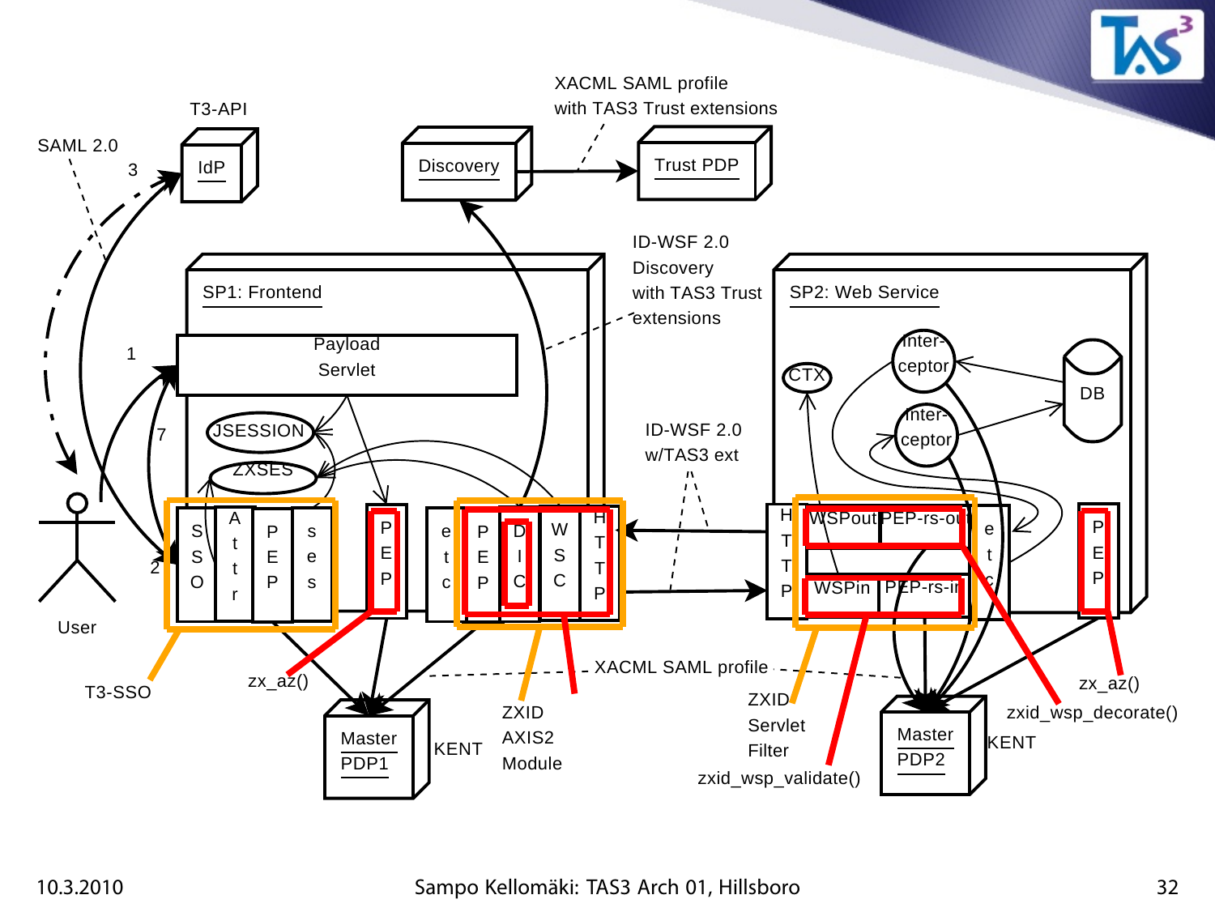SAML 2.0

T3-API

IdP

Discovery

XACML SAML profile
with TAS3 Trust extensions

Trust PDP

ID-WSF 2.0
Discovery
with TAS3 Trust
extensions

SP1: Frontend

Payload
Servlet

JSESSION

ZXSES

SSO | Attr | PEP | ses | PEP | etc | PEP | DIC | WSC | HTTP

ID-WSF 2.0
w/TAS3 ext

SP2: Web Service

CTX

Inter-
ceptor

Inter-
ceptor

DB

HTTP | WSPout | PEP-rs-out | WSPin | PEP-rs-in | etc | PEP

User

T3-SSO

zx_az()

Master
PDP1

KENT

ZXID
AXIS2
Module

XACML SAML profile

ZXID
Servlet
Filter

zxid_wsp_validate()

Master
PDP2

KENT

zx_az()

zxid_wsp_decorate()

10.3.2010

Sampo Kellomäki: TAS3 Arch 01, Hillsboro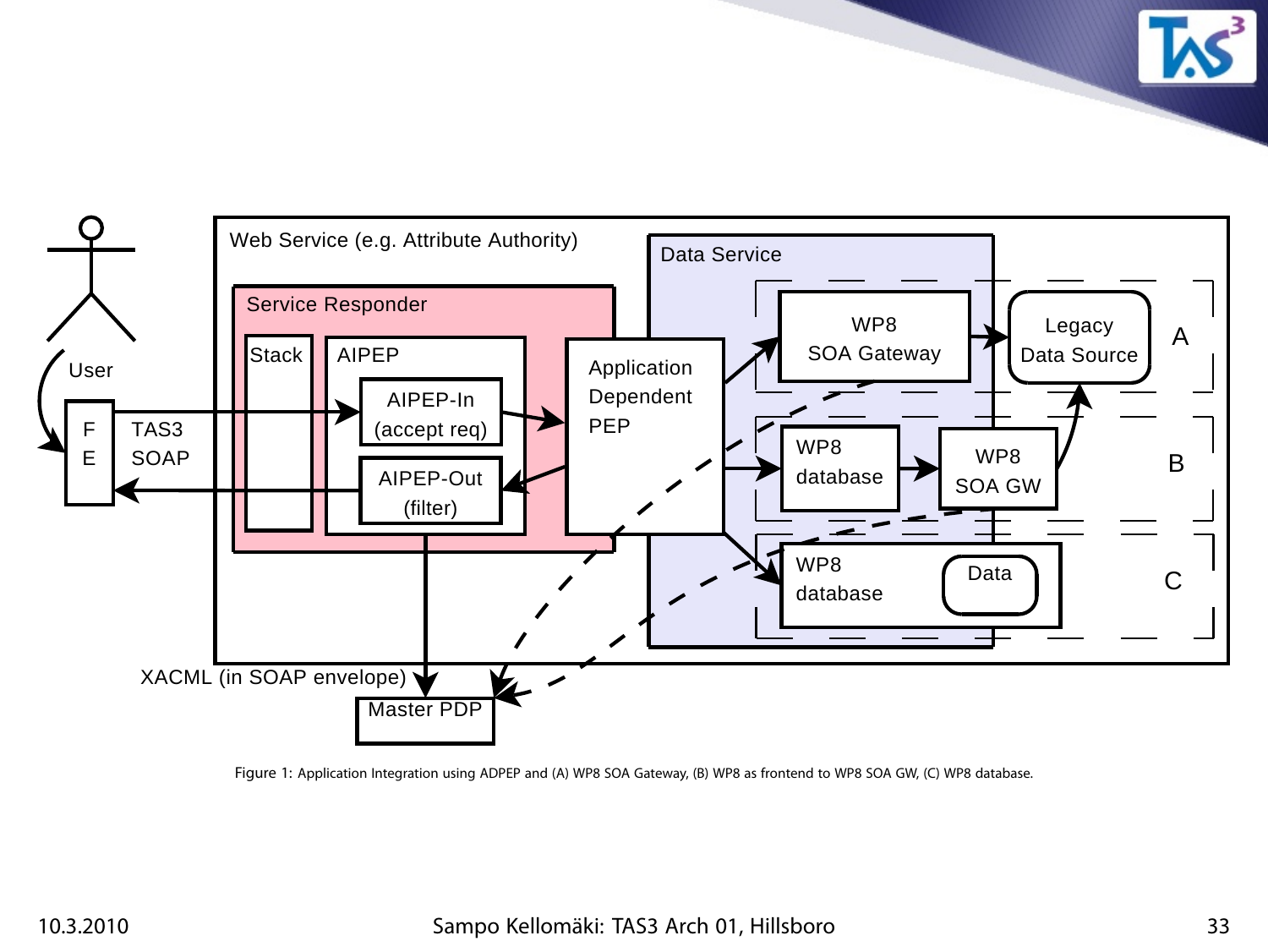Figure 1: Application Integration using ADPEP and (A) WP8 SOA Gateway, (B) WP8 as frontend to WP8 SOA GW, (C) WP8 database.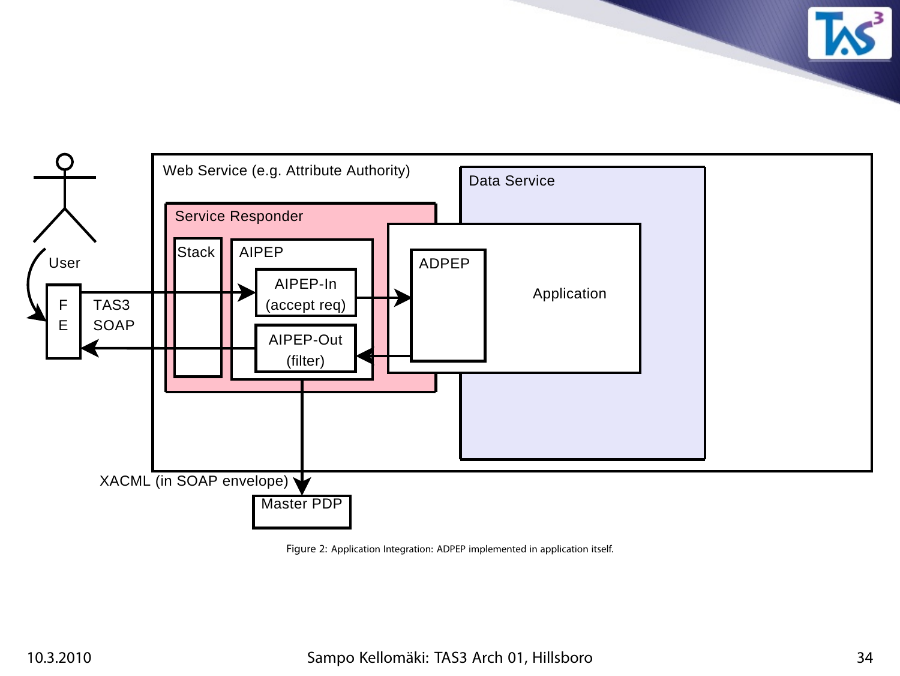Web Service (e.g. Attribute Authority)

Data Service

Service Responder

Stack

AIPEP

AIPEP-In (accept req)

AIPEP-Out (filter)

ADPEP

Application

User

F E

TAS3 SOAP

XACML (in SOAP envelope)

Master PDP

Figure 2: Application Integration: ADPEP implemented in application itself.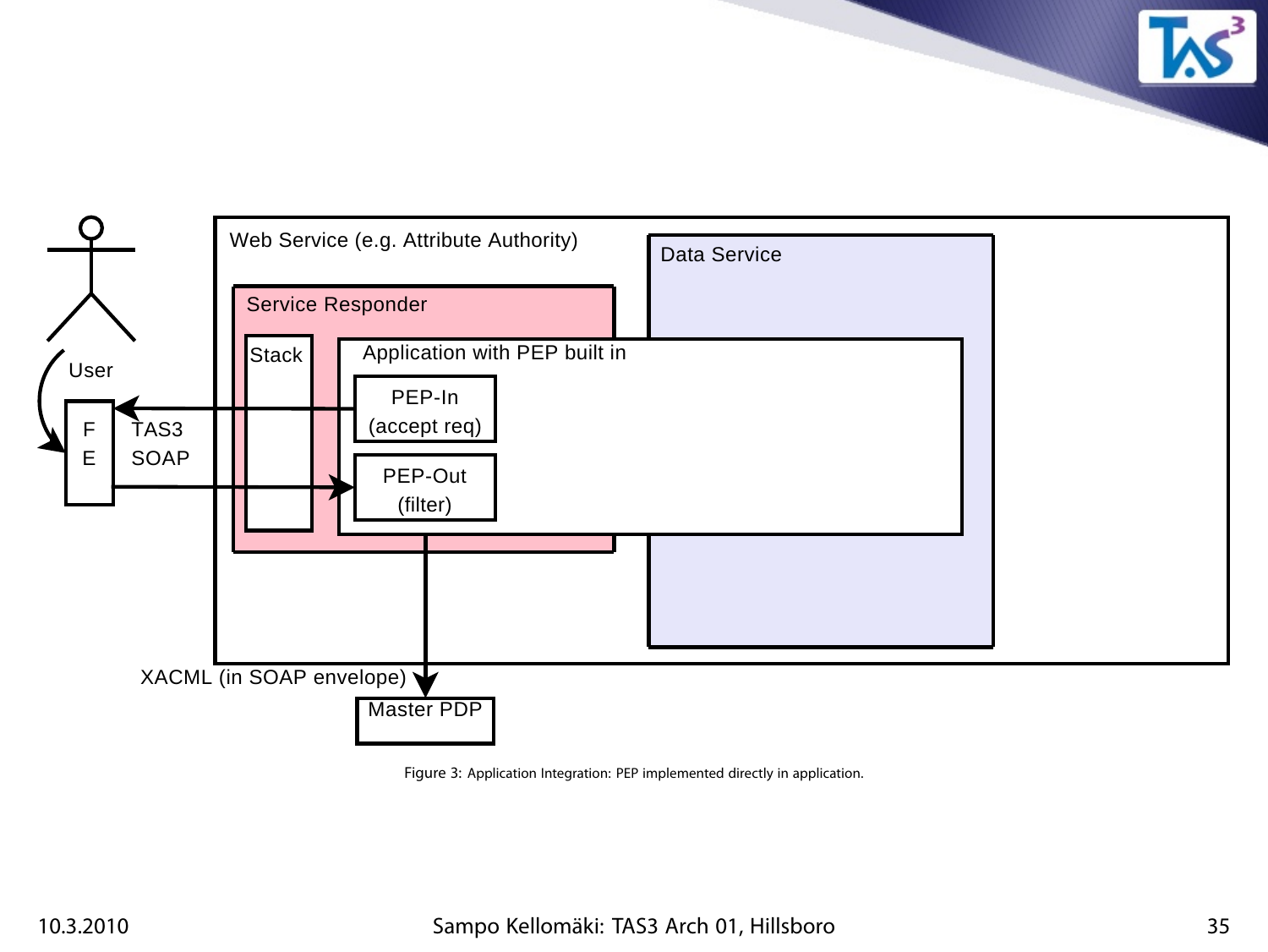Web Service (e.g. Attribute Authority)

Data Service

Service Responder

Stack

Application with PEP built in

PEP-In (accept req)

PEP-Out (filter)

User

F E

TAS3 SOAP

XACML (in SOAP envelope)

Master PDP

Figure 3: Application Integration: PEP implemented directly in application.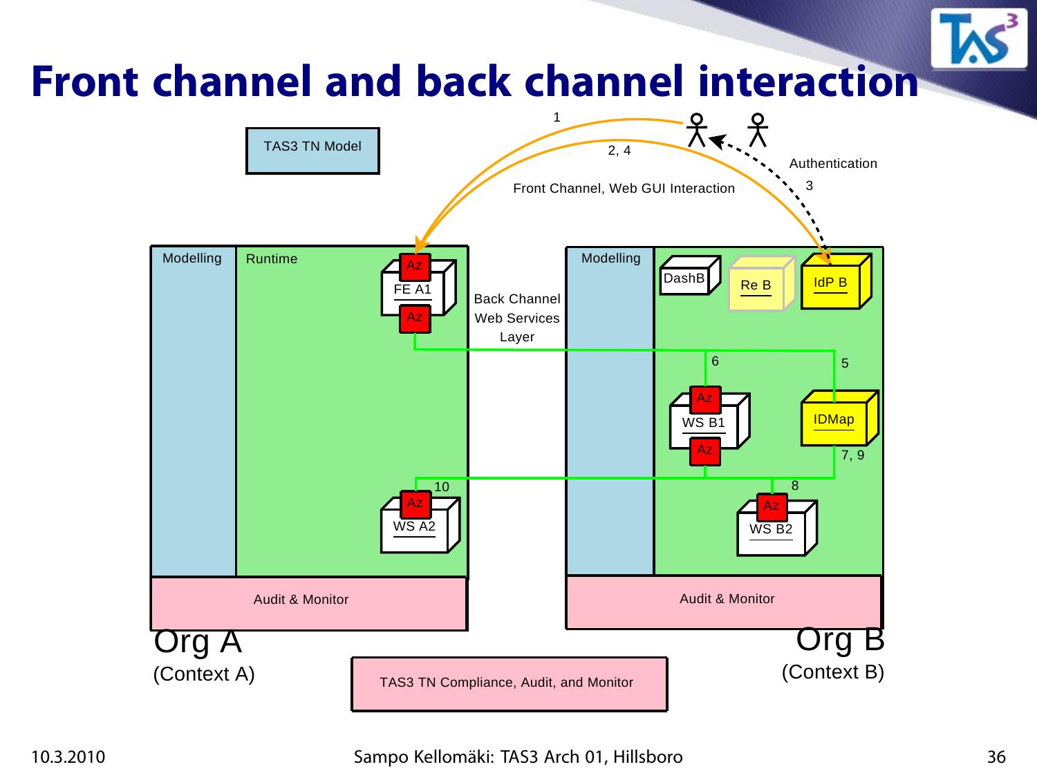# Front channel and back channel interaction

TAS3 TN Model

1

2, 4

Authentication

3

Front Channel, Web GUI Interaction

Modelling | Runtime

Az

FE A1

Az

Back Channel
Web Services
Layer

Modelling

DashB

Re B

IdP B

6

5

Az

WS B1

Az

IDMap

7, 9

10

8

Az

WS A2

Az

WS B2

Audit & Monitor

Audit & Monitor

Org A
(Context A)

Org B
(Context B)

TAS3 TN Compliance, Audit, and Monitor

10.3.2010

Sampo Kellomäki: TAS3 Arch 01, Hillsboro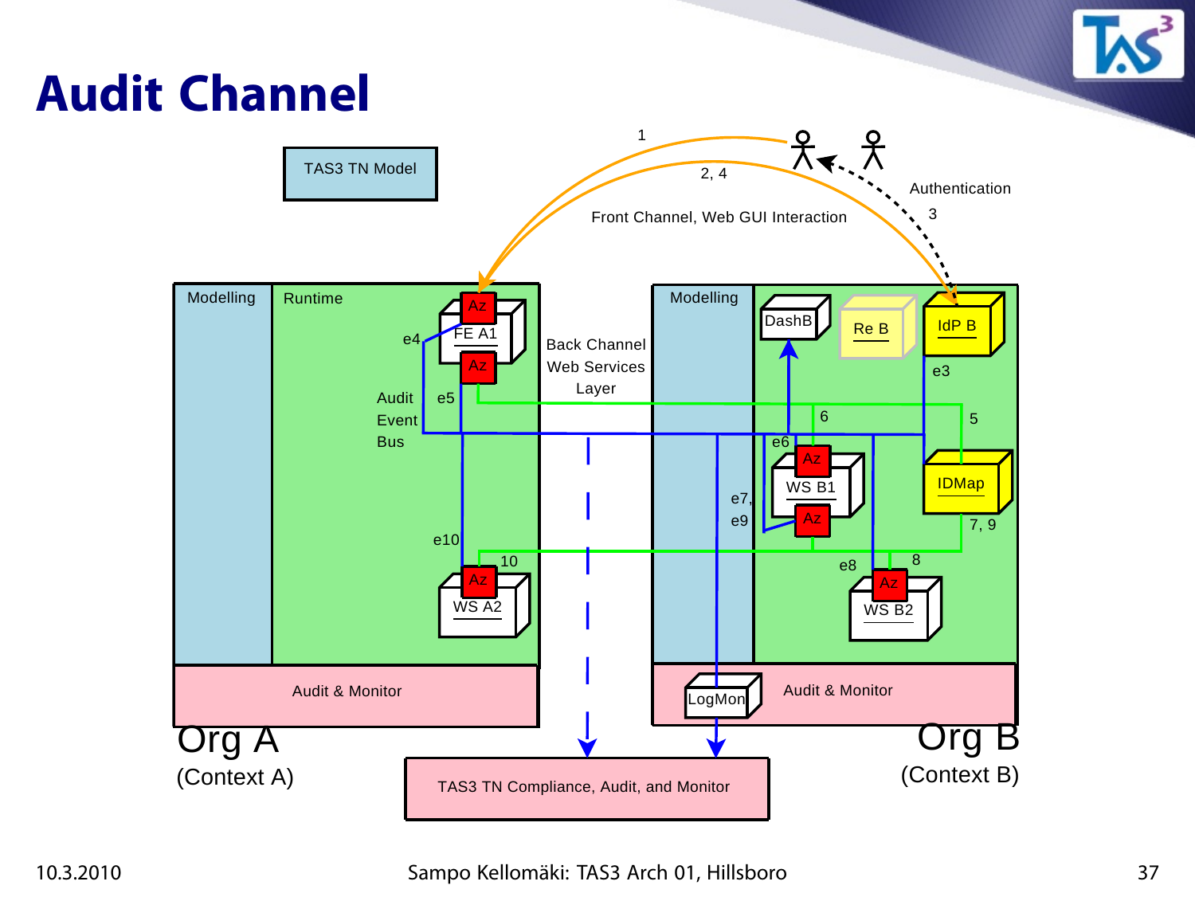# Audit Channel

TAS3 TN Model

1

2, 4

Front Channel, Web GUI Interaction

Authentication

3

Modelling

Runtime

Az

FE A1

Az

e4

Audit Event Bus

e5

e10

10

Az

WS A2

Back Channel Web Services Layer

Modelling

DashB

Re B

IdP B

e3

5

6

e6

Az

WS B1

Az

e7, e9

IDMap

7, 9

e8

8

Az

WS B2

Audit & Monitor

LogMon

Audit & Monitor

Org A
(Context A)

TAS3 TN Compliance, Audit, and Monitor

Org B
(Context B)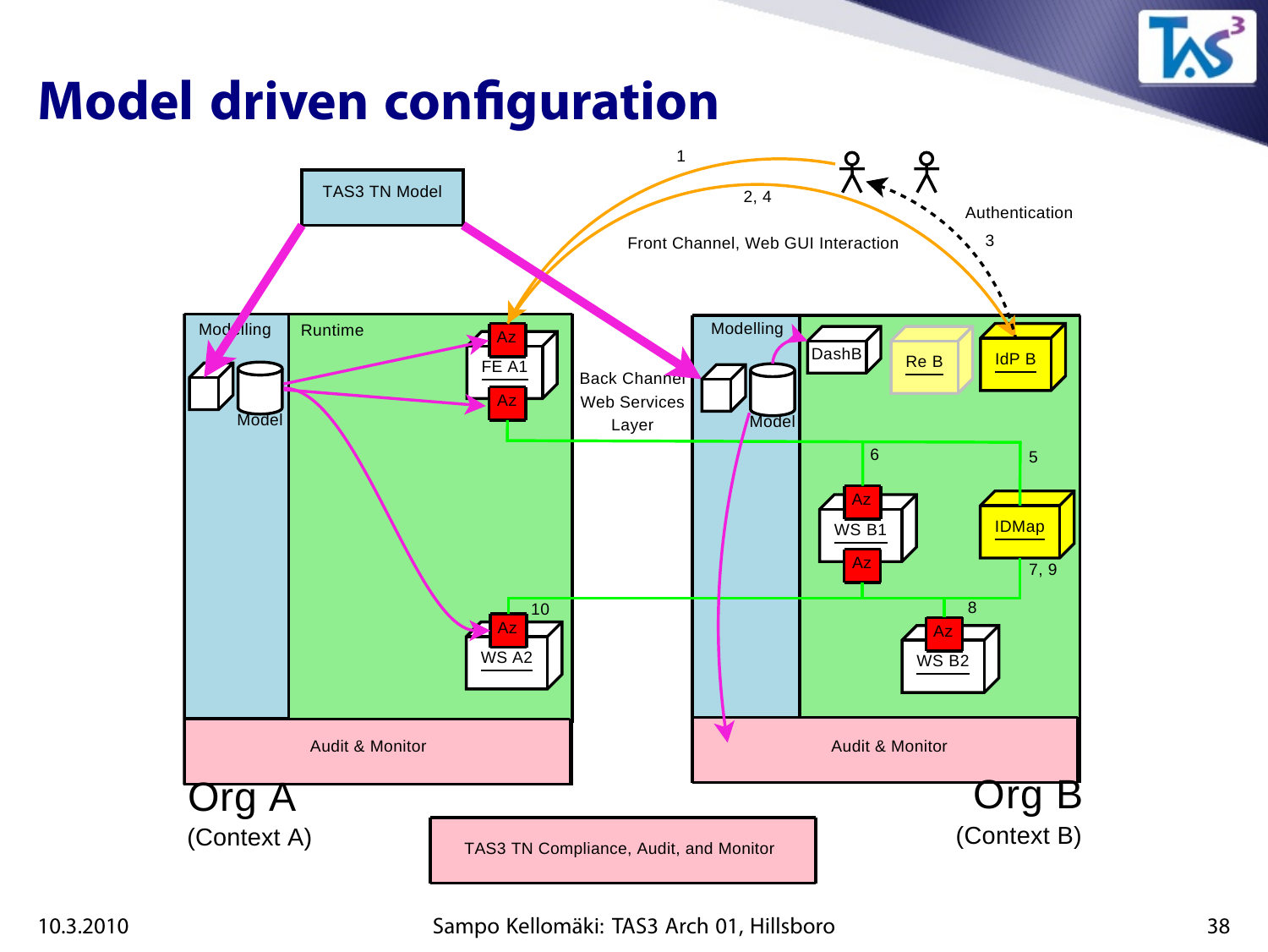# Model driven configuration

TAS3 TN Model

1

2, 4

Authentication

3

Front Channel, Web GUI Interaction

Modelling

Runtime

Az

FE A1

Az

Model

Back Channel Web Services Layer

Modelling

DashB

Re B

IdP B

Model

6

5

Az

WS B1

Az

IDMap

7, 9

10

8

Az

WS A2

Az

WS B2

Audit & Monitor

Audit & Monitor

Org A
(Context A)

Org B
(Context B)

TAS3 TN Compliance, Audit, and Monitor

10.3.2010

Sampo Kellomäki: TAS3 Arch 01, Hillsboro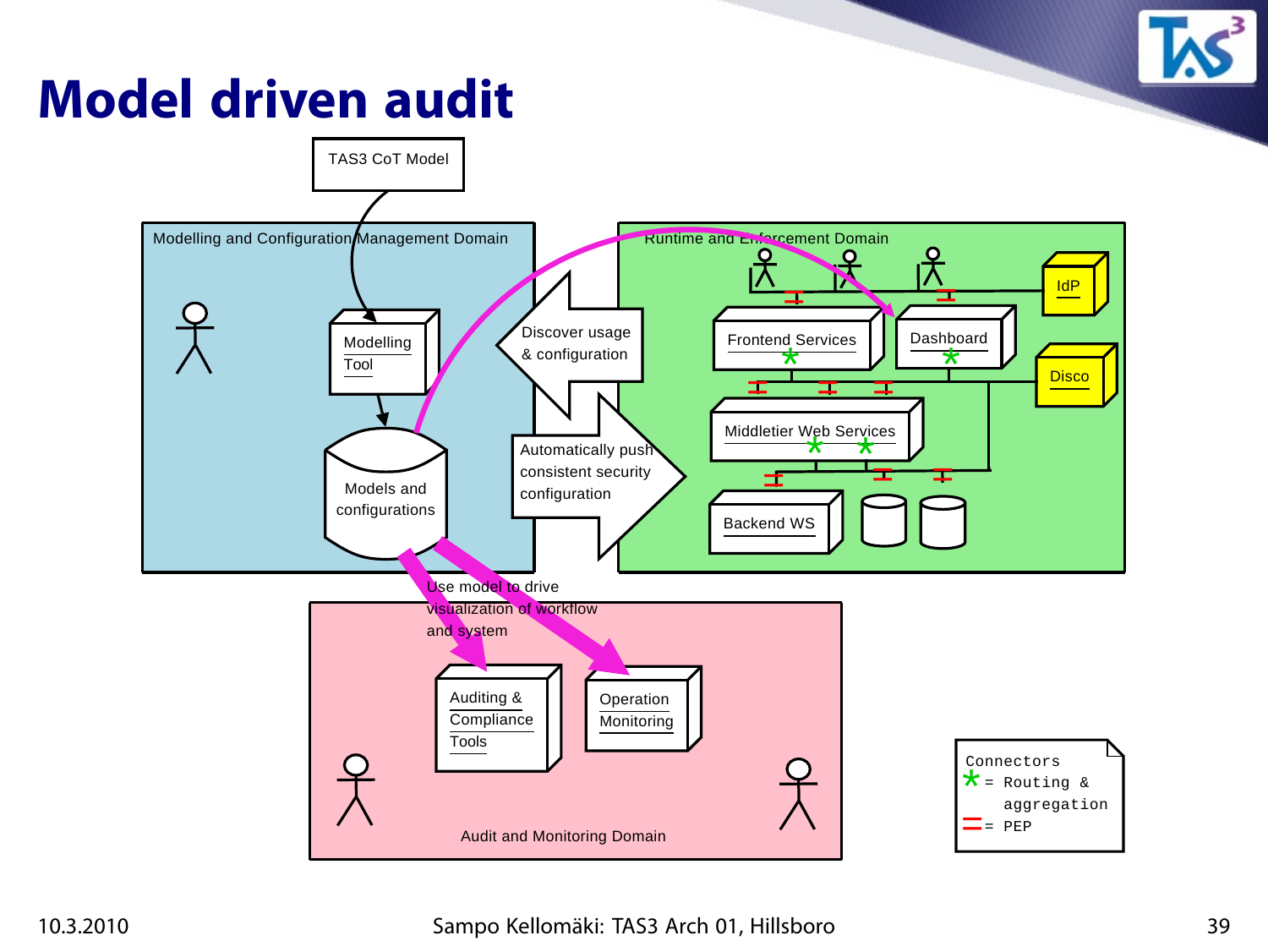# Model driven audit

TAS3 CoT Model

Modelling and Configuration Management Domain

Modelling Tool

Models and configurations

Discover usage & configuration

Automatically push consistent security configuration

Runtime and Enforcement Domain

Frontend Services

Dashboard

IdP

Disco

Middletier Web Services

Backend WS

Use model to drive visualization of workflow and system

Auditing & Compliance Tools

Operation Monitoring

Audit and Monitoring Domain

Connectors
* = Routing & aggregation
= = PEP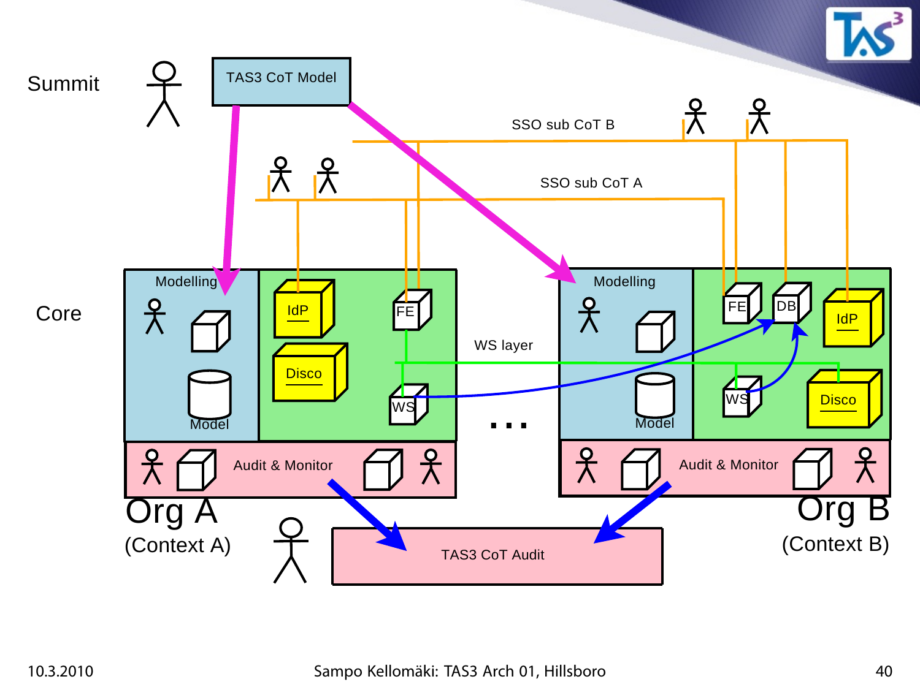Summit

TAS3 CoT Model

SSO sub CoT B

SSO sub CoT A

Core

Modelling

Model

IdP

Disco

FE

WS

WS layer

Modelling

Model

FE

DB

IdP

WS

Disco

. . .

Audit & Monitor

Audit & Monitor

Org A

(Context A)

Org B

(Context B)

TAS3 CoT Audit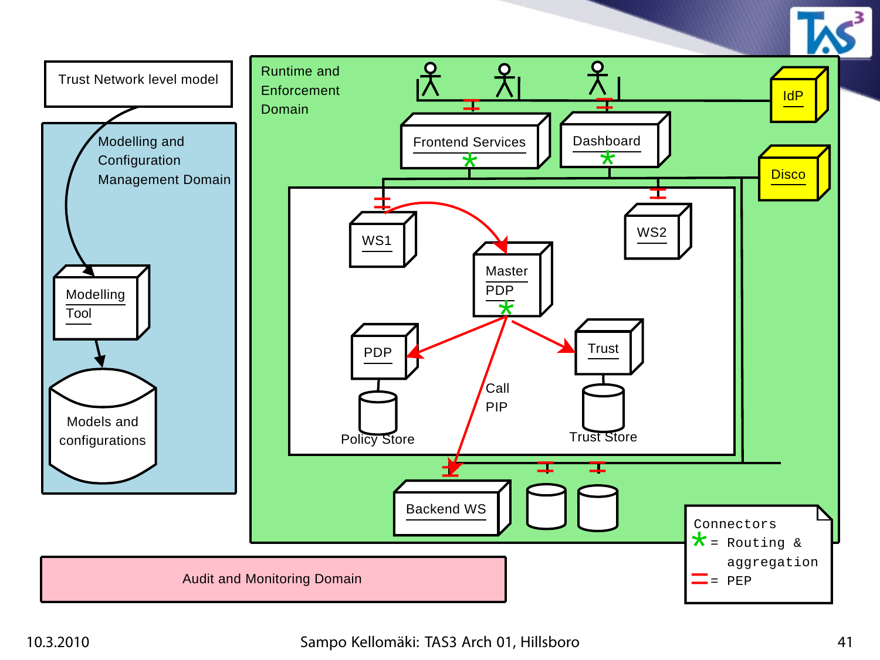Trust Network level model

Modelling and Configuration Management Domain

Modelling Tool

Models and configurations

Runtime and Enforcement Domain

Frontend Services

Dashboard

IdP

Disco

WS1

WS2

Master PDP

PDP

Trust

Call PIP

Policy Store

Trust Store

Backend WS

Connectors
* = Routing & aggregation
= = PEP

Audit and Monitoring Domain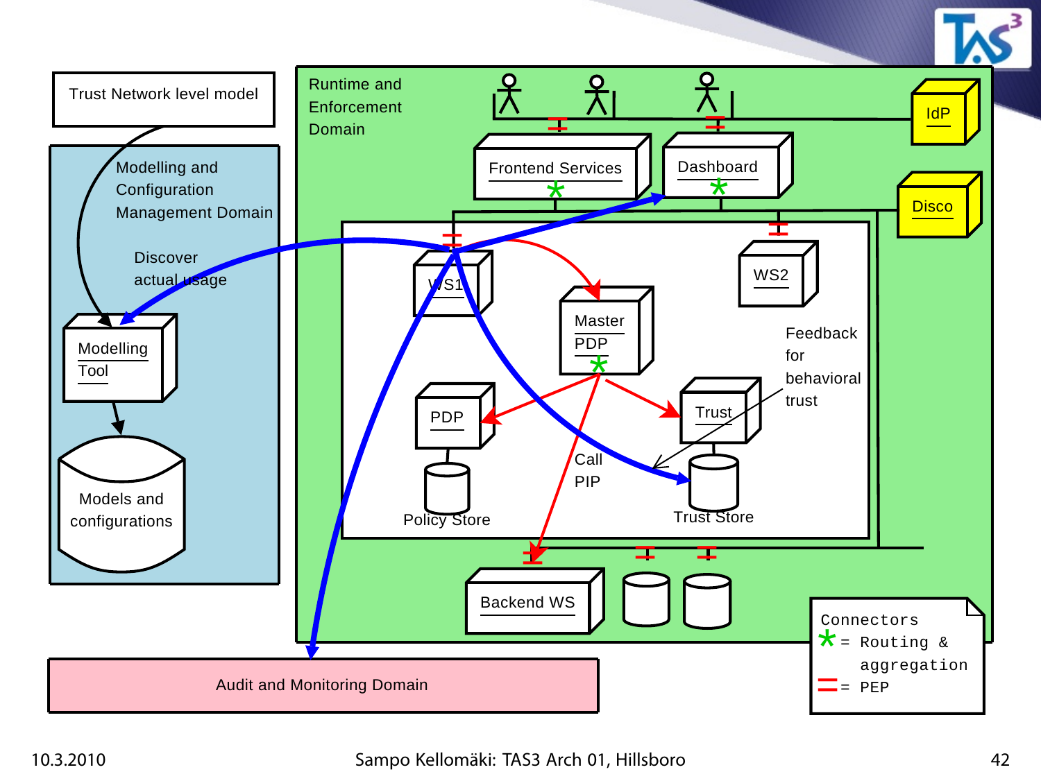Trust Network level model

Modelling and Configuration Management Domain

Discover actual usage

Modelling Tool

Models and configurations

Runtime and Enforcement Domain

Frontend Services

Dashboard

IdP

Disco

WS1

WS2

Master PDP

PDP

Policy Store

Call PIP

Trust

Trust Store

Feedback for behavioral trust

Backend WS

Connectors
* = Routing & aggregation
= = PEP

Audit and Monitoring Domain

10.3.2010

Sampo Kellomäki: TAS3 Arch 01, Hillsboro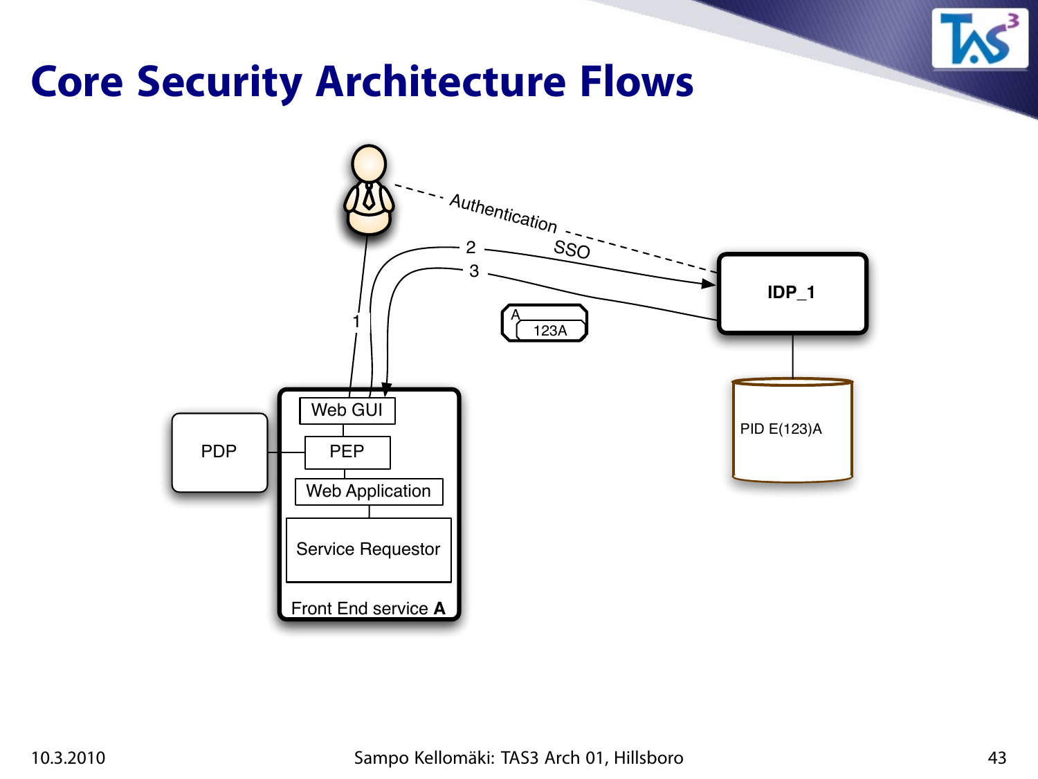# Core Security Architecture Flows

Authentication

SSO

1

2

3

IDP_1

A

123A

PID E(123)A

PDP

Web GUI

PEP

Web Application

Service Requestor

Front End service **A**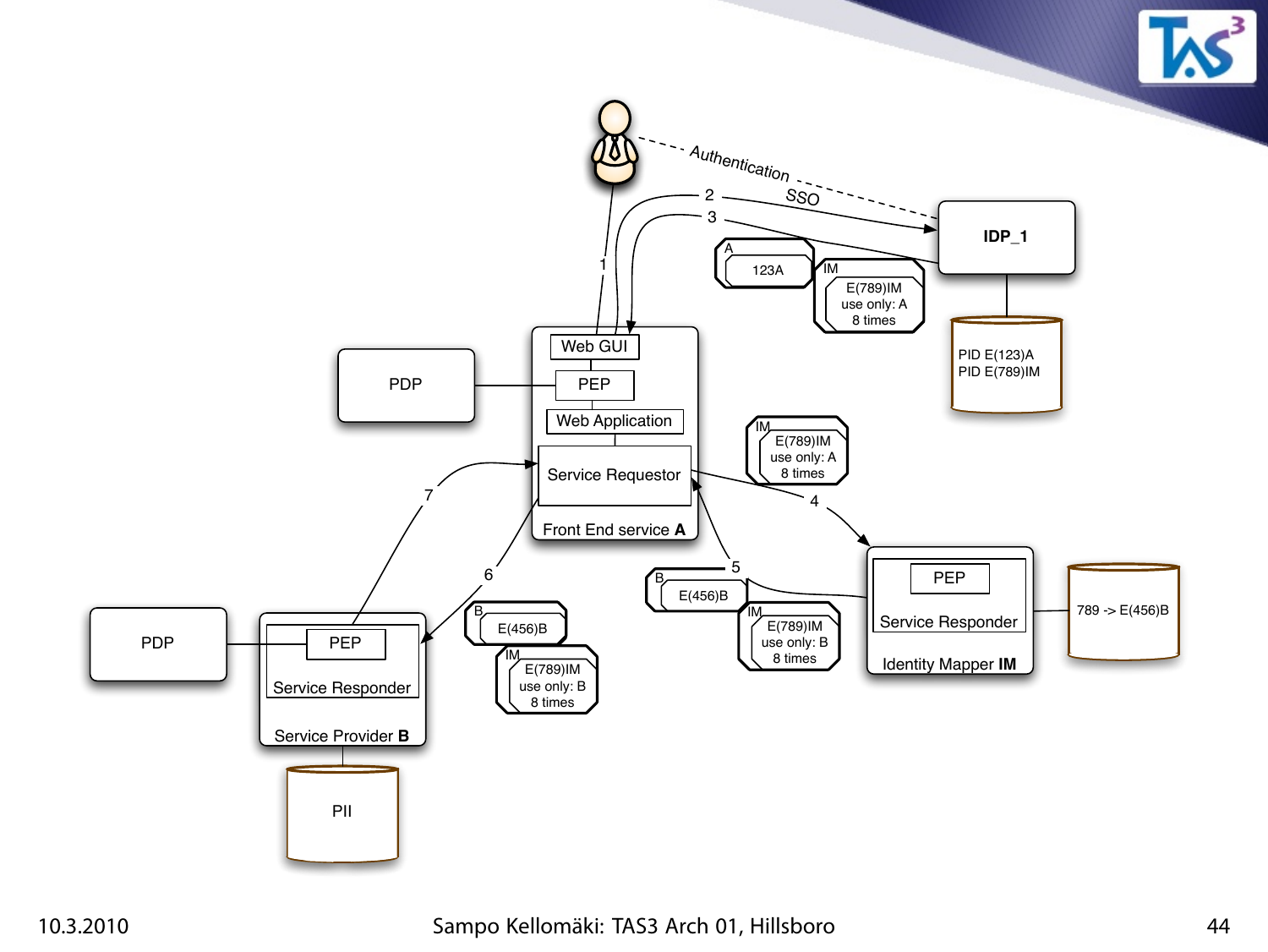Authentication

SSO

IDP_1

PID E(123)A
PID E(789)IM

A 123A

IM E(789)IM use only: A 8 times

PDP

Web GUI

PEP

Web Application

Service Requestor

Front End service **A**

IM E(789)IM use only: A 8 times

PEP

Service Responder

Identity Mapper **IM**

789 -> E(456)B

B E(456)B

IM E(789)IM use only: B 8 times

PDP

PEP

Service Responder

Service Provider **B**

B E(456)B

IM E(789)IM use only: B 8 times

PII

1 2 3 4 5 6 7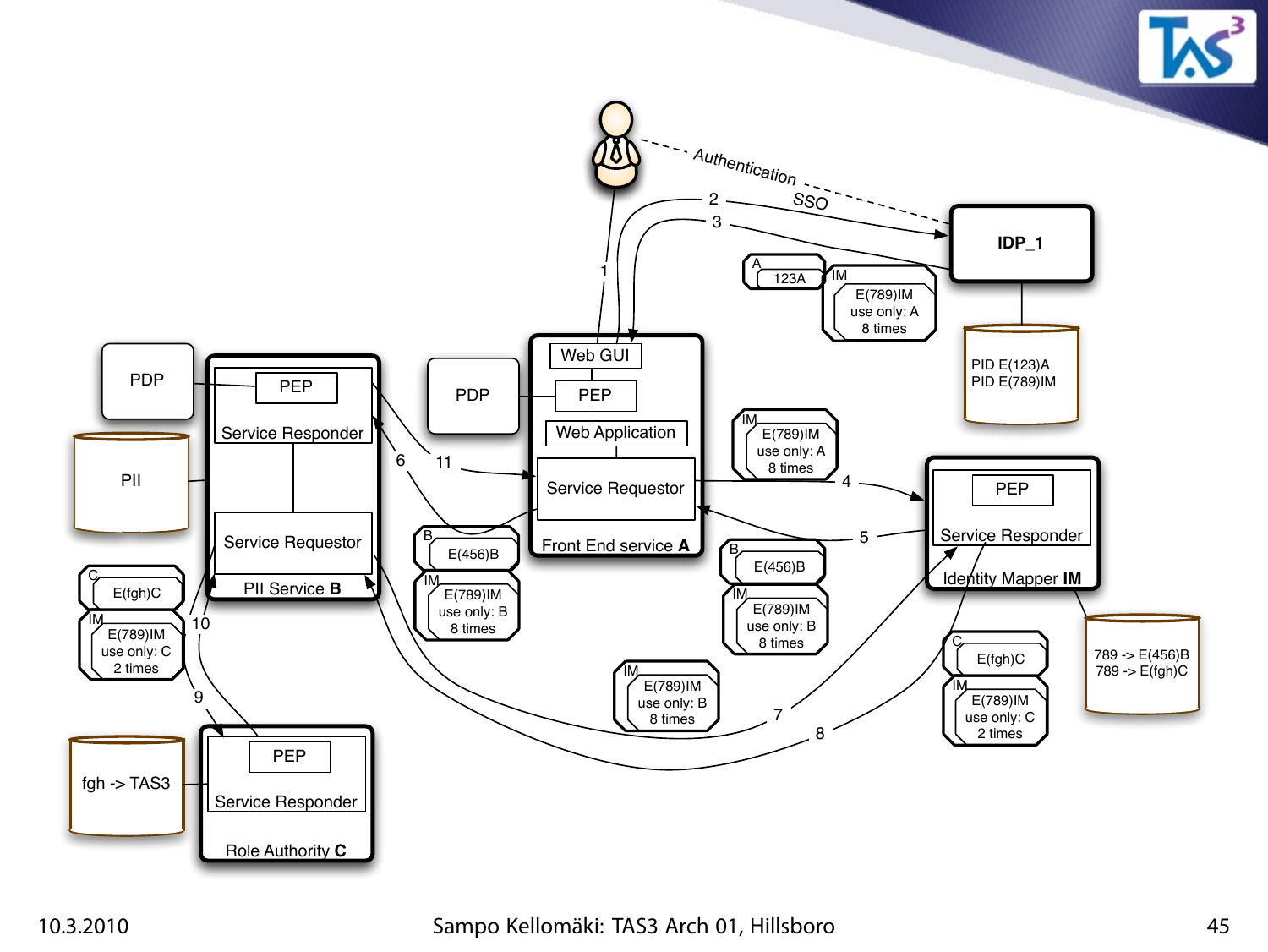Authentication

SSO

IDP_1

PID E(123)A
PID E(789)IM

A 123A

IM E(789)IM use only: A 8 times

Web GUI

PEP

Web Application

Service Requestor

Front End service **A**

PDP

PEP

Service Responder

Service Requestor

PII Service **B**

PDP

PII

IM E(789)IM use only: A 8 times

B E(456)B

IM E(789)IM use only: B 8 times

PEP

Service Responder

Identity Mapper **IM**

789 -> E(456)B
789 -> E(fgh)C

C E(fgh)C

IM E(789)IM use only: C 2 times

IM E(789)IM use only: B 8 times

PEP

Service Responder

Role Authority **C**

fgh -> TAS3

1 2 3 4 5 6 7 8 9 10 11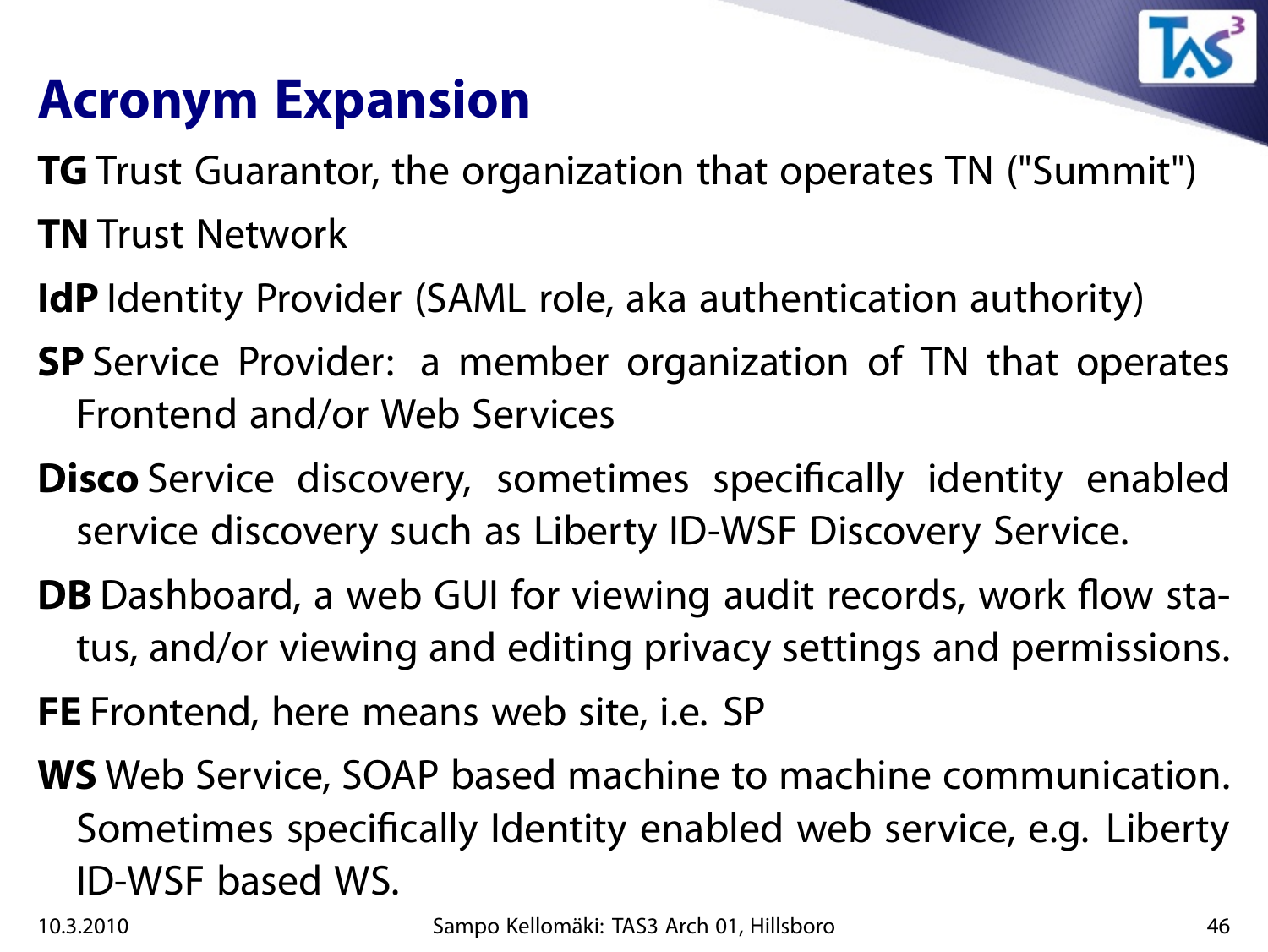# Acronym Expansion

**TG** Trust Guarantor, the organization that operates TN ("Summit")

**TN** Trust Network

**IdP** Identity Provider (SAML role, aka authentication authority)

**SP** Service Provider: a member organization of TN that operates Frontend and/or Web Services

**Disco** Service discovery, sometimes specifically identity enabled service discovery such as Liberty ID-WSF Discovery Service.

**DB** Dashboard, a web GUI for viewing audit records, work flow status, and/or viewing and editing privacy settings and permissions.

**FE** Frontend, here means web site, i.e. SP

**WS** Web Service, SOAP based machine to machine communication. Sometimes specifically Identity enabled web service, e.g. Liberty ID-WSF based WS.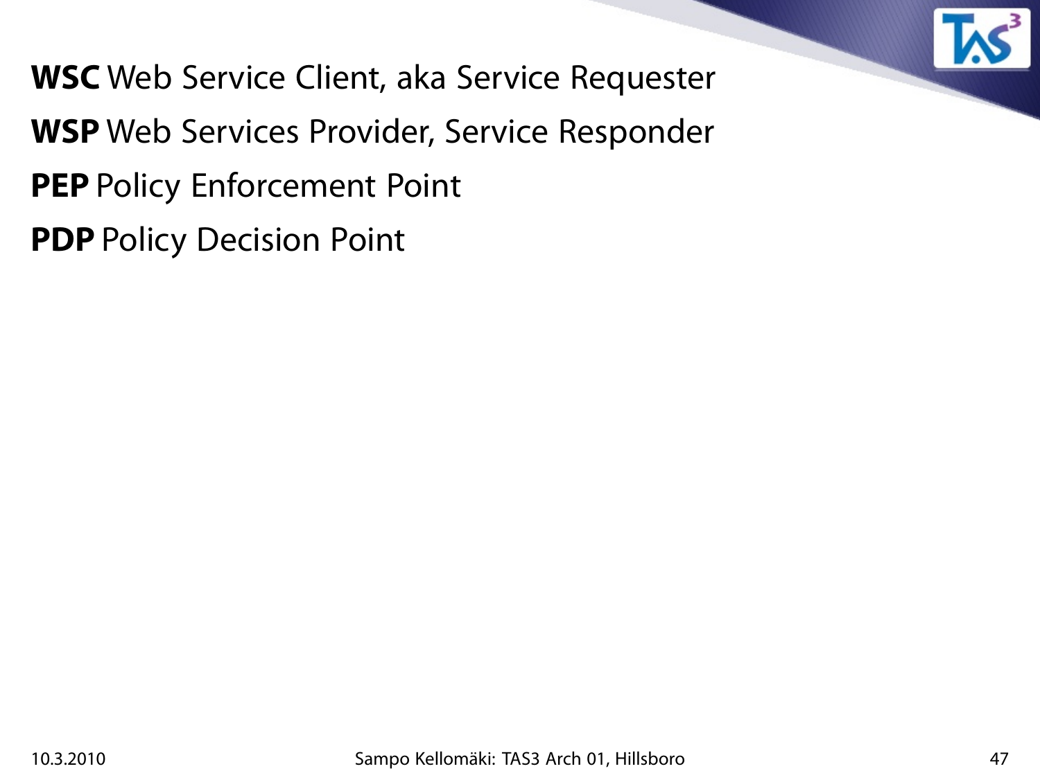**WSC** Web Service Client, aka Service Requester

**WSP** Web Services Provider, Service Responder

**PEP** Policy Enforcement Point

**PDP** Policy Decision Point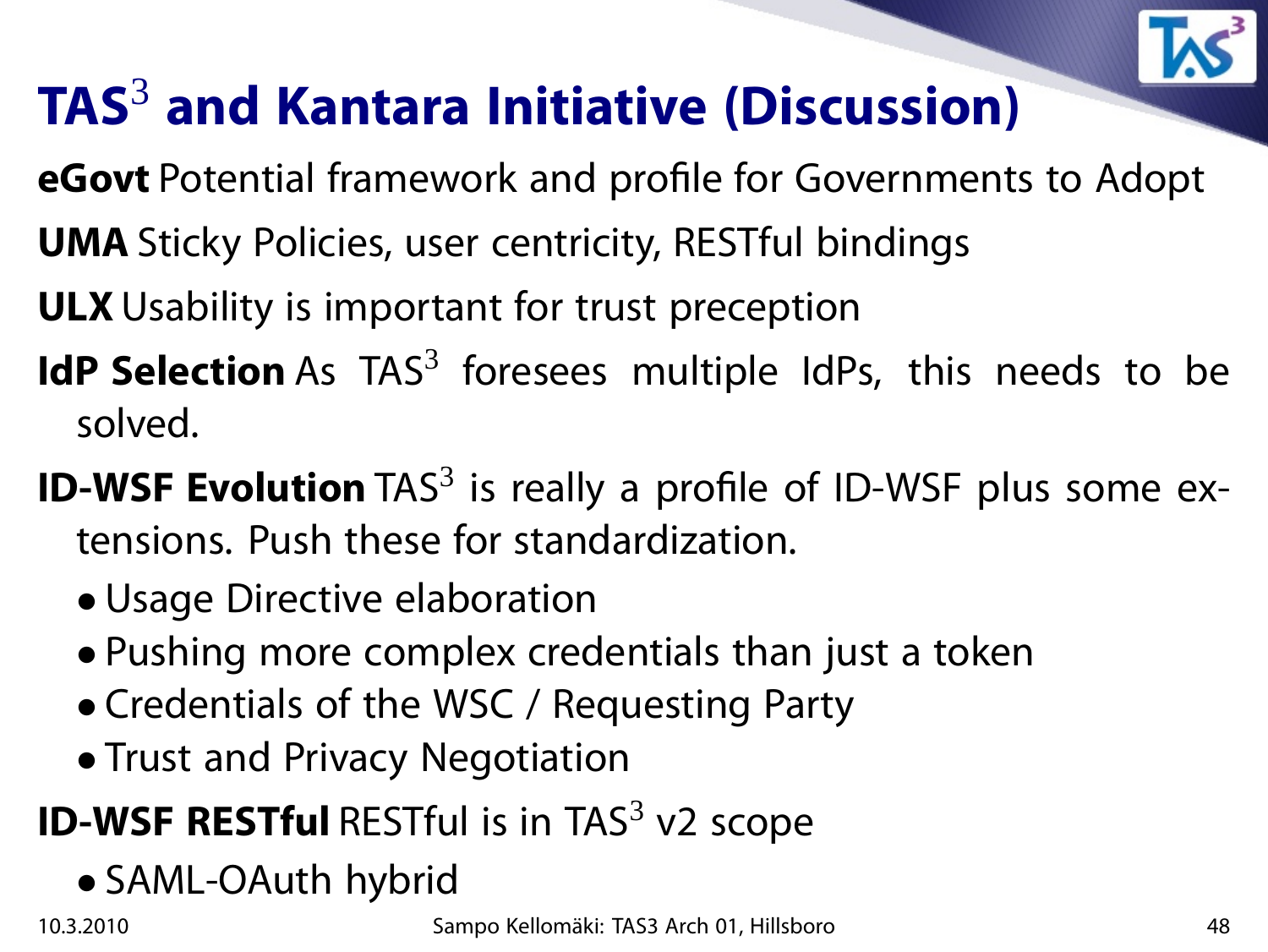# TAS$^3$ and Kantara Initiative (Discussion)

**eGovt** Potential framework and profile for Governments to Adopt

**UMA** Sticky Policies, user centricity, RESTful bindings

**ULX** Usability is important for trust preception

**IdP Selection** As TAS$^3$ foresees multiple IdPs, this needs to be solved.

**ID-WSF Evolution** TAS$^3$ is really a profile of ID-WSF plus some extensions. Push these for standardization.

- Usage Directive elaboration
- Pushing more complex credentials than just a token
- Credentials of the WSC / Requesting Party
- Trust and Privacy Negotiation

**ID-WSF RESTful** RESTful is in TAS$^3$ v2 scope

- SAML-OAuth hybrid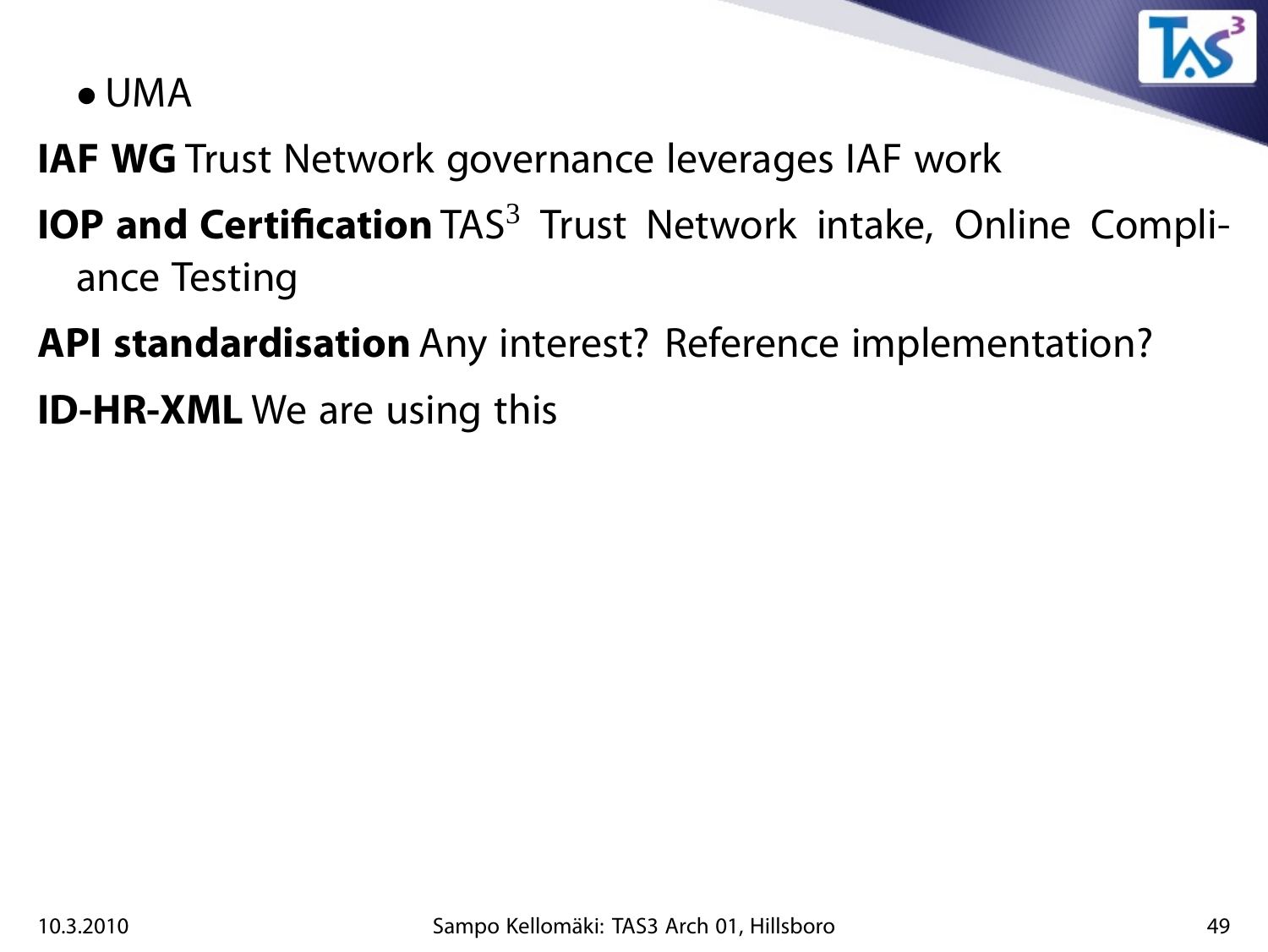- UMA

**IAF WG** Trust Network governance leverages IAF work

**IOP and Certification** TAS$^3$ Trust Network intake, Online Compliance Testing

**API standardisation** Any interest? Reference implementation?

**ID-HR-XML** We are using this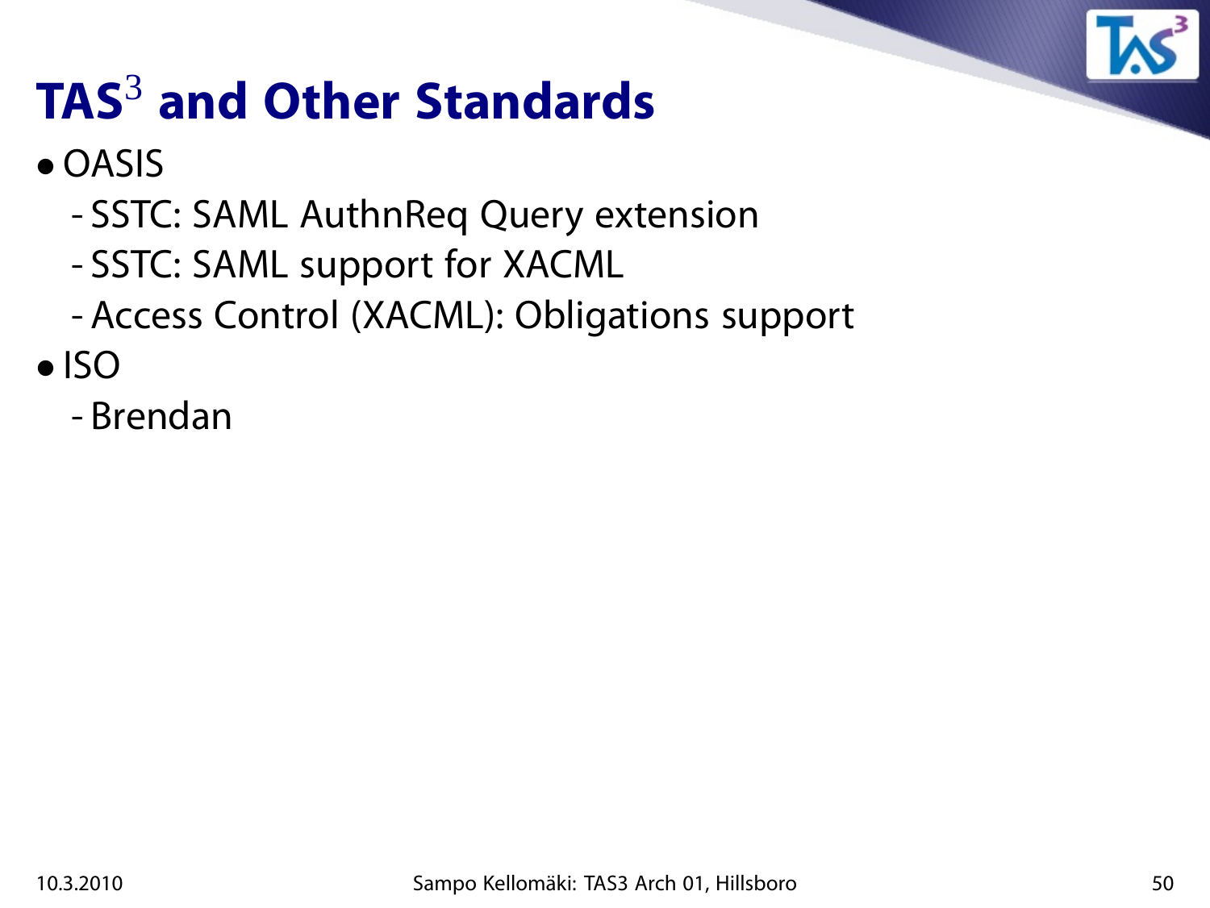# TAS$^3$ and Other Standards

- OASIS
  - SSTC: SAML AuthnReq Query extension
  - SSTC: SAML support for XACML
  - Access Control (XACML): Obligations support
- ISO
  - Brendan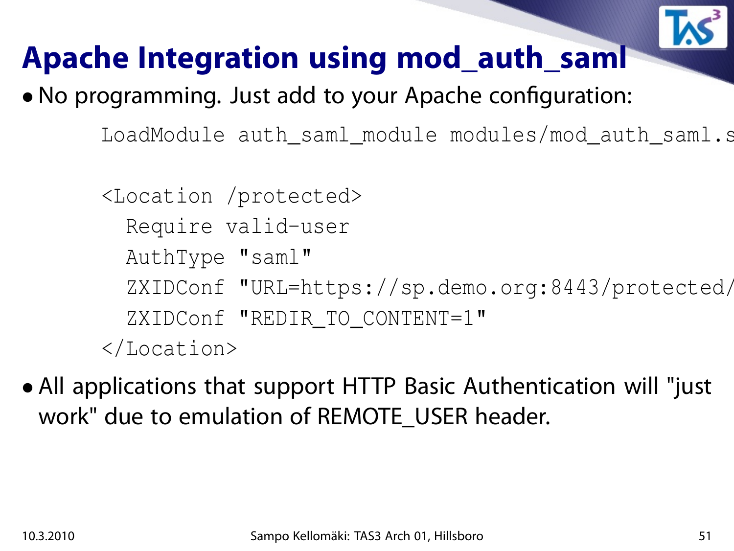# Apache Integration using mod_auth_saml

- No programming. Just add to your Apache configuration:

```
LoadModule auth_saml_module modules/mod_auth_saml.s

<Location /protected>
  Require valid-user
  AuthType "saml"
  ZXIDConf "URL=https://sp.demo.org:8443/protected/
  ZXIDConf "REDIR_TO_CONTENT=1"
</Location>
```

- All applications that support HTTP Basic Authentication will "just work" due to emulation of REMOTE_USER header.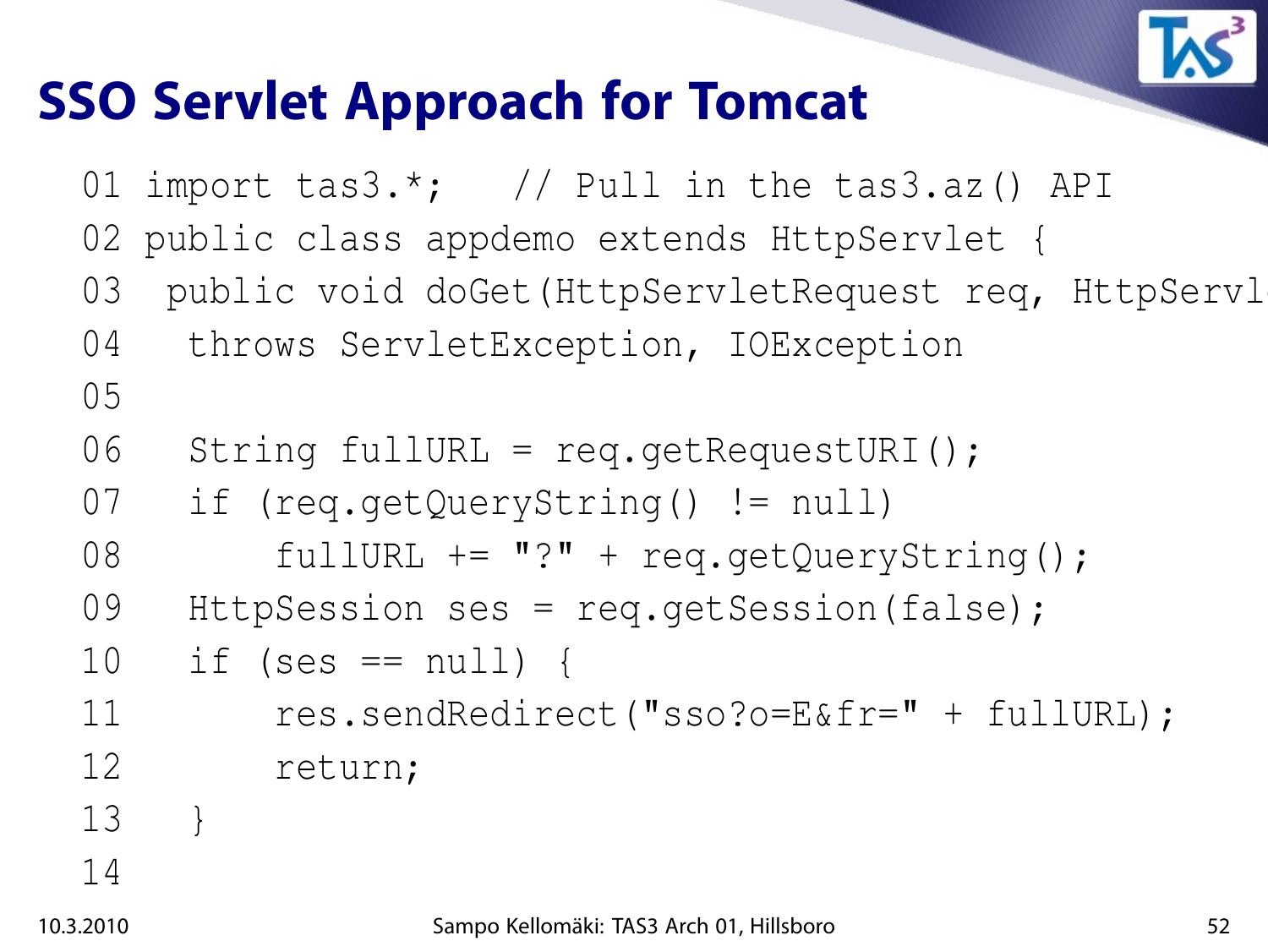# SSO Servlet Approach for Tomcat

```
01 import tas3.*;   // Pull in the tas3.az() API
02 public class appdemo extends HttpServlet {
03  public void doGet(HttpServletRequest req, HttpServl
04   throws ServletException, IOException
05
06   String fullURL = req.getRequestURI();
07   if (req.getQueryString() != null)
08       fullURL += "?" + req.getQueryString();
09   HttpSession ses = req.getSession(false);
10   if (ses == null) {
11       res.sendRedirect("sso?o=E&fr=" + fullURL);
12       return;
13   }
14
```

10.3.2010 Sampo Kellomäki: TAS3 Arch 01, Hillsboro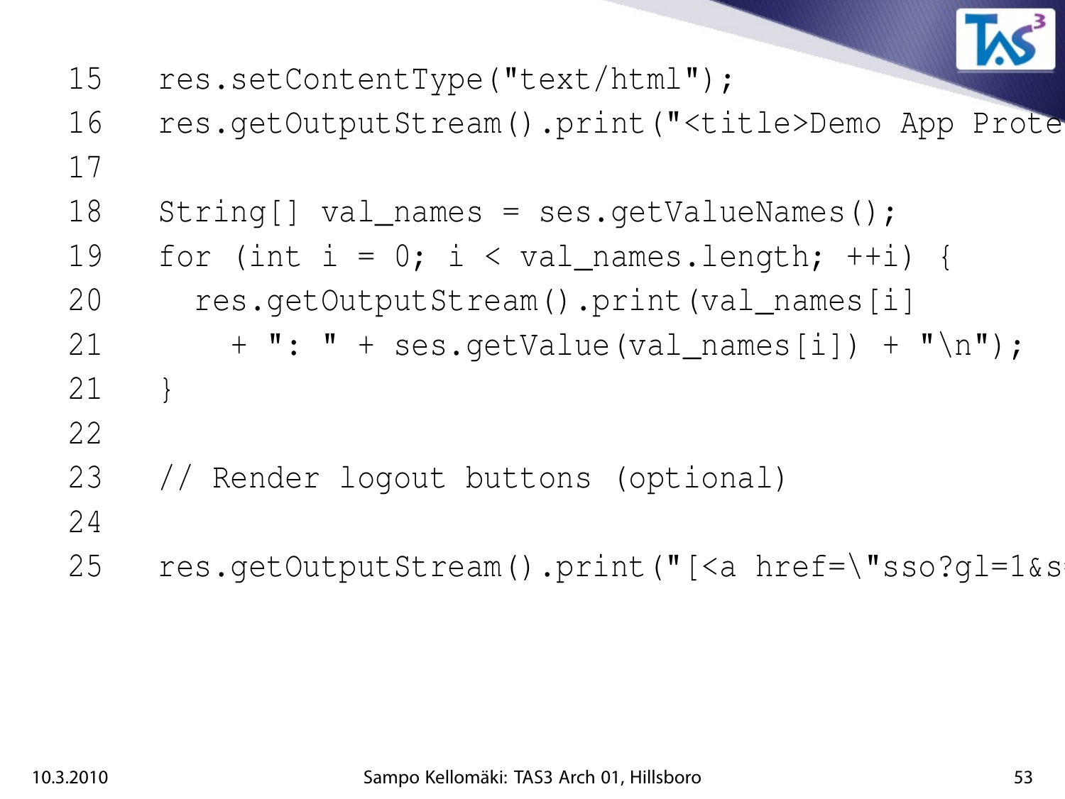```
15   res.setContentType("text/html");
16   res.getOutputStream().print("<title>Demo App Prote
17
18   String[] val_names = ses.getValueNames();
19   for (int i = 0; i < val_names.length; ++i) {
20     res.getOutputStream().print(val_names[i]
21       + ": " + ses.getValue(val_names[i]) + "\n");
21   }
22
23   // Render logout buttons (optional)
24
25   res.getOutputStream().print("[<a href=\"sso?gl=1&s
```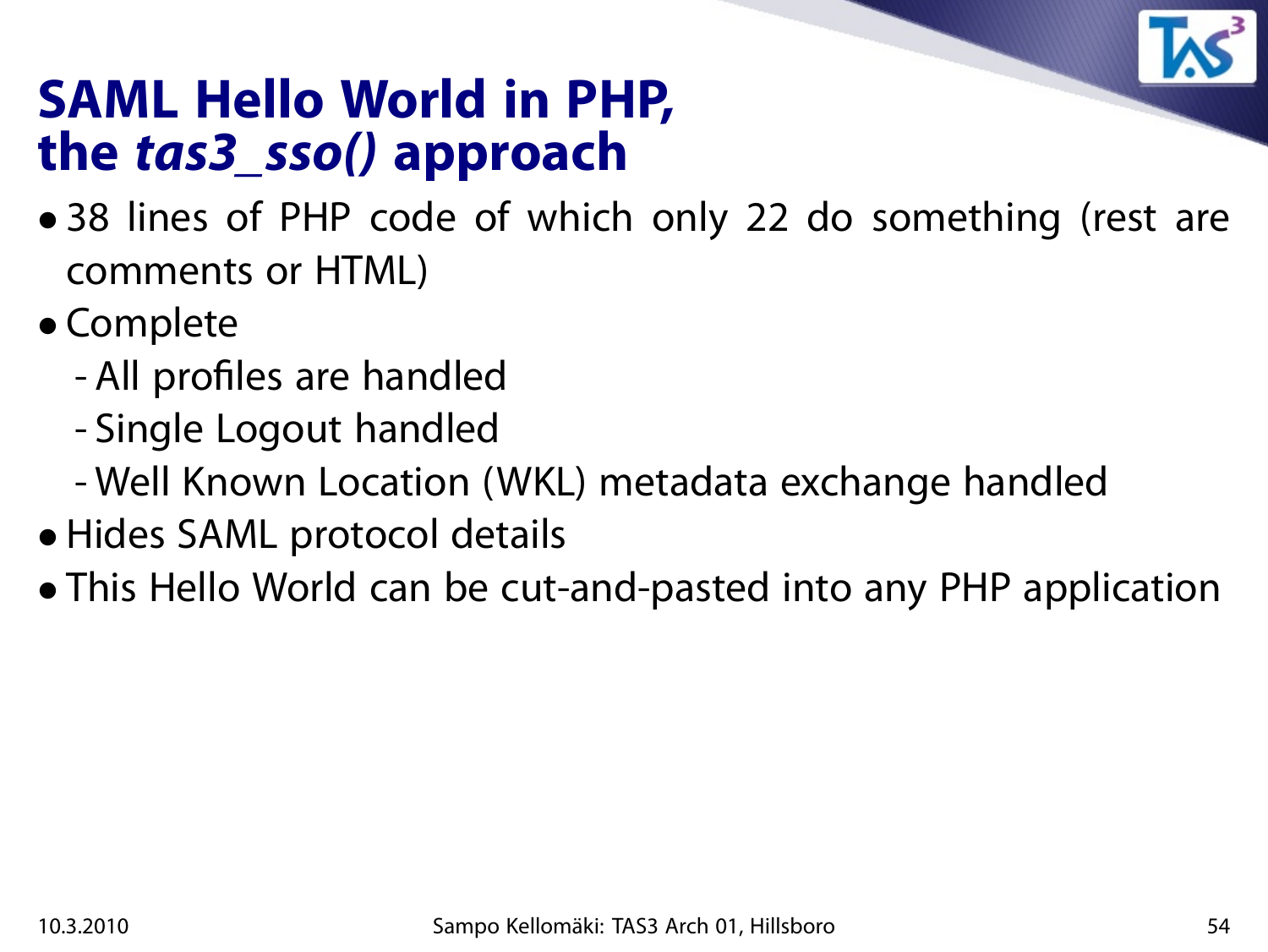# SAML Hello World in PHP, the *tas3_sso()* approach

- 38 lines of PHP code of which only 22 do something (rest are comments or HTML)
- Complete
  - All profiles are handled
  - Single Logout handled
  - Well Known Location (WKL) metadata exchange handled
- Hides SAML protocol details
- This Hello World can be cut-and-pasted into any PHP application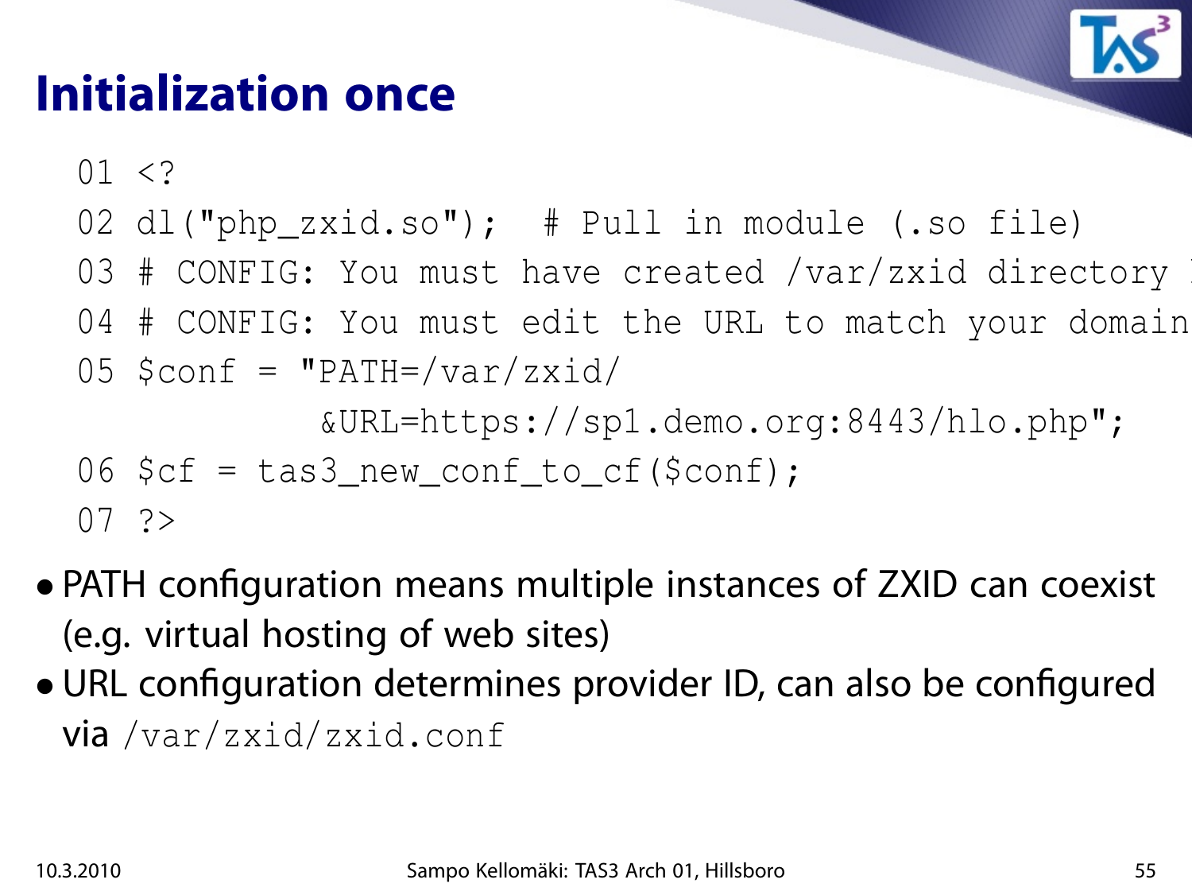# Initialization once

```
01 <?
02 dl("php_zxid.so");  # Pull in module (.so file)
03 # CONFIG: You must have created /var/zxid directory
04 # CONFIG: You must edit the URL to match your domain
05 $conf = "PATH=/var/zxid/
           &URL=https://sp1.demo.org:8443/hlo.php";
06 $cf = tas3_new_conf_to_cf($conf);
07 ?>
```

- PATH configuration means multiple instances of ZXID can coexist (e.g. virtual hosting of web sites)
- URL configuration determines provider ID, can also be configured via `/var/zxid/zxid.conf`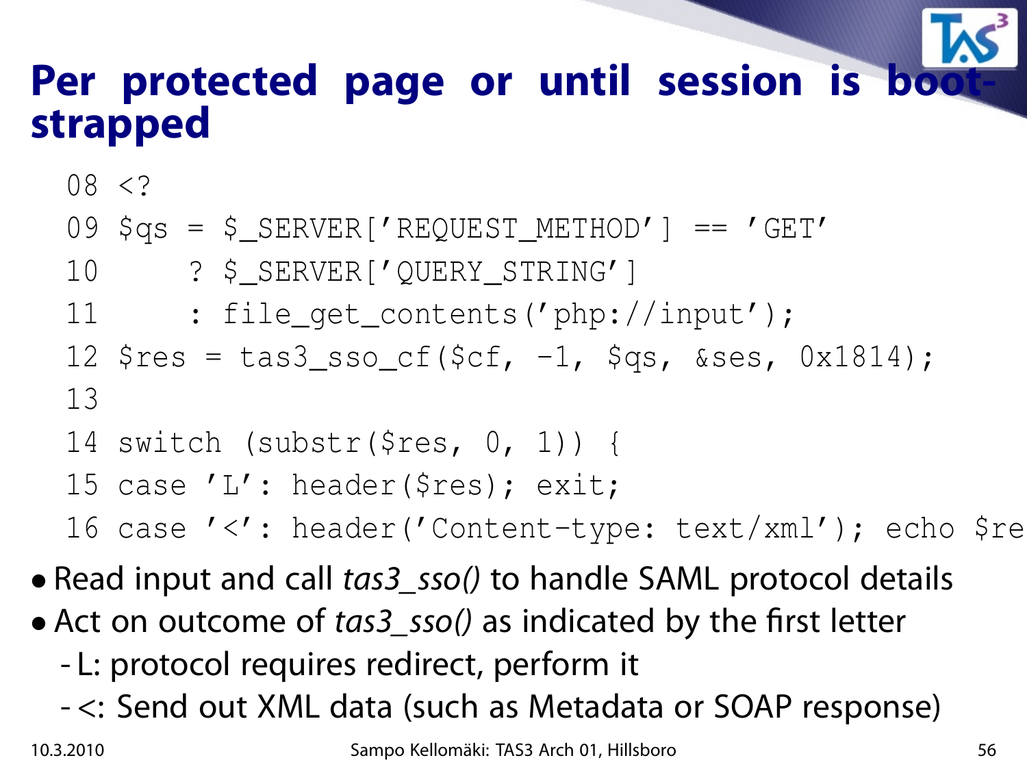# Per protected page or until session is boot-strapped

```
08 <?
09 $qs = $_SERVER['REQUEST_METHOD'] == 'GET'
10     ? $_SERVER['QUERY_STRING']
11     : file_get_contents('php://input');
12 $res = tas3_sso_cf($cf, -1, $qs, &ses, 0x1814);
13
14 switch (substr($res, 0, 1)) {
15 case 'L': header($res); exit;
16 case '<': header('Content-type: text/xml'); echo $re
```

- Read input and call *tas3_sso()* to handle SAML protocol details
- Act on outcome of *tas3_sso()* as indicated by the first letter
  - L: protocol requires redirect, perform it
  - <: Send out XML data (such as Metadata or SOAP response)

10.3.2010 Sampo Kellomäki: TAS3 Arch 01, Hillsboro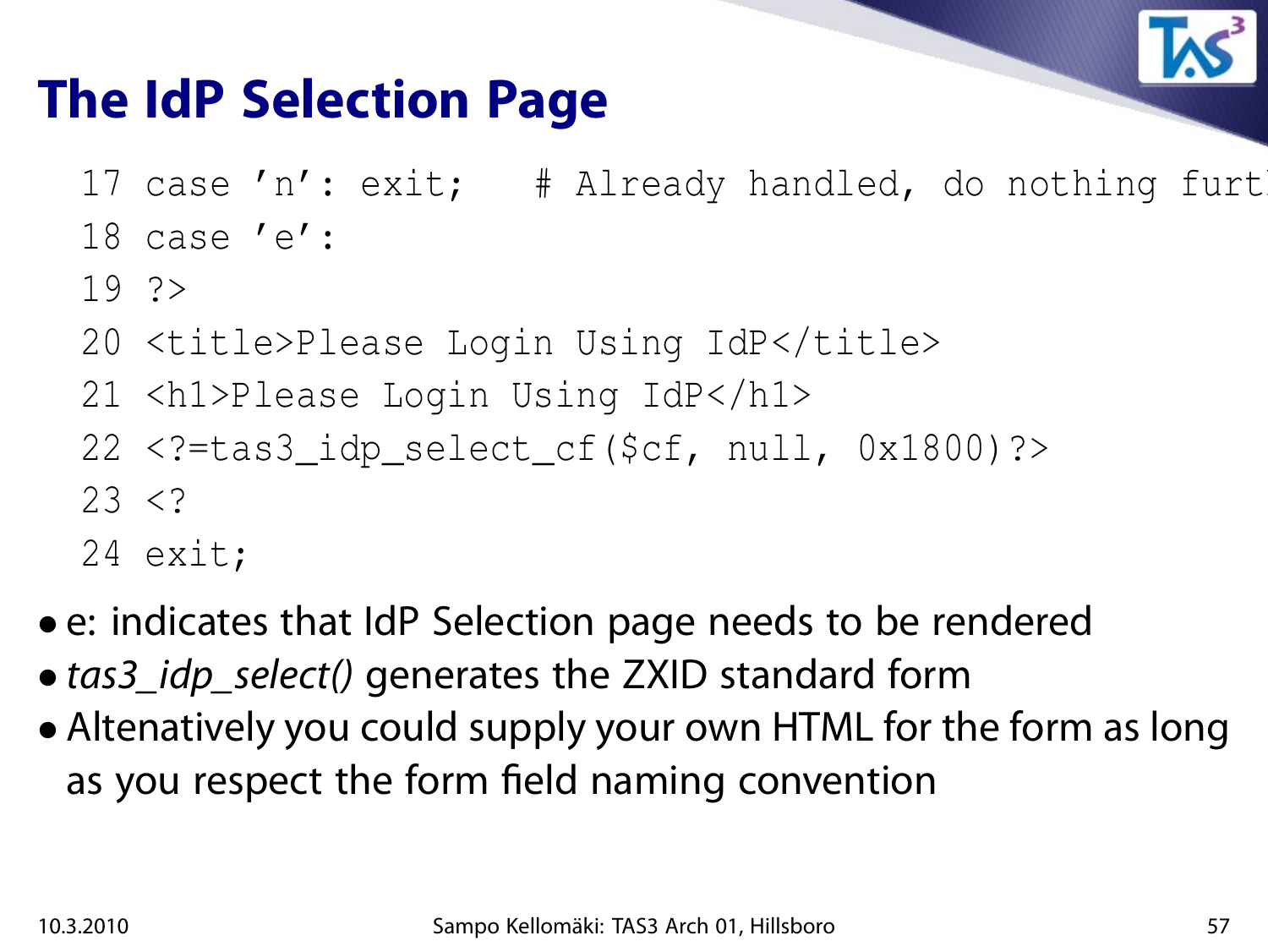# The IdP Selection Page

```
17 case 'n': exit;   # Already handled, do nothing furt
18 case 'e':
19 ?>
20 <title>Please Login Using IdP</title>
21 <h1>Please Login Using IdP</h1>
22 <?=tas3_idp_select_cf($cf, null, 0x1800)?>
23 <?
24 exit;
```

- e: indicates that IdP Selection page needs to be rendered
- *tas3_idp_select()* generates the ZXID standard form
- Altenatively you could supply your own HTML for the form as long as you respect the form field naming convention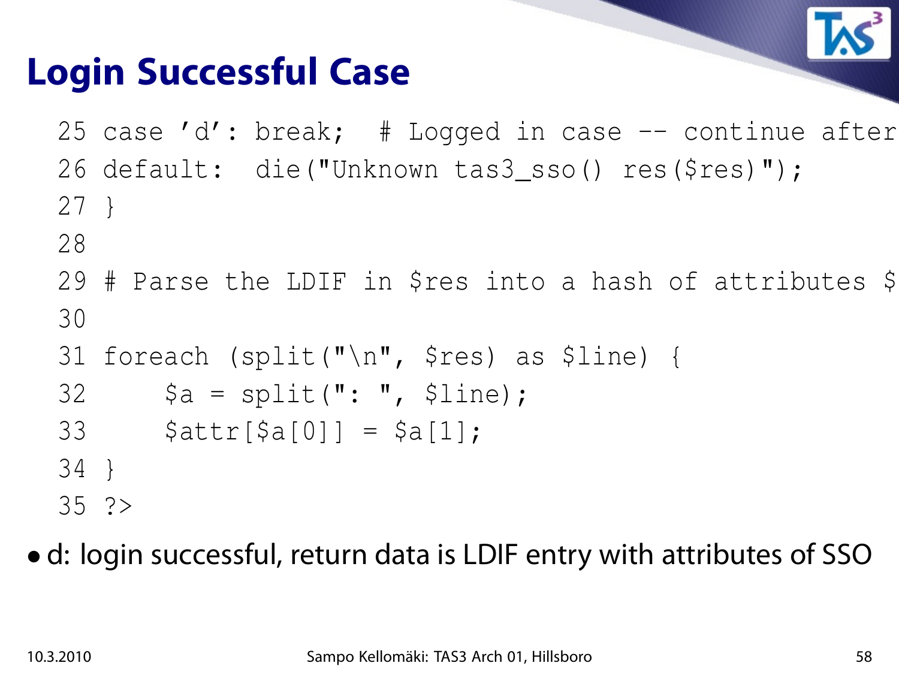# Login Successful Case

```
25 case 'd': break;  # Logged in case -- continue after
26 default:  die("Unknown tas3_sso() res($res)");
27 }
28
29 # Parse the LDIF in $res into a hash of attributes $
30
31 foreach (split("\n", $res) as $line) {
32     $a = split(": ", $line);
33     $attr[$a[0]] = $a[1];
34 }
35 ?>
```

- d: login successful, return data is LDIF entry with attributes of SSO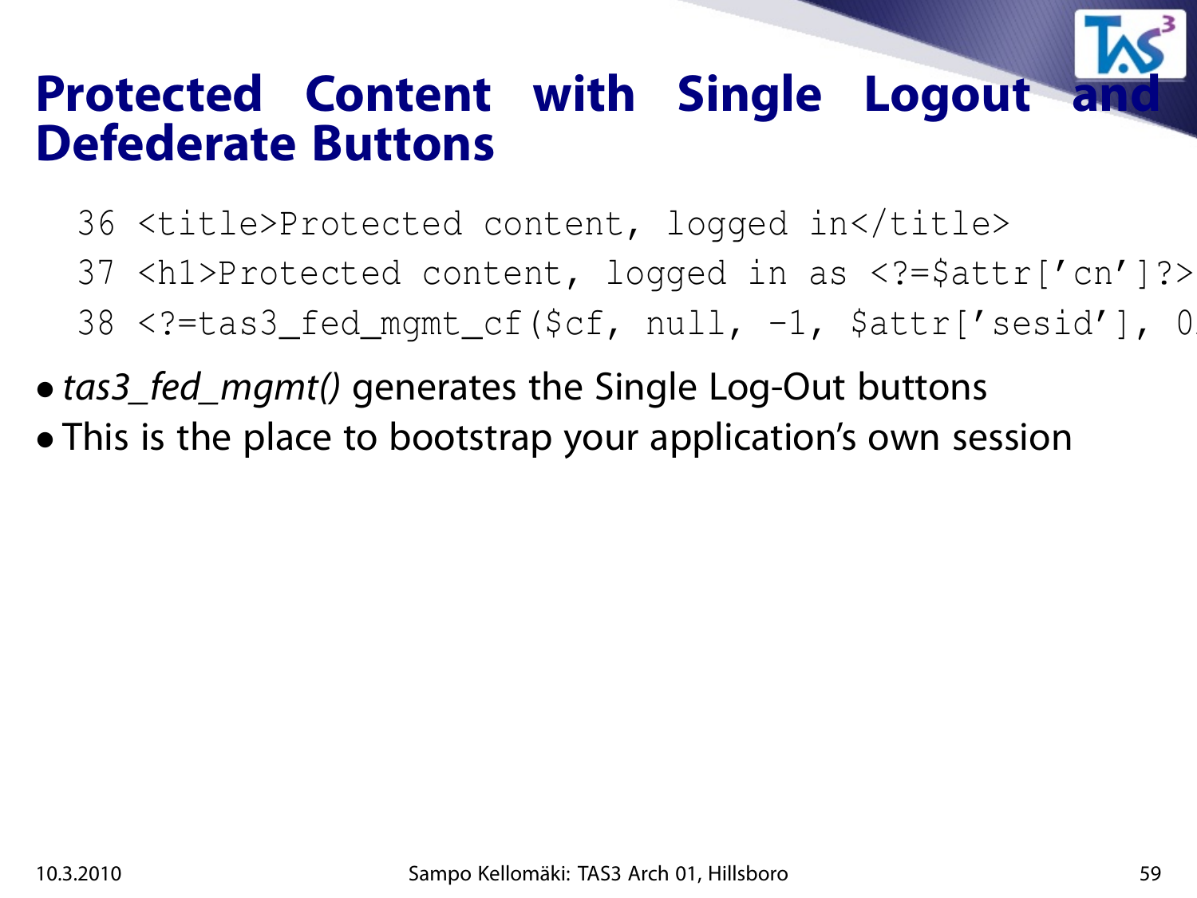# Protected Content with Single Logout and Defederate Buttons

```
36 <title>Protected content, logged in</title>
37 <h1>Protected content, logged in as <?=$attr['cn']?>
38 <?=tas3_fed_mgmt_cf($cf, null, -1, $attr['sesid'], 0
```

- *tas3_fed_mgmt()* generates the Single Log-Out buttons
- This is the place to bootstrap your application's own session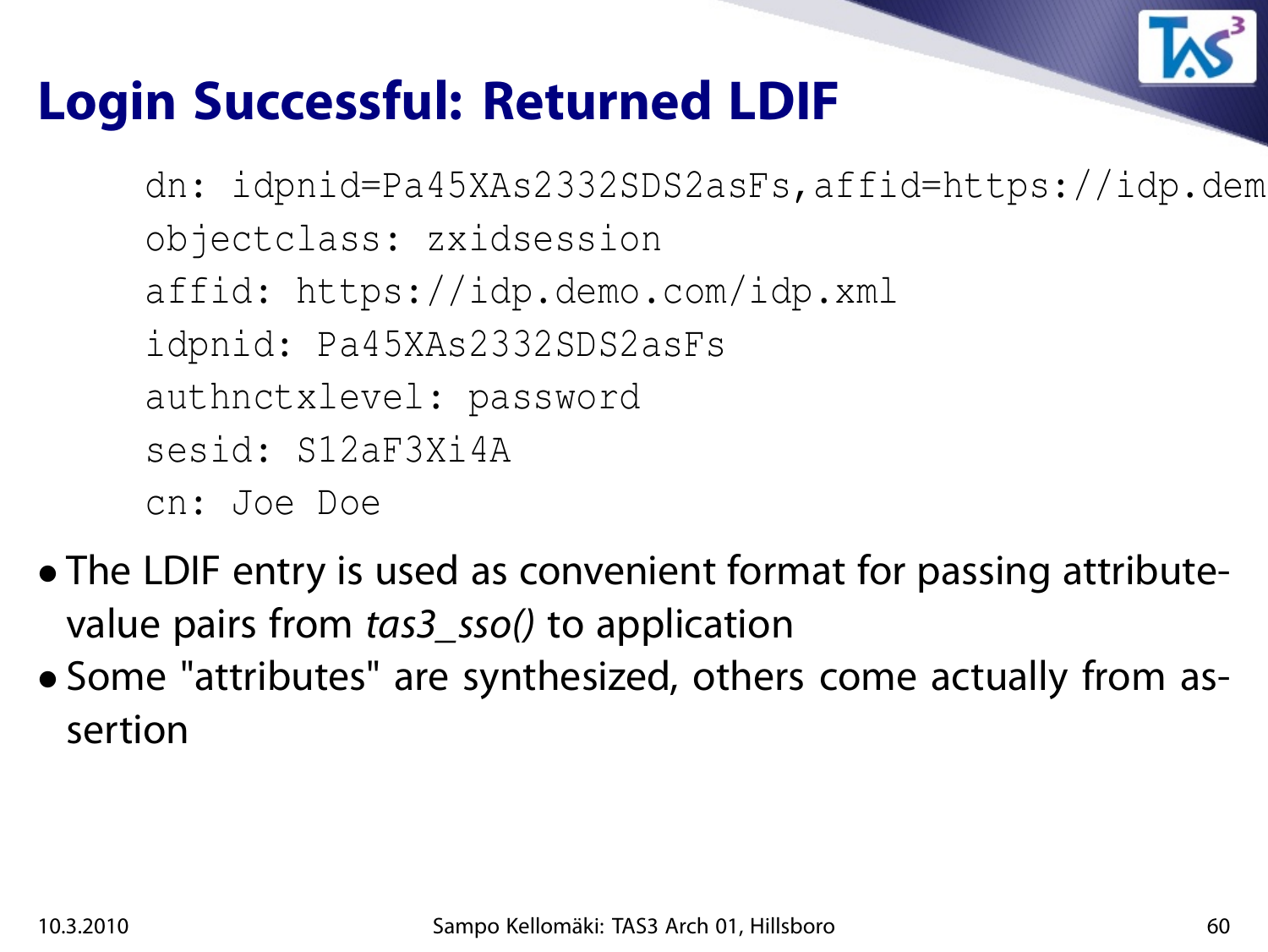# Login Successful: Returned LDIF

```
dn: idpnid=Pa45XAs2332SDS2asFs,affid=https://idp.dem
objectclass: zxidsession
affid: https://idp.demo.com/idp.xml
idpnid: Pa45XAs2332SDS2asFs
authnctxlevel: password
sesid: S12aF3Xi4A
cn: Joe Doe
```

- The LDIF entry is used as convenient format for passing attribute-value pairs from *tas3_sso()* to application
- Some "attributes" are synthesized, others come actually from assertion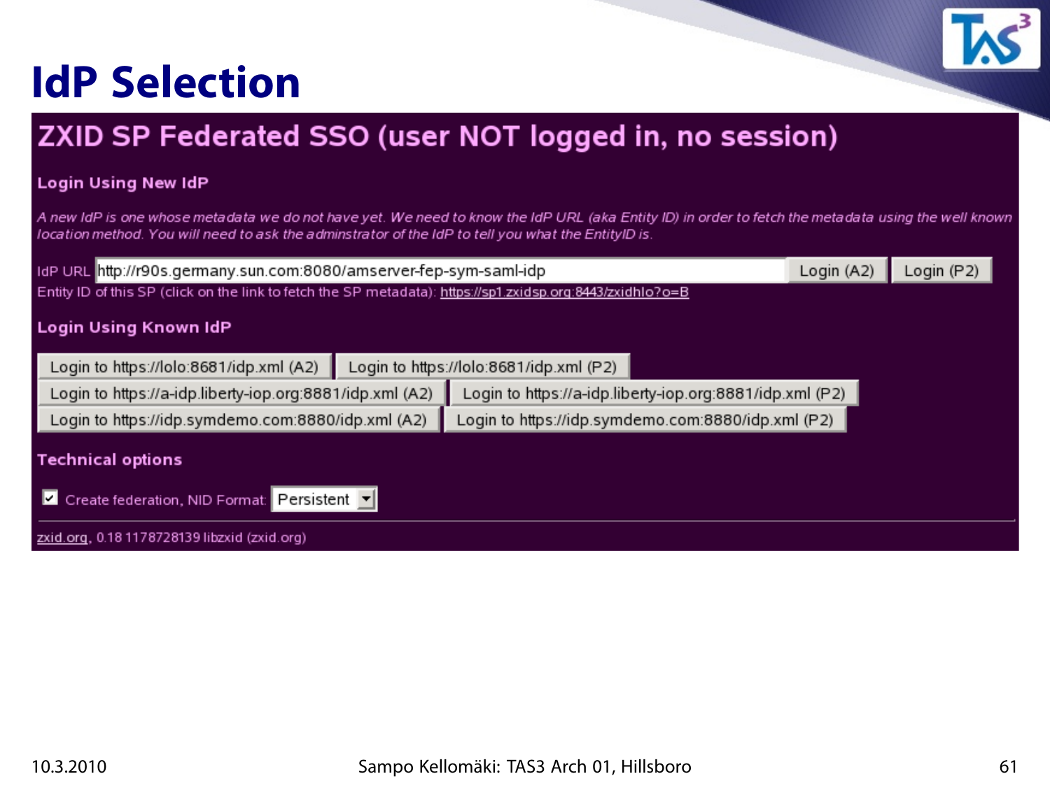# IdP Selection

## ZXID SP Federated SSO (user NOT logged in, no session)

### Login Using New IdP

*A new IdP is one whose metadata we do not have yet. We need to know the IdP URL (aka Entity ID) in order to fetch the metadata using the well known location method. You will need to ask the adminstrator of the IdP to tell you what the EntityID is.*

IdP URL http://r90s.germany.sun.com:8080/amserver-fep-sym-saml-idp [Login (A2)] [Login (P2)]

Entity ID of this SP (click on the link to fetch the SP metadata): https://sp1.zxidsp.org:8443/zxidhlo?o=B

### Login Using Known IdP

- Login to https://lolo:8681/idp.xml (A2)
- Login to https://lolo:8681/idp.xml (P2)
- Login to https://a-idp.liberty-iop.org:8881/idp.xml (A2)
- Login to https://a-idp.liberty-iop.org:8881/idp.xml (P2)
- Login to https://idp.symdemo.com:8880/idp.xml (A2)
- Login to https://idp.symdemo.com:8880/idp.xml (P2)

### Technical options

☑ Create federation, NID Format: Persistent

---

zxid.org, 0.18 1178728139 libzxid (zxid.org)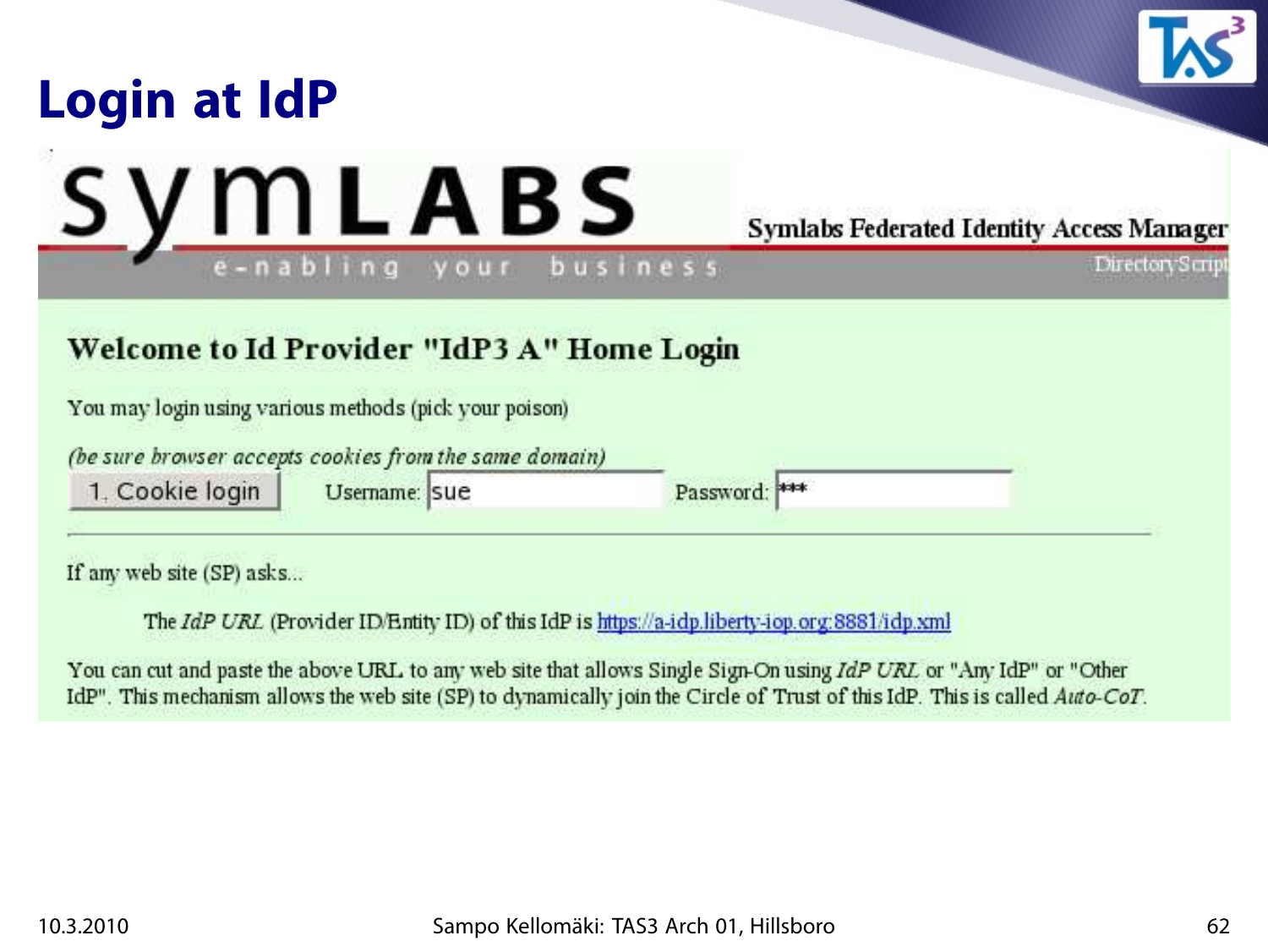# Login at IdP

symLABS

e-nabling your business

Symlabs Federated Identity Access Manager

DirectoryScript

## Welcome to Id Provider "IdP3 A" Home Login

You may login using various methods (pick your poison)

*(be sure browser accepts cookies from the same domain)*

1. Cookie login   Username: sue   Password: ***

---

If any web site (SP) asks...

The *IdP URL* (Provider ID/Entity ID) of this IdP is https://a-idp.liberty-iop.org:8881/idp.xml

You can cut and paste the above URL to any web site that allows Single Sign-On using *IdP URL* or "Any IdP" or "Other IdP". This mechanism allows the web site (SP) to dynamically join the Circle of Trust of this IdP. This is called *Auto-CoT*.

10.3.2010 Sampo Kellomäki: TAS3 Arch 01, Hillsboro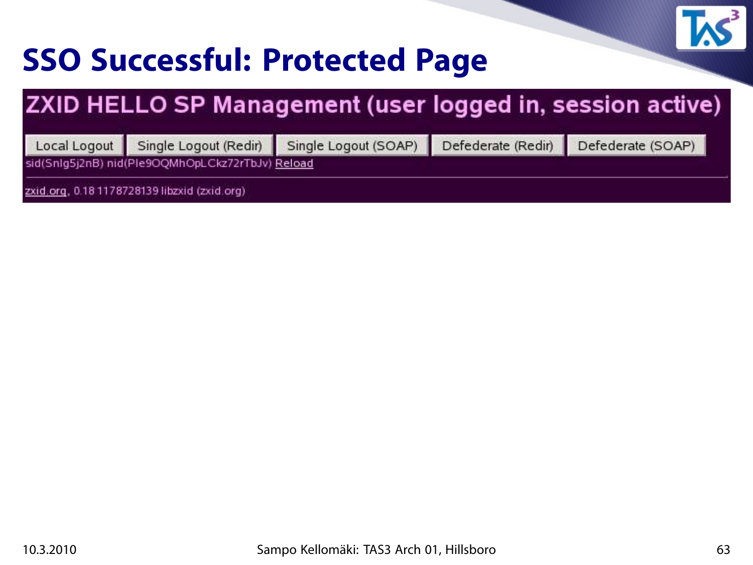# SSO Successful: Protected Page

## ZXID HELLO SP Management (user logged in, session active)

Local Logout | Single Logout (Redir) | Single Logout (SOAP) | Defederate (Redir) | Defederate (SOAP)

sid(Snlg5j2nB) nid(Ple9OQMhOpLCkz72rTbJv) Reloadzxid.org, 0.18 1178728139 libzxid (zxid.org)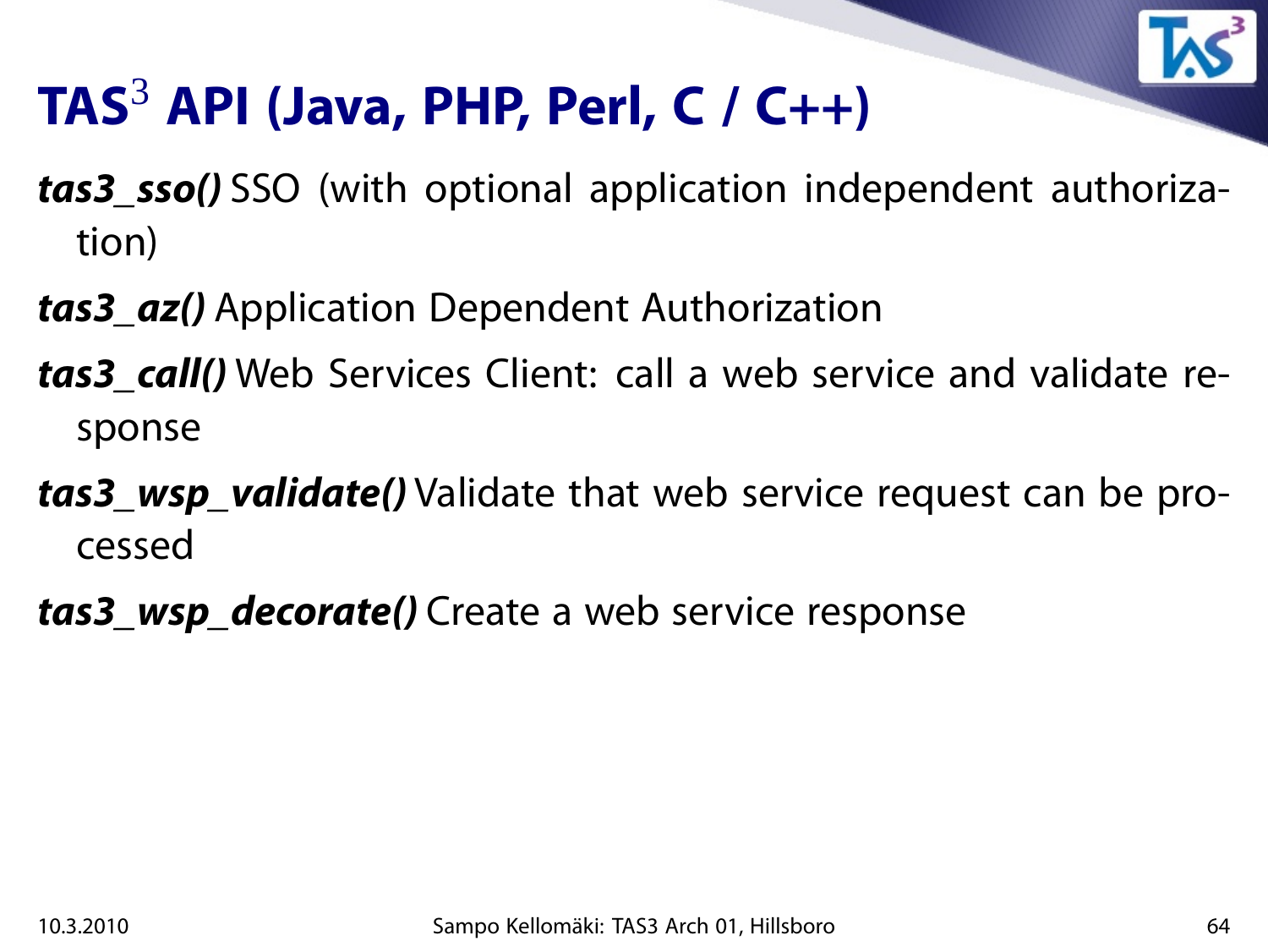# TAS$^3$ API (Java, PHP, Perl, C / C++)

***tas3_sso()*** SSO (with optional application independent authorization)

***tas3_az()*** Application Dependent Authorization

***tas3_call()*** Web Services Client: call a web service and validate response

***tas3_wsp_validate()*** Validate that web service request can be processed

***tas3_wsp_decorate()*** Create a web service response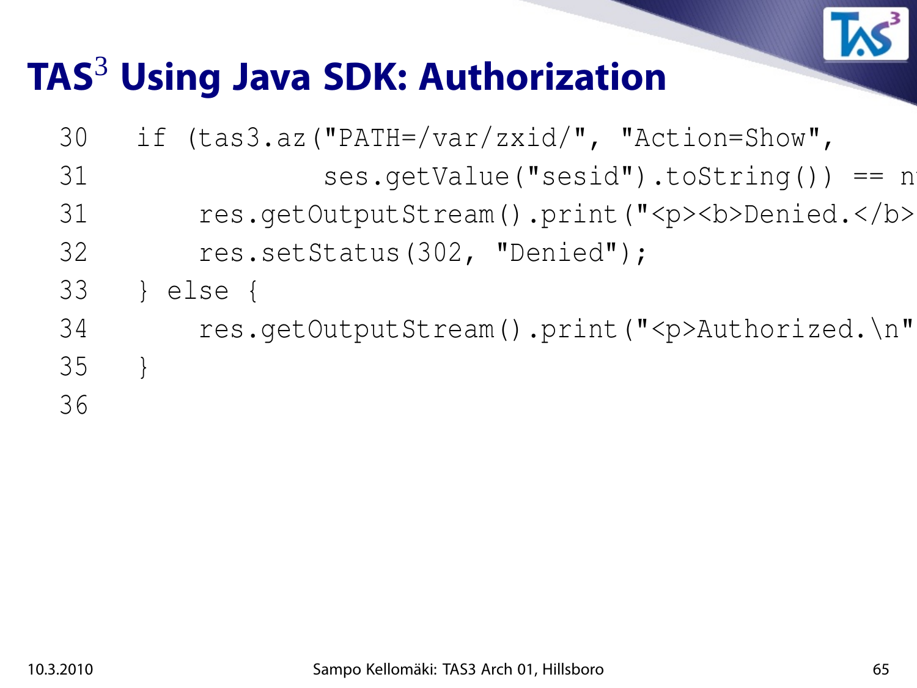# TAS$^3$ Using Java SDK: Authorization

```
30    if (tas3.az("PATH=/var/zxid/", "Action=Show",
31                ses.getValue("sesid").toString()) == n
31        res.getOutputStream().print("<p><b>Denied.</b>
32        res.setStatus(302, "Denied");
33    } else {
34        res.getOutputStream().print("<p>Authorized.\n"
35    }
36
```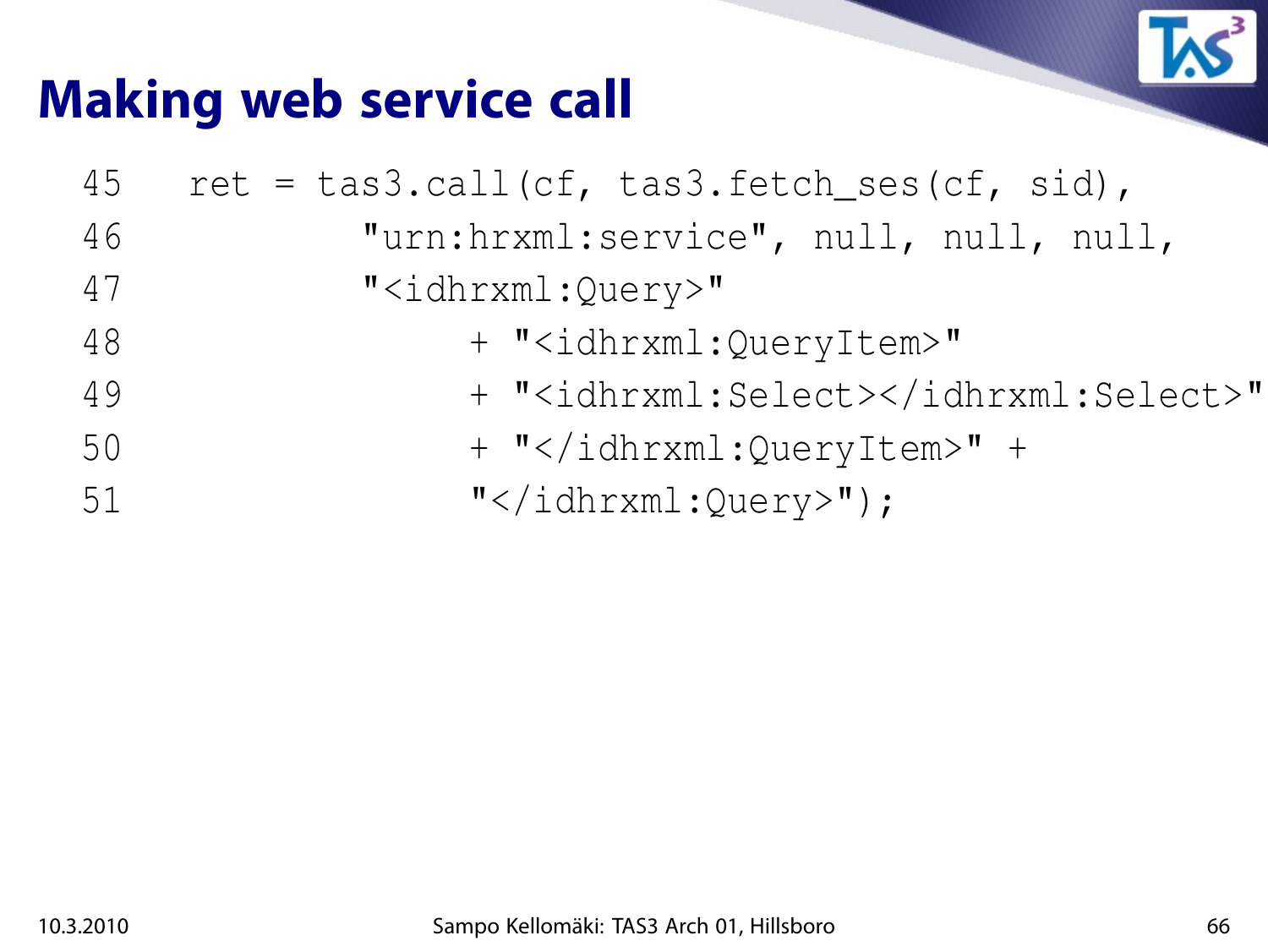# Making web service call

```
45   ret = tas3.call(cf, tas3.fetch_ses(cf, sid),
46            "urn:hrxml:service", null, null, null,
47            "<idhrxml:Query>"
48                 + "<idhrxml:QueryItem>"
49                 + "<idhrxml:Select></idhrxml:Select>"
50                 + "</idhrxml:QueryItem>" +
51                 "</idhrxml:Query>");
```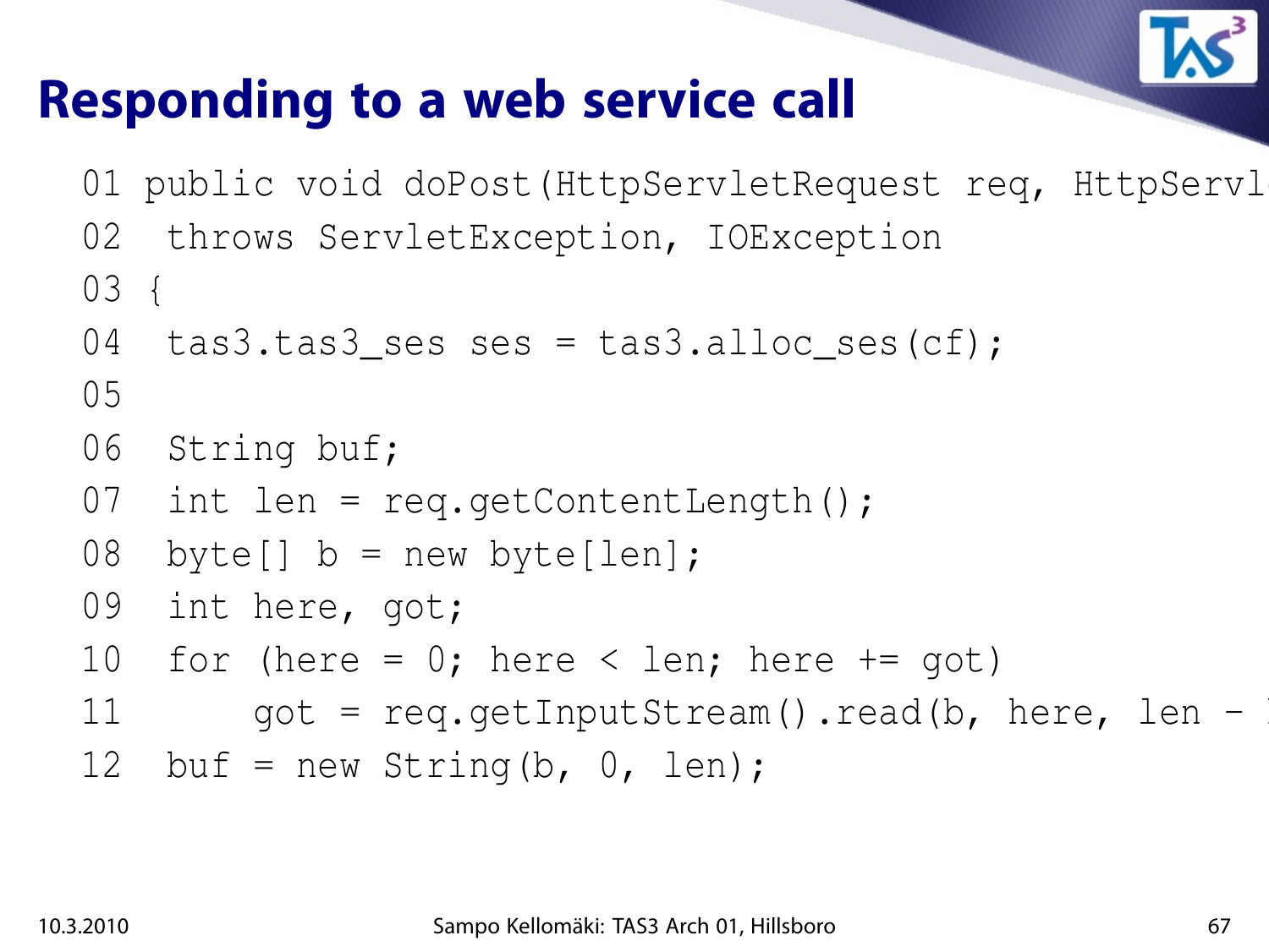# Responding to a web service call

```
01 public void doPost(HttpServletRequest req, HttpServl
02  throws ServletException, IOException
03 {
04  tas3.tas3_ses ses = tas3.alloc_ses(cf);
05
06  String buf;
07  int len = req.getContentLength();
08  byte[] b = new byte[len];
09  int here, got;
10  for (here = 0; here < len; here += got)
11      got = req.getInputStream().read(b, here, len -
12  buf = new String(b, 0, len);
```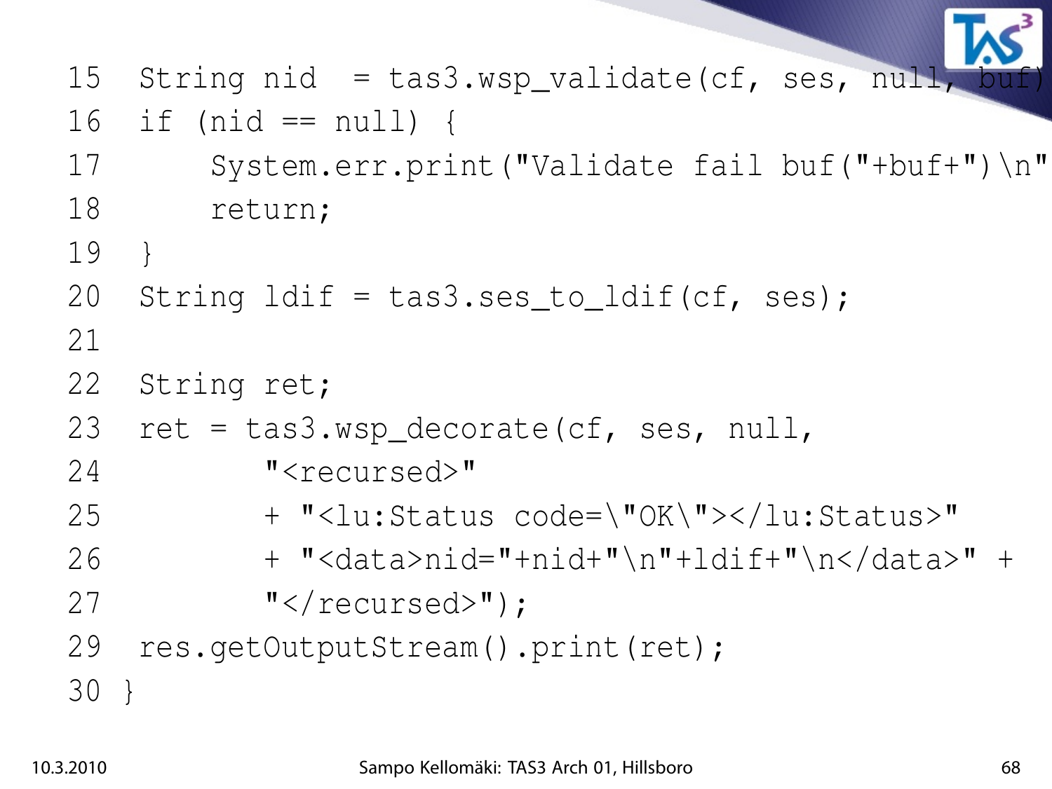```
15  String nid  = tas3.wsp_validate(cf, ses, null, buf)
16  if (nid == null) {
17      System.err.print("Validate fail buf("+buf+")\n"
18      return;
19  }
20  String ldif = tas3.ses_to_ldif(cf, ses);
21
22  String ret;
23  ret = tas3.wsp_decorate(cf, ses, null,
24          "<recursed>"
25          + "<lu:Status code=\"OK\"></lu:Status>"
26          + "<data>nid="+nid+"\n"+ldif+"\n</data>" +
27          "</recursed>");
29  res.getOutputStream().print(ret);
30 }
```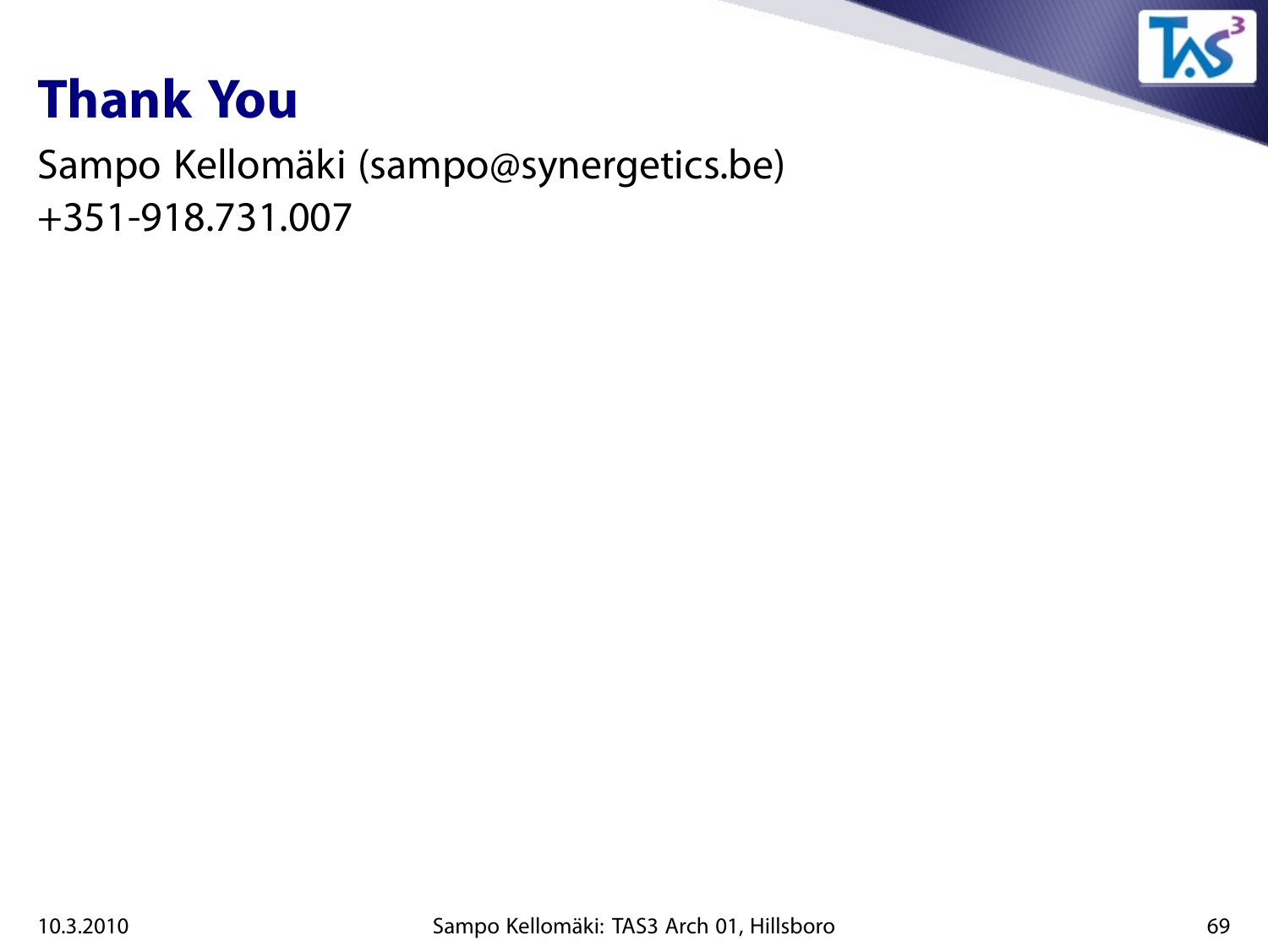# Thank You

Sampo Kellomäki (sampo@synergetics.be)
+351-918.731.007